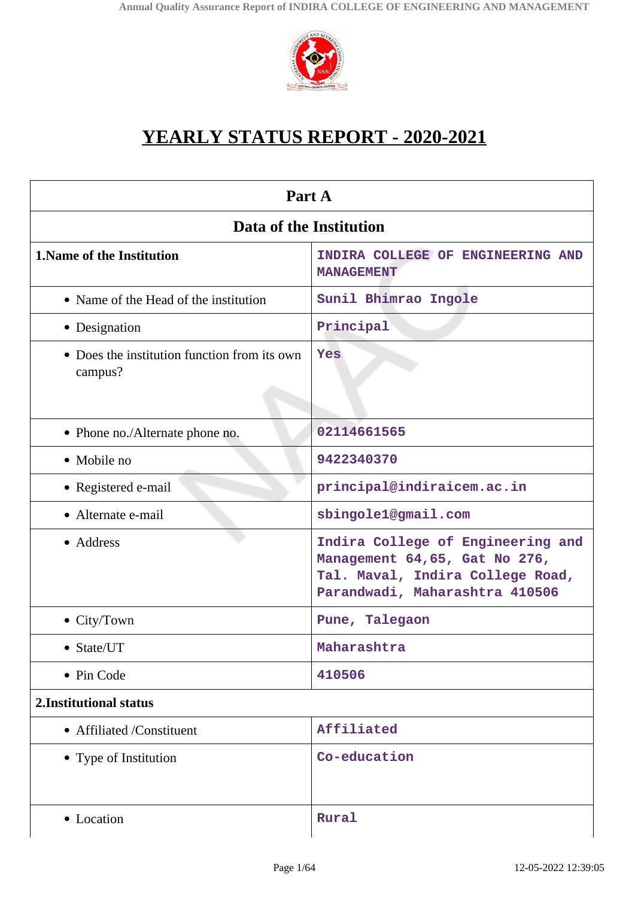# YEARLY STATUS REPORT - 2020-2021

| Part A | |
|---|---|
| **Data of the Institution** | |
| **1.Name of the Institution** | INDIRA COLLEGE OF ENGINEERING AND MANAGEMENT |
| • Name of the Head of the institution | Sunil Bhimrao Ingole |
| • Designation | Principal |
| • Does the institution function from its own campus? | Yes |
| • Phone no./Alternate phone no. | 02114661565 |
| • Mobile no | 9422340370 |
| • Registered e-mail | principal@indiraicem.ac.in |
| • Alternate e-mail | sbingole1@gmail.com |
| • Address | Indira College of Engineering and Management 64,65, Gat No 276, Tal. Maval, Indira College Road, Parandwadi, Maharashtra 410506 |
| • City/Town | Pune, Talegaon |
| • State/UT | Maharashtra |
| • Pin Code | 410506 |
| **2.Institutional status** | |
| • Affiliated /Constituent | Affiliated |
| • Type of Institution | Co-education |
| • Location | Rural |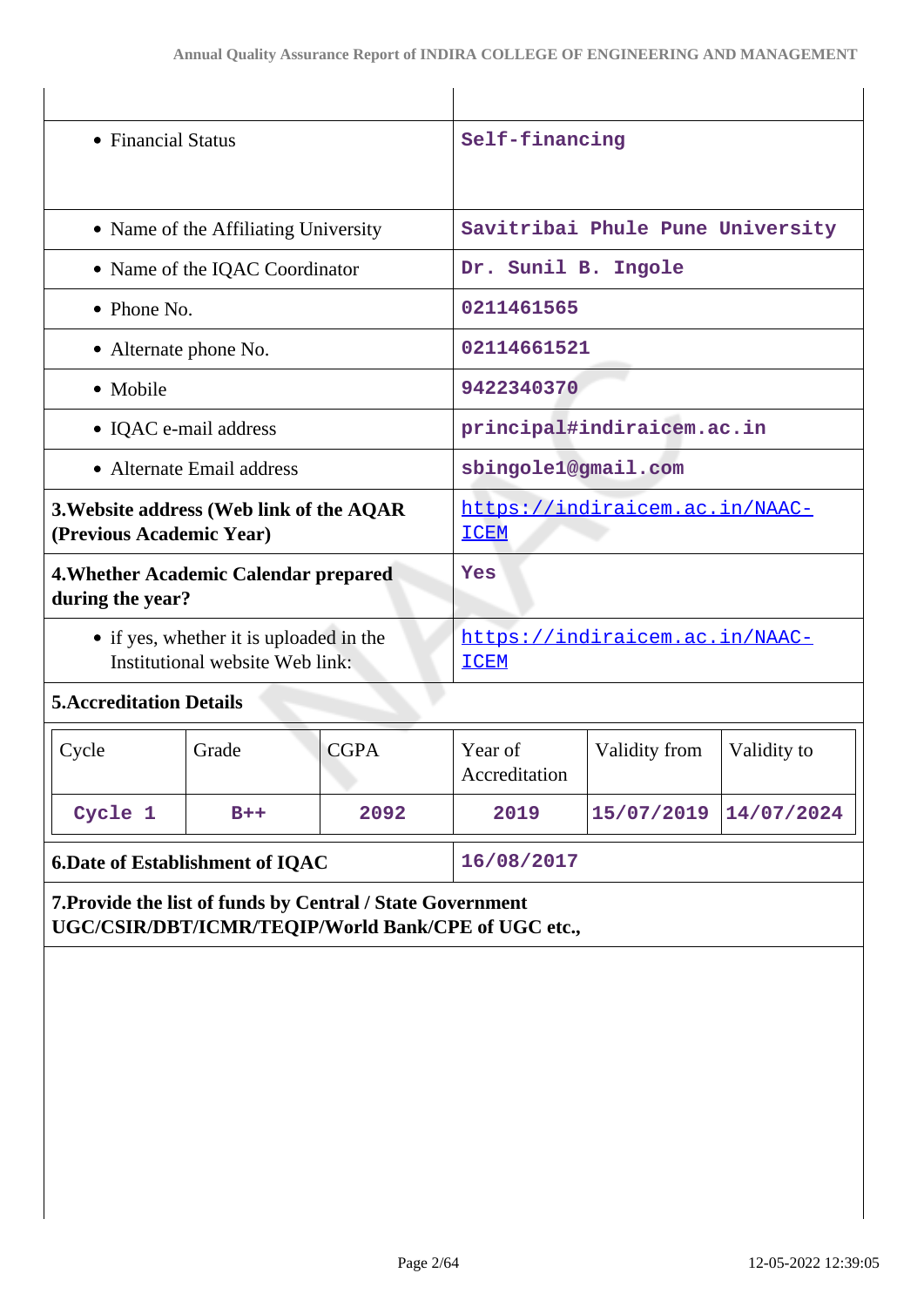| | |
|---|---|
| • Financial Status | Self-financing |
| • Name of the Affiliating University | Savitribai Phule Pune University |
| • Name of the IQAC Coordinator | Dr. Sunil B. Ingole |
| • Phone No. | 0211461565 |
| • Alternate phone No. | 02114661521 |
| • Mobile | 9422340370 |
| • IQAC e-mail address | principal#indiraicem.ac.in |
| • Alternate Email address | sbingole1@gmail.com |
| **3.Website address (Web link of the AQAR (Previous Academic Year)** | https://indiraicem.ac.in/NAAC-ICEM |
| **4.Whether Academic Calendar prepared during the year?** | Yes |
| • if yes, whether it is uploaded in the Institutional website Web link: | https://indiraicem.ac.in/NAAC-ICEM |

**5.Accreditation Details**

| Cycle | Grade | CGPA | Year of Accreditation | Validity from | Validity to |
|---|---|---|---|---|---|
| Cycle 1 | B++ | 2092 | 2019 | 15/07/2019 | 14/07/2024 |

| | |
|---|---|
| **6.Date of Establishment of IQAC** | 16/08/2017 |

**7.Provide the list of funds by Central / State Government UGC/CSIR/DBT/ICMR/TEQIP/World Bank/CPE of UGC etc.,**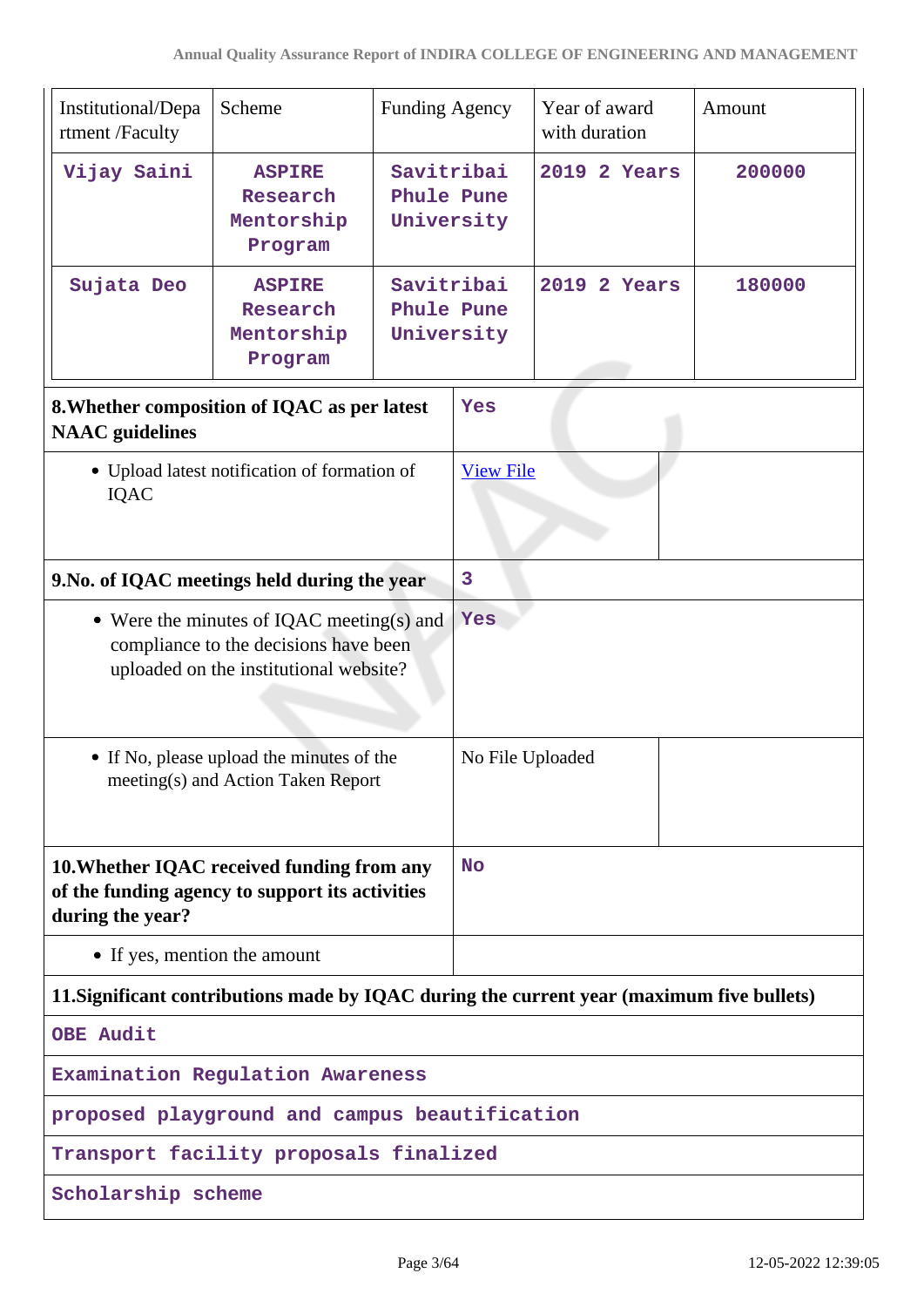| Institutional/Department /Faculty | Scheme | Funding Agency | Year of award with duration | Amount |
|---|---|---|---|---|
| Vijay Saini | ASPIRE Research Mentorship Program | Savitribai Phule Pune University | 2019 2 Years | 200000 |
| Sujata Deo | ASPIRE Research Mentorship Program | Savitribai Phule Pune University | 2019 2 Years | 180000 |

| | |
|---|---|
| **8.Whether composition of IQAC as per latest NAAC guidelines** | Yes |
| • Upload latest notification of formation of IQAC | [View File]() |
| **9.No. of IQAC meetings held during the year** | 3 |
| • Were the minutes of IQAC meeting(s) and compliance to the decisions have been uploaded on the institutional website? | Yes |
| • If No, please upload the minutes of the meeting(s) and Action Taken Report | No File Uploaded |
| **10.Whether IQAC received funding from any of the funding agency to support its activities during the year?** | No |
| • If yes, mention the amount | |

**11.Significant contributions made by IQAC during the current year (maximum five bullets)**

| |
|---|
| OBE Audit |
| Examination Regulation Awareness |
| proposed playground and campus beautification |
| Transport facility proposals finalized |
| Scholarship scheme |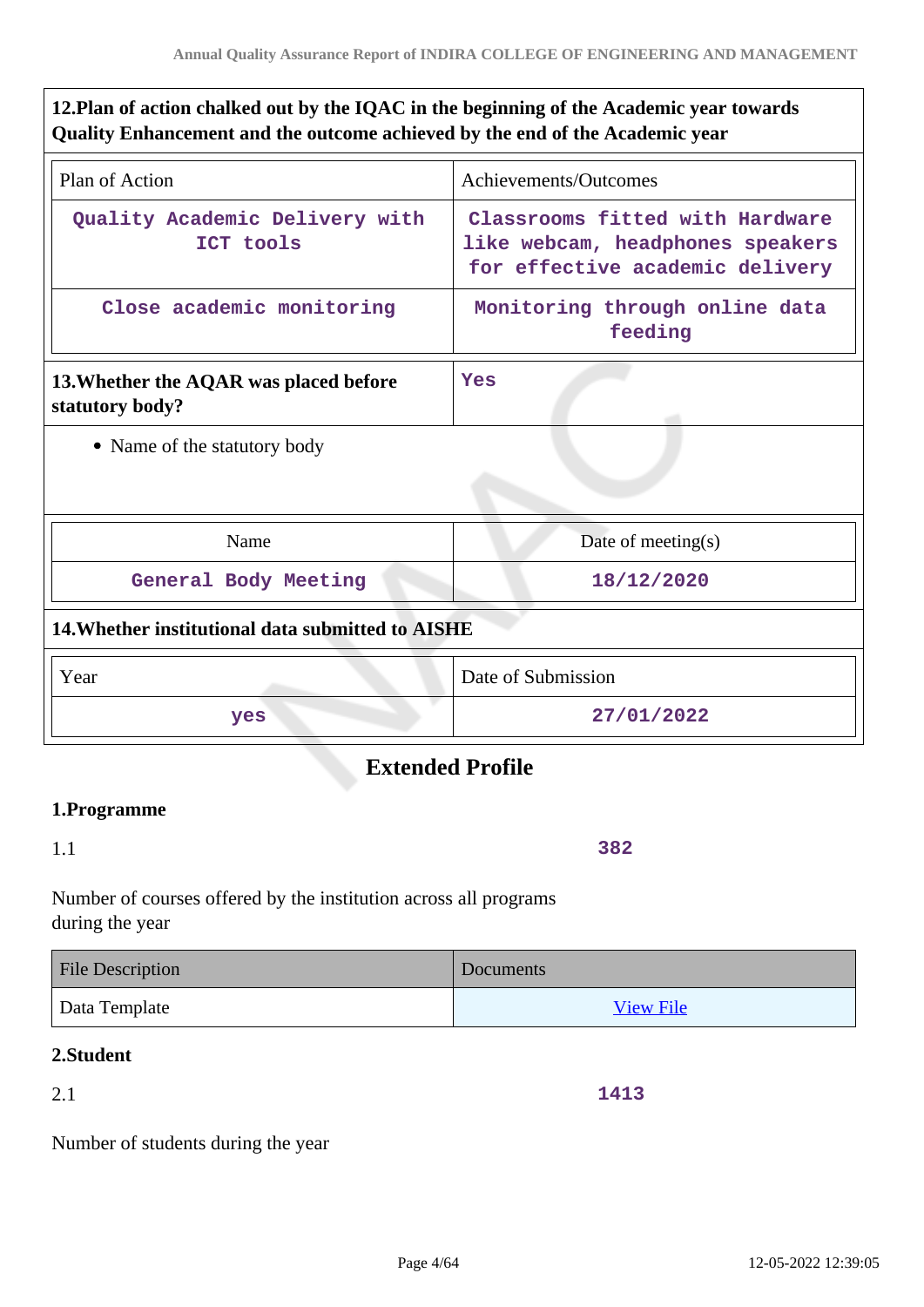**12.Plan of action chalked out by the IQAC in the beginning of the Academic year towards Quality Enhancement and the outcome achieved by the end of the Academic year**

| Plan of Action | Achievements/Outcomes |
| --- | --- |
| Quality Academic Delivery with ICT tools | Classrooms fitted with Hardware like webcam, headphones speakers for effective academic delivery |
| Close academic monitoring | Monitoring through online data feeding |

| **13.Whether the AQAR was placed before statutory body?** | Yes |
| --- | --- |

- Name of the statutory body

| Name | Date of meeting(s) |
| --- | --- |
| General Body Meeting | 18/12/2020 |

**14.Whether institutional data submitted to AISHE**

| Year | Date of Submission |
| --- | --- |
| yes | 27/01/2022 |

## Extended Profile

### 1.Programme

1.1 — 382

Number of courses offered by the institution across all programs during the year

| File Description | Documents |
| --- | --- |
| Data Template | View File |

### 2.Student

2.1 — 1413

Number of students during the year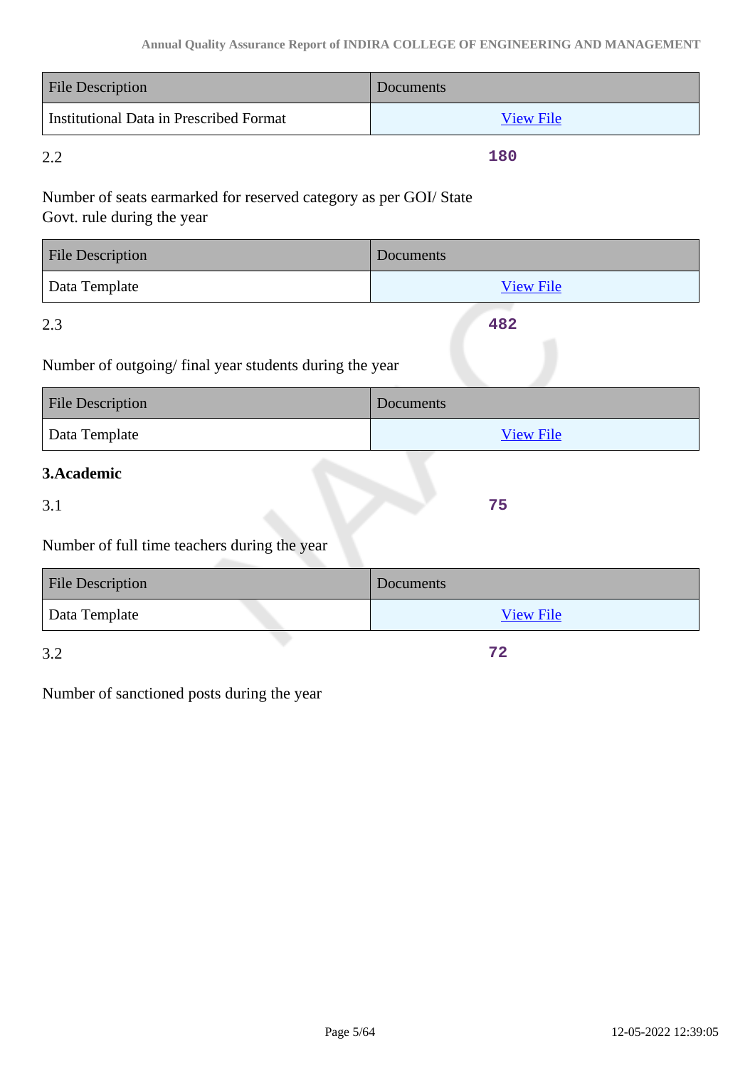| File Description | Documents |
|---|---|
| Institutional Data in Prescribed Format | View File |

2.2 **180**

Number of seats earmarked for reserved category as per GOI/ State Govt. rule during the year

| File Description | Documents |
|---|---|
| Data Template | View File |

2.3 **482**

Number of outgoing/ final year students during the year

| File Description | Documents |
|---|---|
| Data Template | View File |

### 3.Academic

3.1 **75**

Number of full time teachers during the year

| File Description | Documents |
|---|---|
| Data Template | View File |

3.2 **72**

Number of sanctioned posts during the year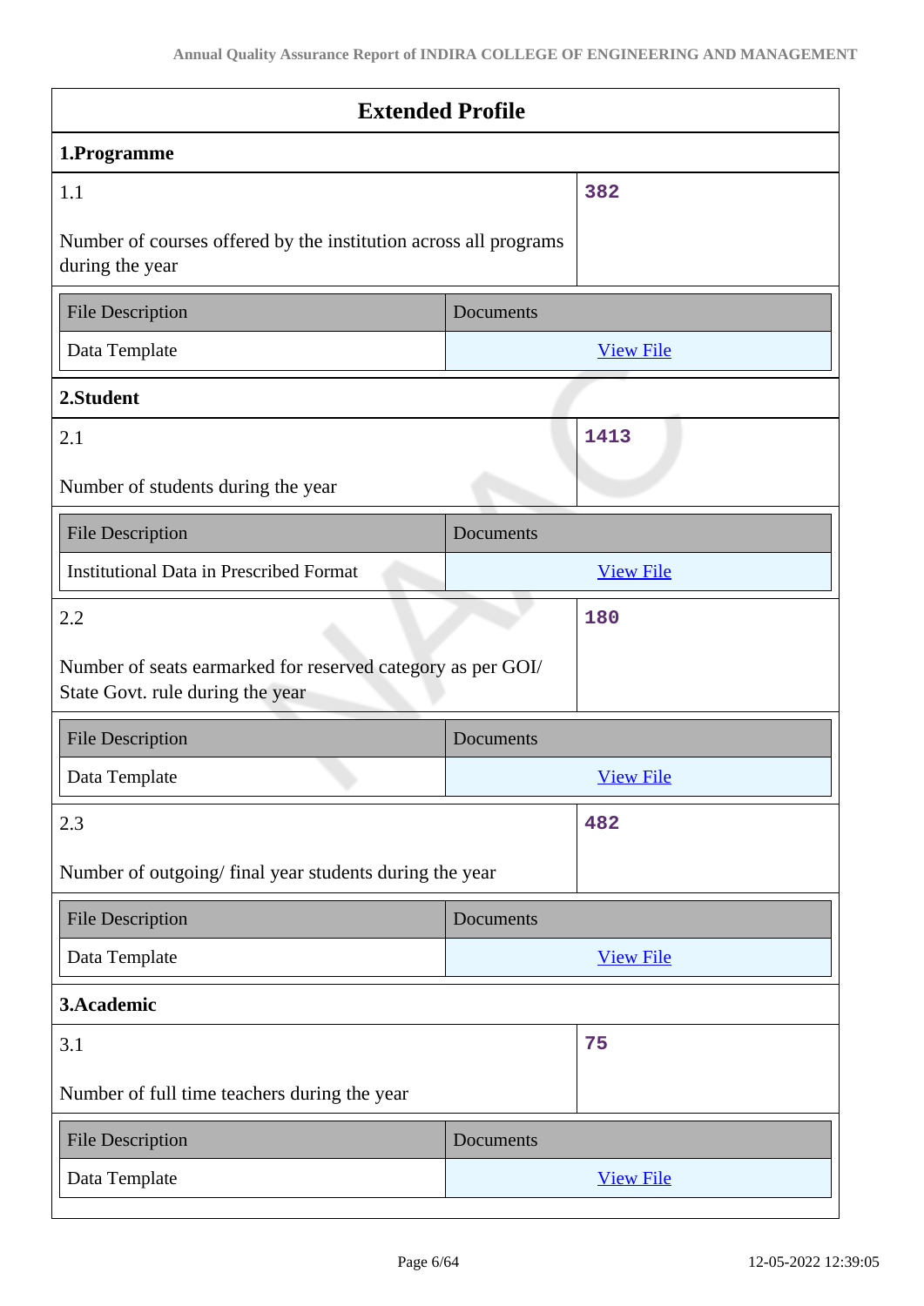## Extended Profile

### 1.Programme

| 1.1 | 382 |
|---|---|
| Number of courses offered by the institution across all programs during the year | |

| File Description | Documents |
|---|---|
| Data Template | View File |

### 2.Student

| 2.1 | 1413 |
|---|---|
| Number of students during the year | |

| File Description | Documents |
|---|---|
| Institutional Data in Prescribed Format | View File |

| 2.2 | 180 |
|---|---|
| Number of seats earmarked for reserved category as per GOI/ State Govt. rule during the year | |

| File Description | Documents |
|---|---|
| Data Template | View File |

| 2.3 | 482 |
|---|---|
| Number of outgoing/ final year students during the year | |

| File Description | Documents |
|---|---|
| Data Template | View File |

### 3.Academic

| 3.1 | 75 |
|---|---|
| Number of full time teachers during the year | |

| File Description | Documents |
|---|---|
| Data Template | View File |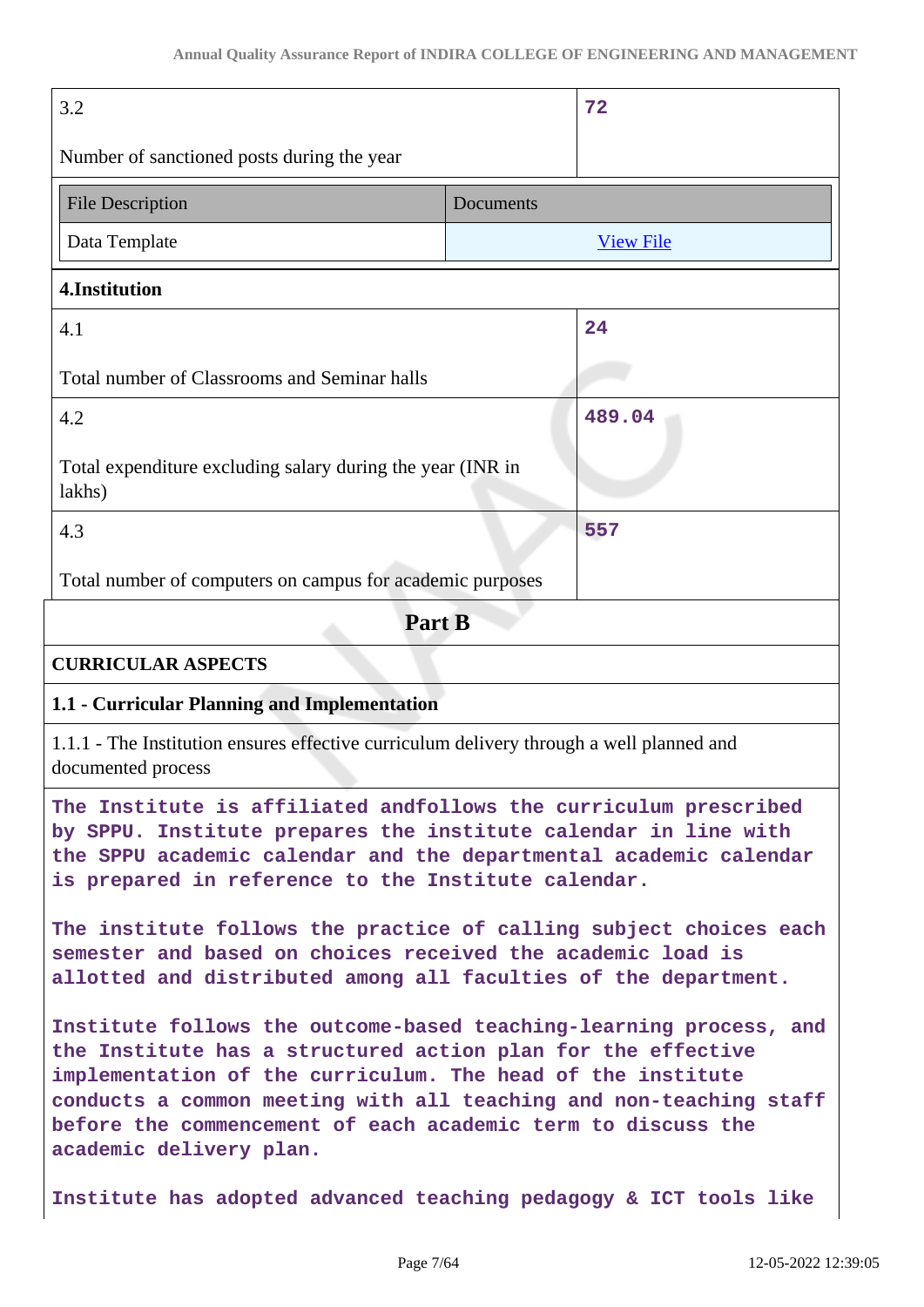| 3.2 Number of sanctioned posts during the year | 72 |
|---|---|

| File Description | Documents |
|---|---|
| Data Template | View File |

**4.Institution**

| 4.1 Total number of Classrooms and Seminar halls | 24 |
|---|---|
| 4.2 Total expenditure excluding salary during the year (INR in lakhs) | 489.04 |
| 4.3 Total number of computers on campus for academic purposes | 557 |

## Part B

### CURRICULAR ASPECTS

#### 1.1 - Curricular Planning and Implementation

1.1.1 - The Institution ensures effective curriculum delivery through a well planned and documented process

The Institute is affiliated andfollows the curriculum prescribed by SPPU. Institute prepares the institute calendar in line with the SPPU academic calendar and the departmental academic calendar is prepared in reference to the Institute calendar.

The institute follows the practice of calling subject choices each semester and based on choices received the academic load is allotted and distributed among all faculties of the department.

Institute follows the outcome-based teaching-learning process, and the Institute has a structured action plan for the effective implementation of the curriculum. The head of the institute conducts a common meeting with all teaching and non-teaching staff before the commencement of each academic term to discuss the academic delivery plan.

Institute has adopted advanced teaching pedagogy & ICT tools like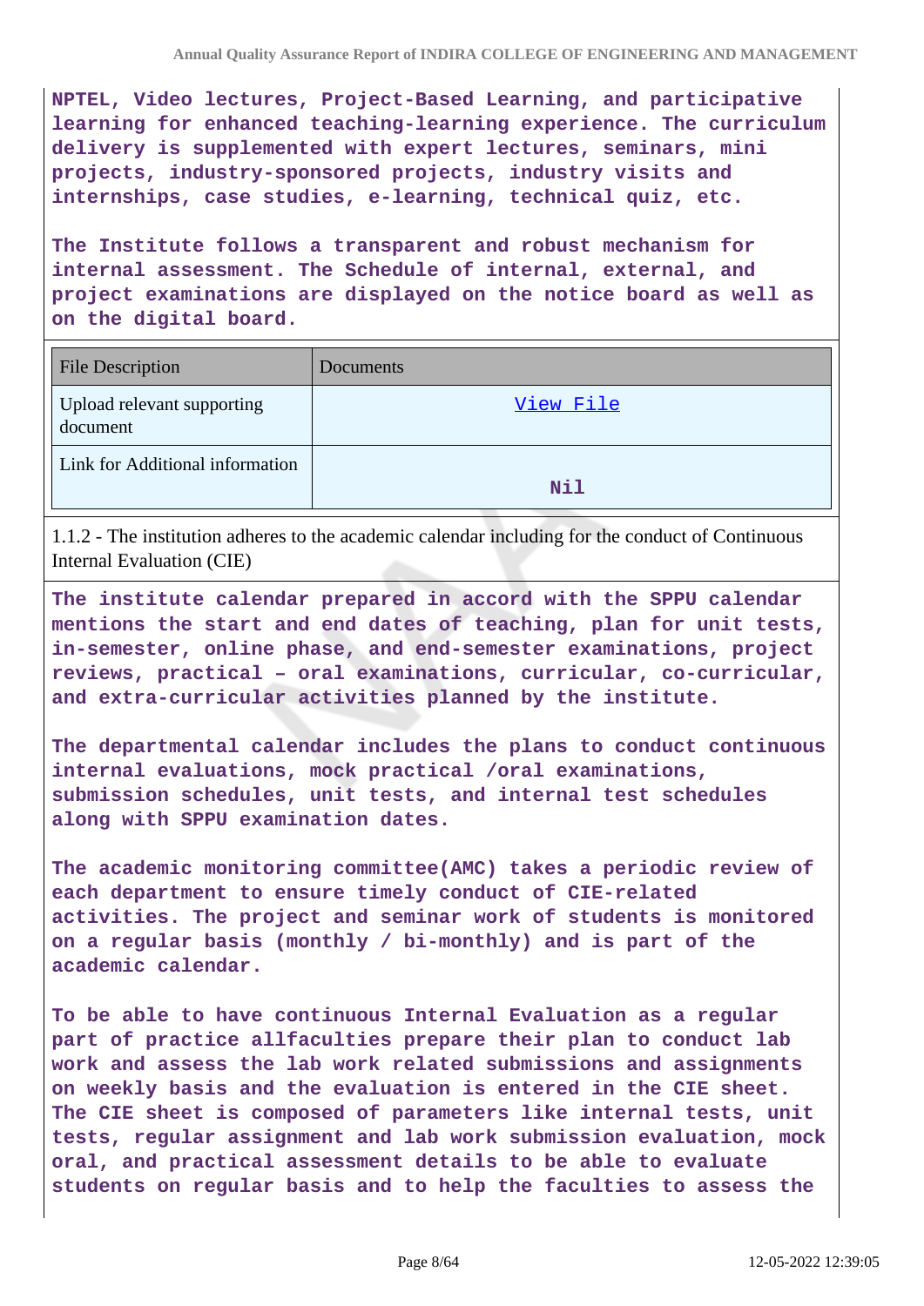**NPTEL, Video lectures, Project-Based Learning, and participative learning for enhanced teaching-learning experience. The curriculum delivery is supplemented with expert lectures, seminars, mini projects, industry-sponsored projects, industry visits and internships, case studies, e-learning, technical quiz, etc.**

**The Institute follows a transparent and robust mechanism for internal assessment. The Schedule of internal, external, and project examinations are displayed on the notice board as well as on the digital board.**

| File Description | Documents |
|---|---|
| Upload relevant supporting document | View File |
| Link for Additional information | Nil |

1.1.2 - The institution adheres to the academic calendar including for the conduct of Continuous Internal Evaluation (CIE)

**The institute calendar prepared in accord with the SPPU calendar mentions the start and end dates of teaching, plan for unit tests, in-semester, online phase, and end-semester examinations, project reviews, practical – oral examinations, curricular, co-curricular, and extra-curricular activities planned by the institute.**

**The departmental calendar includes the plans to conduct continuous internal evaluations, mock practical /oral examinations, submission schedules, unit tests, and internal test schedules along with SPPU examination dates.**

**The academic monitoring committee(AMC) takes a periodic review of each department to ensure timely conduct of CIE-related activities. The project and seminar work of students is monitored on a regular basis (monthly / bi-monthly) and is part of the academic calendar.**

**To be able to have continuous Internal Evaluation as a regular part of practice allfaculties prepare their plan to conduct lab work and assess the lab work related submissions and assignments on weekly basis and the evaluation is entered in the CIE sheet. The CIE sheet is composed of parameters like internal tests, unit tests, regular assignment and lab work submission evaluation, mock oral, and practical assessment details to be able to evaluate students on regular basis and to help the faculties to assess the**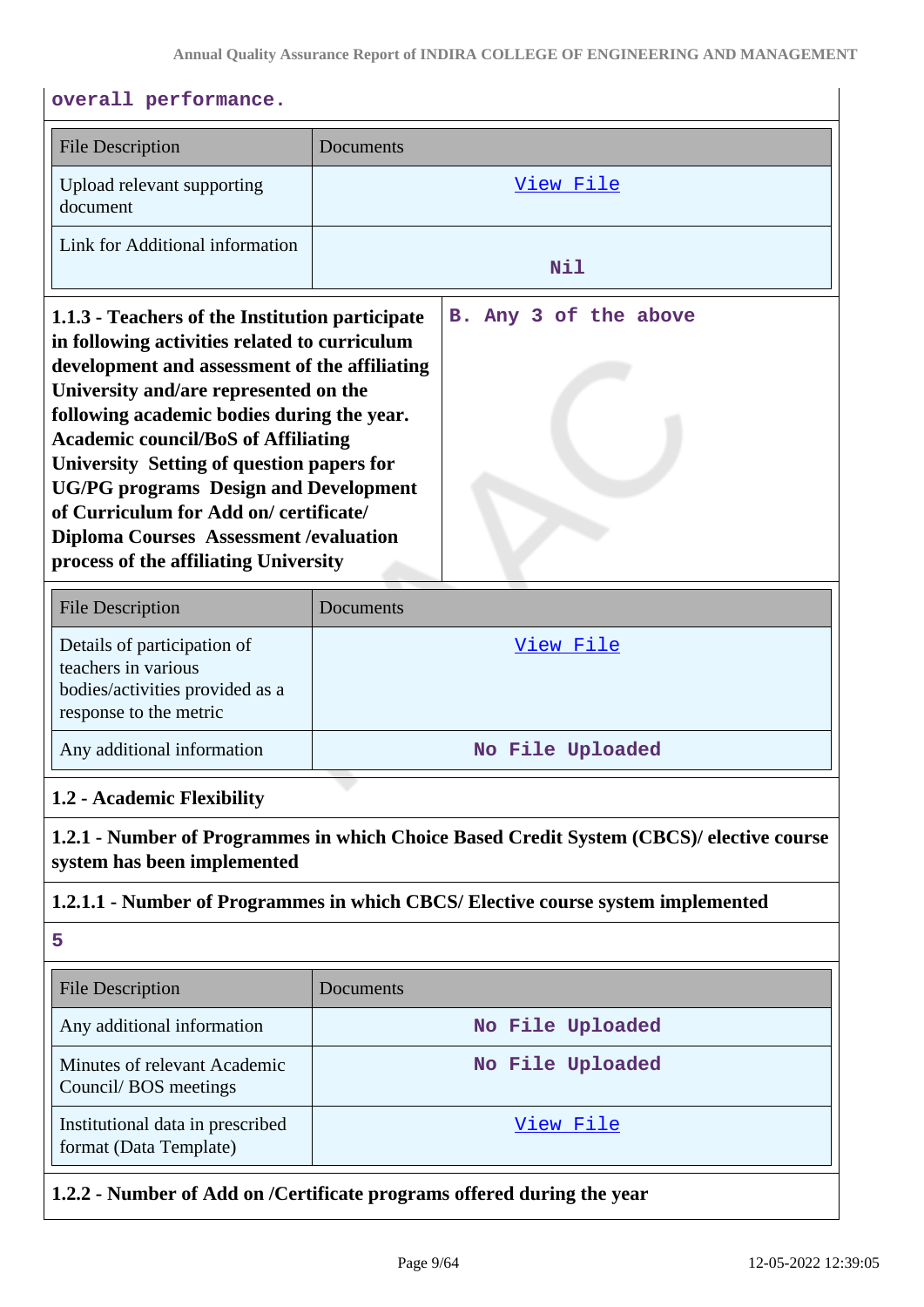**overall performance.**

| File Description | Documents |
|---|---|
| Upload relevant supporting document | View File |
| Link for Additional information | Nil |

| **1.1.3 - Teachers of the Institution participate in following activities related to curriculum development and assessment of the affiliating University and/are represented on the following academic bodies during the year. Academic council/BoS of Affiliating University Setting of question papers for UG/PG programs Design and Development of Curriculum for Add on/ certificate/ Diploma Courses Assessment /evaluation process of the affiliating University** | **B. Any 3 of the above** |
|---|---|

| File Description | Documents |
|---|---|
| Details of participation of teachers in various bodies/activities provided as a response to the metric | View File |
| Any additional information | No File Uploaded |

**1.2 - Academic Flexibility**

**1.2.1 - Number of Programmes in which Choice Based Credit System (CBCS)/ elective course system has been implemented**

**1.2.1.1 - Number of Programmes in which CBCS/ Elective course system implemented**

**5**

| File Description | Documents |
|---|---|
| Any additional information | No File Uploaded |
| Minutes of relevant Academic Council/ BOS meetings | No File Uploaded |
| Institutional data in prescribed format (Data Template) | View File |

**1.2.2 - Number of Add on /Certificate programs offered during the year**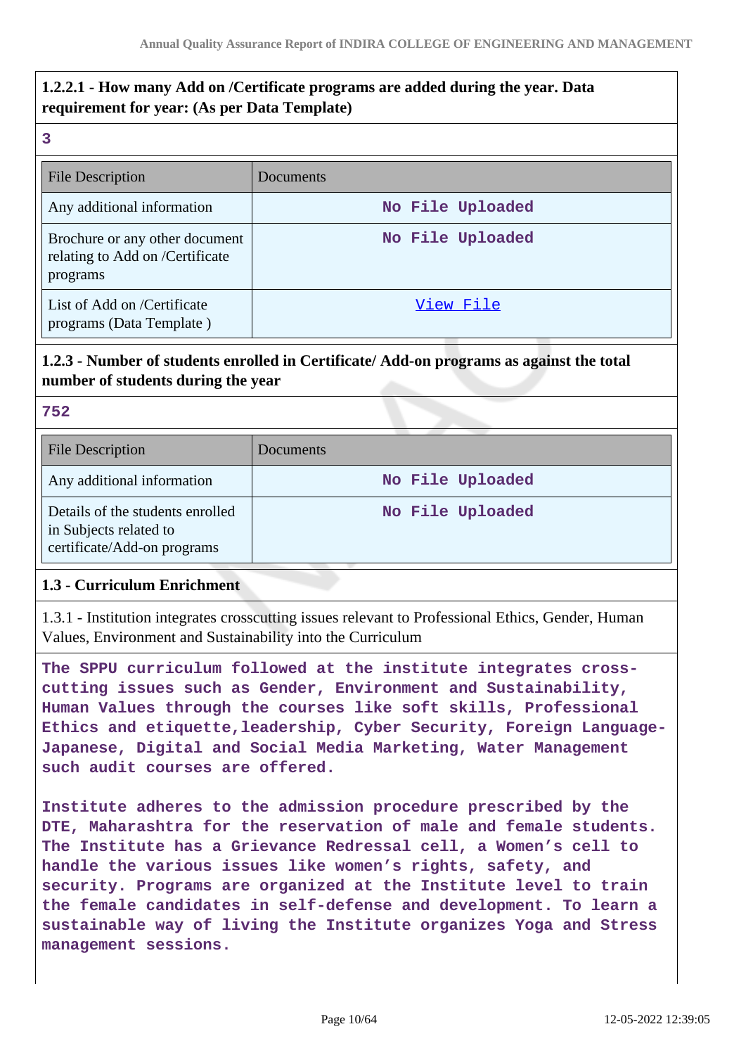**1.2.2.1 - How many Add on /Certificate programs are added during the year. Data requirement for year: (As per Data Template)**

3

| File Description | Documents |
| --- | --- |
| Any additional information | No File Uploaded |
| Brochure or any other document relating to Add on /Certificate programs | No File Uploaded |
| List of Add on /Certificate programs (Data Template ) | View File |

**1.2.3 - Number of students enrolled in Certificate/ Add-on programs as against the total number of students during the year**

752

| File Description | Documents |
| --- | --- |
| Any additional information | No File Uploaded |
| Details of the students enrolled in Subjects related to certificate/Add-on programs | No File Uploaded |

**1.3 - Curriculum Enrichment**

1.3.1 - Institution integrates crosscutting issues relevant to Professional Ethics, Gender, Human Values, Environment and Sustainability into the Curriculum

The SPPU curriculum followed at the institute integrates cross-cutting issues such as Gender, Environment and Sustainability, Human Values through the courses like soft skills, Professional Ethics and etiquette,leadership, Cyber Security, Foreign Language-Japanese, Digital and Social Media Marketing, Water Management such audit courses are offered.

Institute adheres to the admission procedure prescribed by the DTE, Maharashtra for the reservation of male and female students. The Institute has a Grievance Redressal cell, a Women's cell to handle the various issues like women's rights, safety, and security. Programs are organized at the Institute level to train the female candidates in self-defense and development. To learn a sustainable way of living the Institute organizes Yoga and Stress management sessions.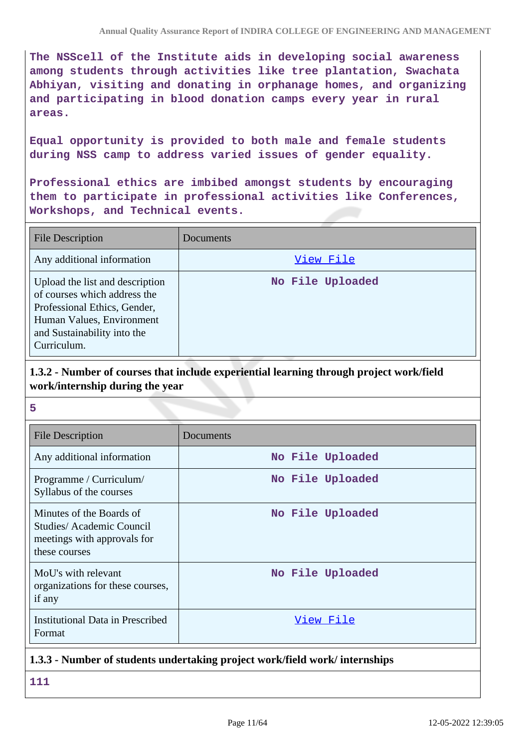The NSScell of the Institute aids in developing social awareness among students through activities like tree plantation, Swachata Abhiyan, visiting and donating in orphanage homes, and organizing and participating in blood donation camps every year in rural areas.

Equal opportunity is provided to both male and female students during NSS camp to address varied issues of gender equality.

Professional ethics are imbibed amongst students by encouraging them to participate in professional activities like Conferences, Workshops, and Technical events.

| File Description | Documents |
|---|---|
| Any additional information | View File |
| Upload the list and description of courses which address the Professional Ethics, Gender, Human Values, Environment and Sustainability into the Curriculum. | No File Uploaded |

**1.3.2 - Number of courses that include experiential learning through project work/field work/internship during the year**

5

| File Description | Documents |
|---|---|
| Any additional information | No File Uploaded |
| Programme / Curriculum/ Syllabus of the courses | No File Uploaded |
| Minutes of the Boards of Studies/ Academic Council meetings with approvals for these courses | No File Uploaded |
| MoU's with relevant organizations for these courses, if any | No File Uploaded |
| Institutional Data in Prescribed Format | View File |

**1.3.3 - Number of students undertaking project work/field work/ internships**

111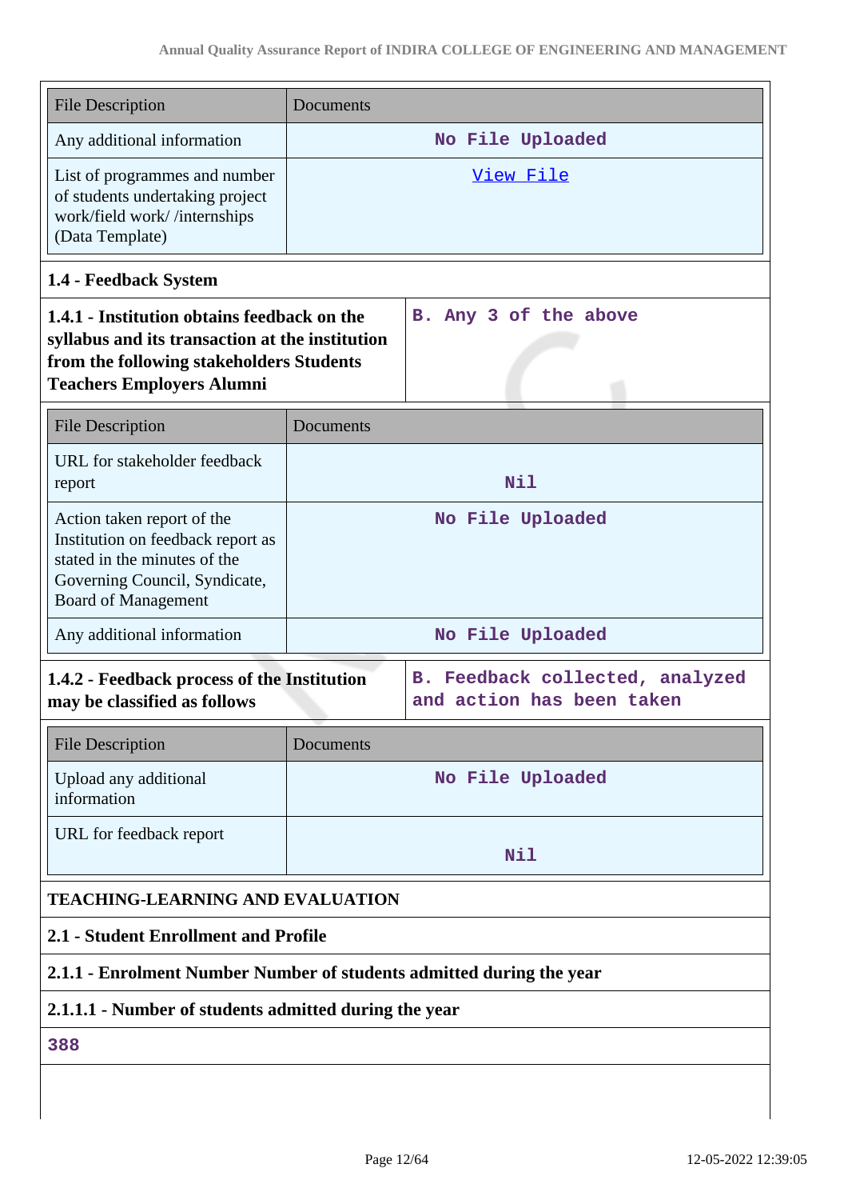| File Description | Documents |
|---|---|
| Any additional information | No File Uploaded |
| List of programmes and number of students undertaking project work/field work/ /internships (Data Template) | View File |

### 1.4 - Feedback System

| | |
|---|---|
| **1.4.1 - Institution obtains feedback on the syllabus and its transaction at the institution from the following stakeholders Students Teachers Employers Alumni** | B. Any 3 of the above |

| File Description | Documents |
|---|---|
| URL for stakeholder feedback report | Nil |
| Action taken report of the Institution on feedback report as stated in the minutes of the Governing Council, Syndicate, Board of Management | No File Uploaded |
| Any additional information | No File Uploaded |

| | |
|---|---|
| **1.4.2 - Feedback process of the Institution may be classified as follows** | B. Feedback collected, analyzed and action has been taken |

| File Description | Documents |
|---|---|
| Upload any additional information | No File Uploaded |
| URL for feedback report | Nil |

## TEACHING-LEARNING AND EVALUATION

### 2.1 - Student Enrollment and Profile

**2.1.1 - Enrolment Number Number of students admitted during the year**

**2.1.1.1 - Number of students admitted during the year**

388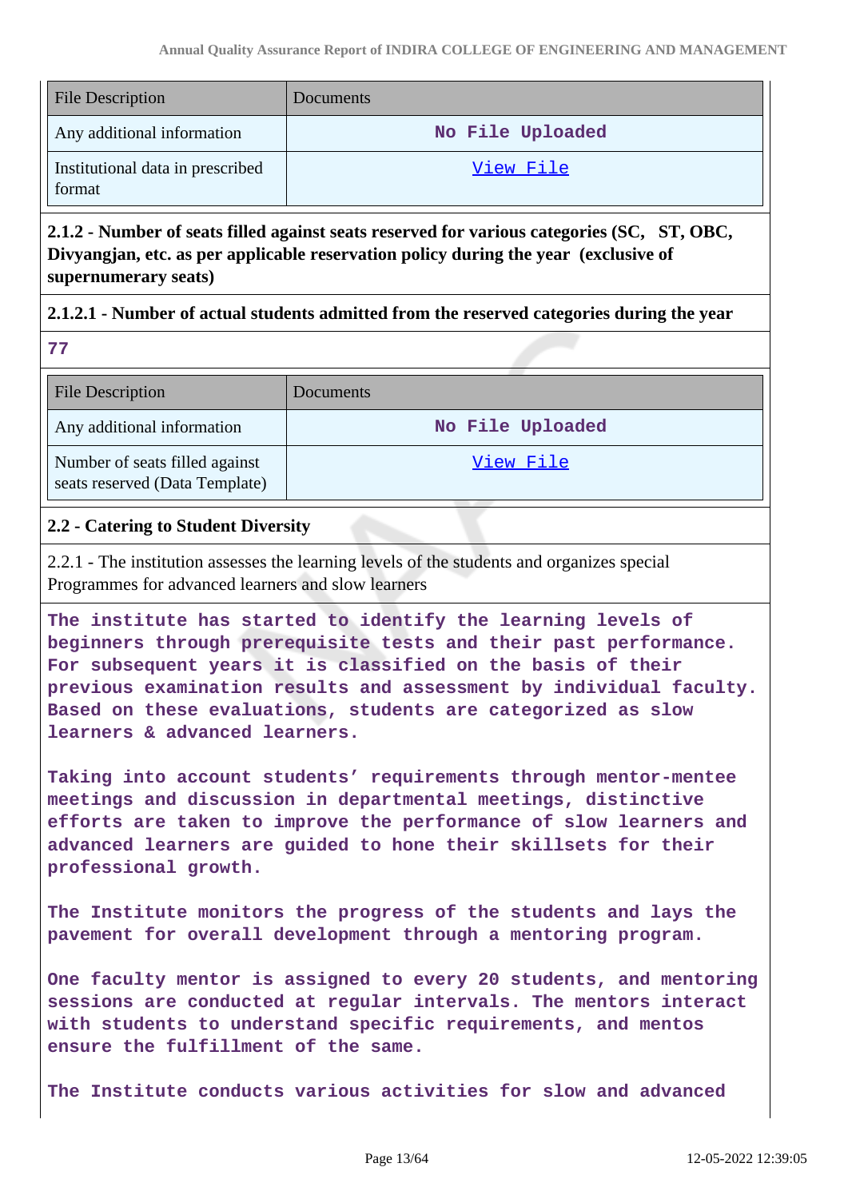| File Description | Documents |
|---|---|
| Any additional information | No File Uploaded |
| Institutional data in prescribed format | View File |

**2.1.2 - Number of seats filled against seats reserved for various categories (SC, ST, OBC, Divyangjan, etc. as per applicable reservation policy during the year (exclusive of supernumerary seats)**

**2.1.2.1 - Number of actual students admitted from the reserved categories during the year**

**77**

| File Description | Documents |
|---|---|
| Any additional information | No File Uploaded |
| Number of seats filled against seats reserved (Data Template) | View File |

**2.2 - Catering to Student Diversity**

2.2.1 - The institution assesses the learning levels of the students and organizes special Programmes for advanced learners and slow learners

The institute has started to identify the learning levels of beginners through prerequisite tests and their past performance. For subsequent years it is classified on the basis of their previous examination results and assessment by individual faculty. Based on these evaluations, students are categorized as slow learners & advanced learners.

Taking into account students' requirements through mentor-mentee meetings and discussion in departmental meetings, distinctive efforts are taken to improve the performance of slow learners and advanced learners are guided to hone their skillsets for their professional growth.

The Institute monitors the progress of the students and lays the pavement for overall development through a mentoring program.

One faculty mentor is assigned to every 20 students, and mentoring sessions are conducted at regular intervals. The mentors interact with students to understand specific requirements, and mentos ensure the fulfillment of the same.

The Institute conducts various activities for slow and advanced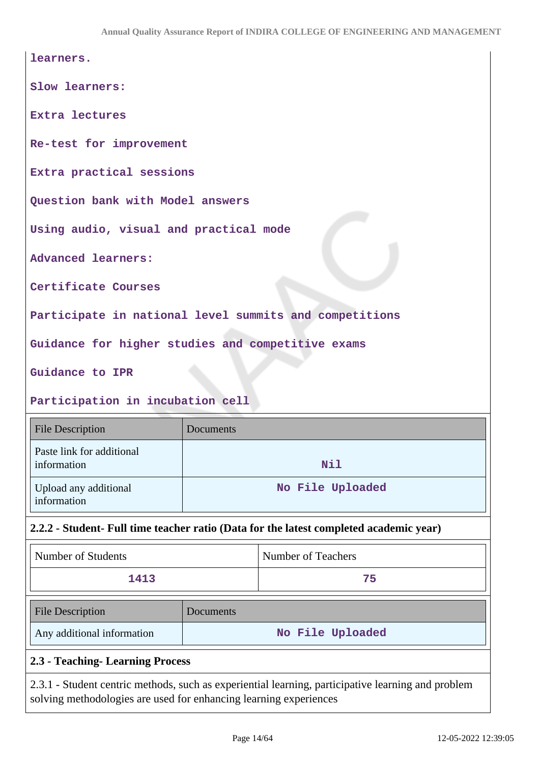learners.

Slow learners:

Extra lectures

Re-test for improvement

Extra practical sessions

Question bank with Model answers

Using audio, visual and practical mode

Advanced learners:

Certificate Courses

Participate in national level summits and competitions

Guidance for higher studies and competitive exams

Guidance to IPR

Participation in incubation cell

| File Description | Documents |
|---|---|
| Paste link for additional information | Nil |
| Upload any additional information | No File Uploaded |

**2.2.2 - Student- Full time teacher ratio (Data for the latest completed academic year)**

| Number of Students | Number of Teachers |
|---|---|
| 1413 | 75 |

| File Description | Documents |
|---|---|
| Any additional information | No File Uploaded |

**2.3 - Teaching- Learning Process**

2.3.1 - Student centric methods, such as experiential learning, participative learning and problem solving methodologies are used for enhancing learning experiences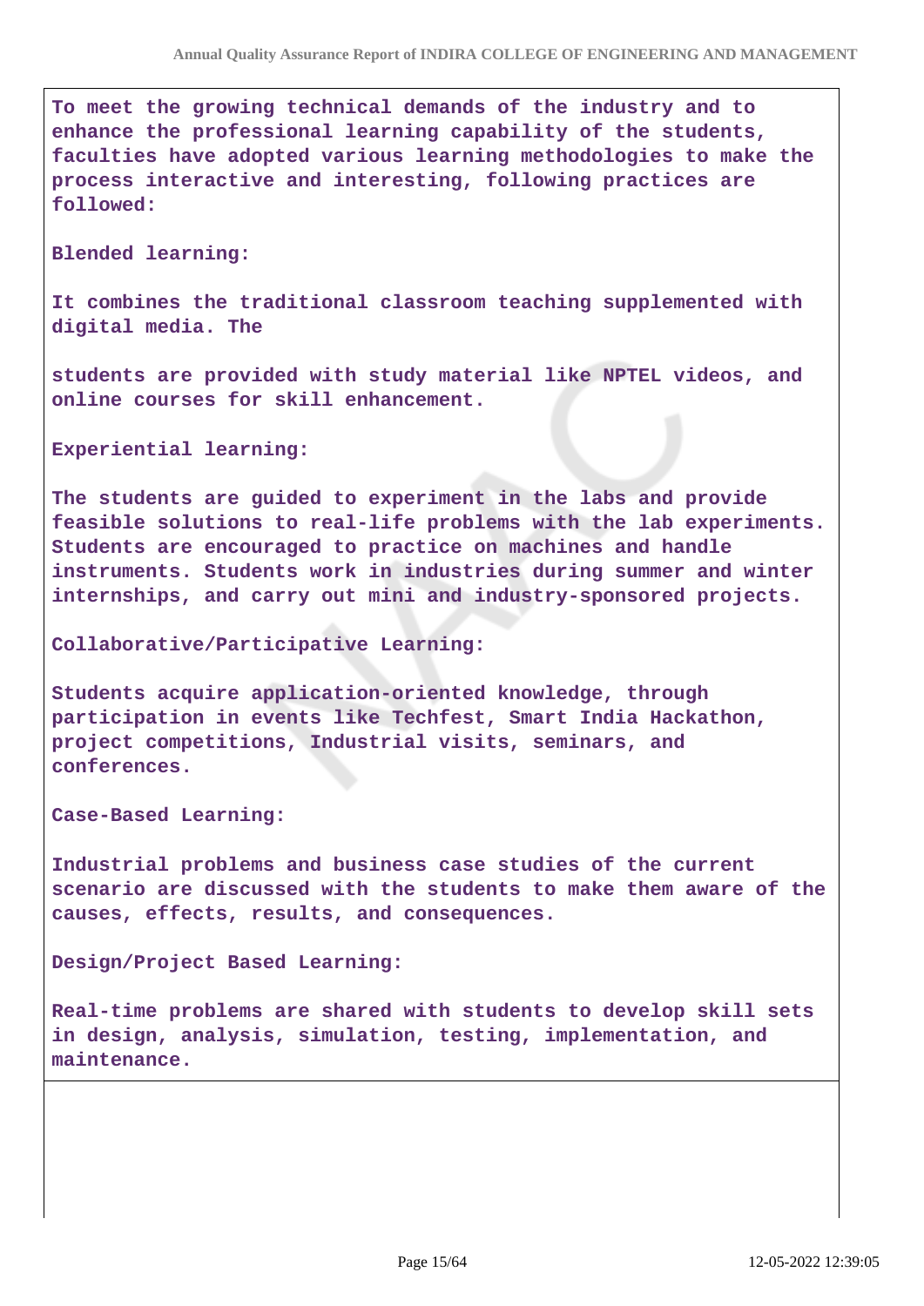To meet the growing technical demands of the industry and to enhance the professional learning capability of the students, faculties have adopted various learning methodologies to make the process interactive and interesting, following practices are followed:

**Blended learning:**

It combines the traditional classroom teaching supplemented with digital media. The

students are provided with study material like NPTEL videos, and online courses for skill enhancement.

**Experiential learning:**

The students are guided to experiment in the labs and provide feasible solutions to real-life problems with the lab experiments. Students are encouraged to practice on machines and handle instruments. Students work in industries during summer and winter internships, and carry out mini and industry-sponsored projects.

**Collaborative/Participative Learning:**

Students acquire application-oriented knowledge, through participation in events like Techfest, Smart India Hackathon, project competitions, Industrial visits, seminars, and conferences.

**Case-Based Learning:**

Industrial problems and business case studies of the current scenario are discussed with the students to make them aware of the causes, effects, results, and consequences.

**Design/Project Based Learning:**

Real-time problems are shared with students to develop skill sets in design, analysis, simulation, testing, implementation, and maintenance.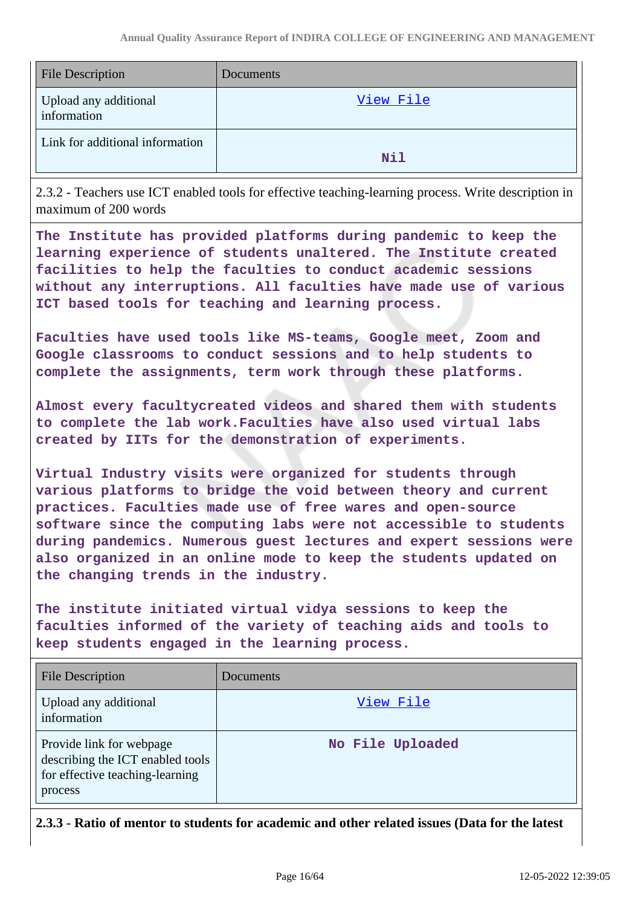| File Description | Documents |
| --- | --- |
| Upload any additional information | View File |
| Link for additional information | Nil |

2.3.2 - Teachers use ICT enabled tools for effective teaching-learning process. Write description in maximum of 200 words

The Institute has provided platforms during pandemic to keep the learning experience of students unaltered. The Institute created facilities to help the faculties to conduct academic sessions without any interruptions. All faculties have made use of various ICT based tools for teaching and learning process.

Faculties have used tools like MS-teams, Google meet, Zoom and Google classrooms to conduct sessions and to help students to complete the assignments, term work through these platforms.

Almost every facultycreated videos and shared them with students to complete the lab work.Faculties have also used virtual labs created by IITs for the demonstration of experiments.

Virtual Industry visits were organized for students through various platforms to bridge the void between theory and current practices. Faculties made use of free wares and open-source software since the computing labs were not accessible to students during pandemics. Numerous guest lectures and expert sessions were also organized in an online mode to keep the students updated on the changing trends in the industry.

The institute initiated virtual vidya sessions to keep the faculties informed of the variety of teaching aids and tools to keep students engaged in the learning process.

| File Description | Documents |
| --- | --- |
| Upload any additional information | View File |
| Provide link for webpage describing the ICT enabled tools for effective teaching-learning process | No File Uploaded |

**2.3.3 - Ratio of mentor to students for academic and other related issues (Data for the latest**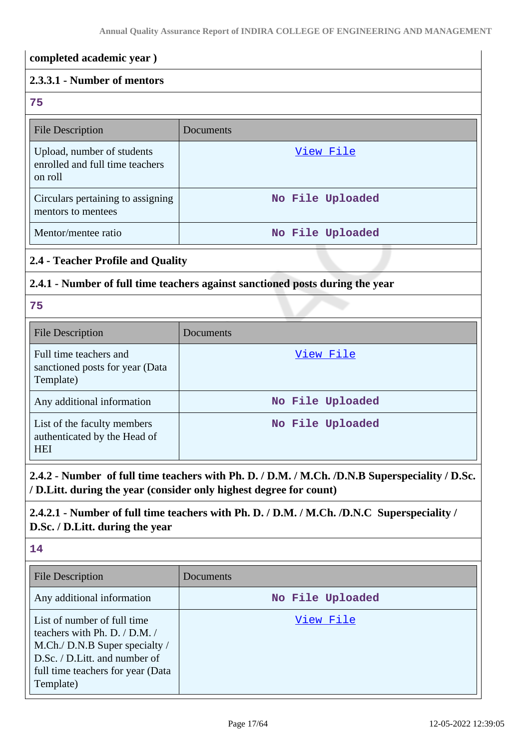**completed academic year )**

**2.3.3.1 - Number of mentors**

**75**

| File Description | Documents |
| --- | --- |
| Upload, number of students enrolled and full time teachers on roll | View File |
| Circulars pertaining to assigning mentors to mentees | No File Uploaded |
| Mentor/mentee ratio | No File Uploaded |

**2.4 - Teacher Profile and Quality**

**2.4.1 - Number of full time teachers against sanctioned posts during the year**

**75**

| File Description | Documents |
| --- | --- |
| Full time teachers and sanctioned posts for year (Data Template) | View File |
| Any additional information | No File Uploaded |
| List of the faculty members authenticated by the Head of HEI | No File Uploaded |

**2.4.2 - Number of full time teachers with Ph. D. / D.M. / M.Ch. /D.N.B Superspeciality / D.Sc. / D.Litt. during the year (consider only highest degree for count)**

**2.4.2.1 - Number of full time teachers with Ph. D. / D.M. / M.Ch. /D.N.C Superspeciality / D.Sc. / D.Litt. during the year**

**14**

| File Description | Documents |
| --- | --- |
| Any additional information | No File Uploaded |
| List of number of full time teachers with Ph. D. / D.M. / M.Ch./ D.N.B Super specialty / D.Sc. / D.Litt. and number of full time teachers for year (Data Template) | View File |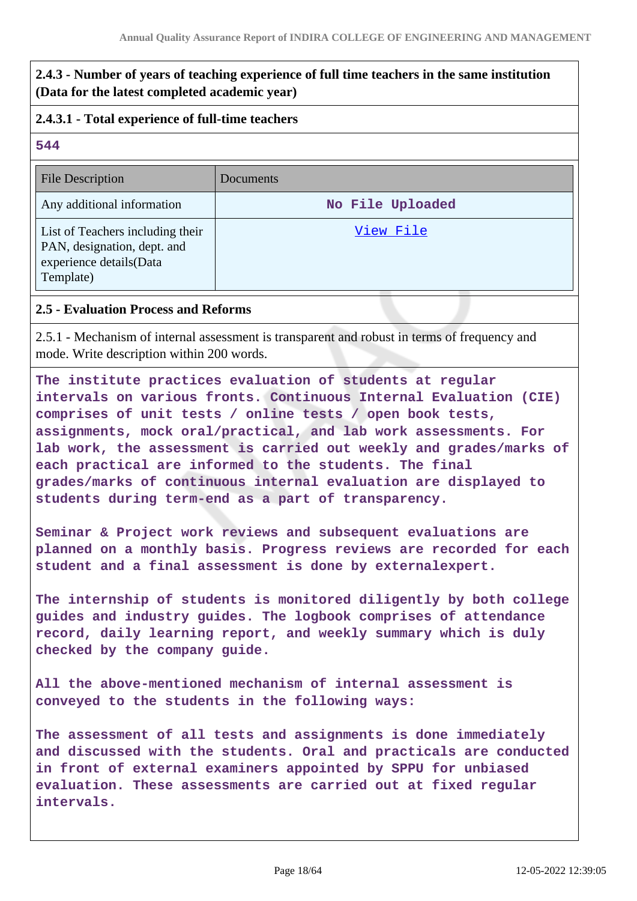**2.4.3 - Number of years of teaching experience of full time teachers in the same institution (Data for the latest completed academic year)**

**2.4.3.1 - Total experience of full-time teachers**

544

| File Description | Documents |
|---|---|
| Any additional information | No File Uploaded |
| List of Teachers including their PAN, designation, dept. and experience details(Data Template) | View File |

**2.5 - Evaluation Process and Reforms**

2.5.1 - Mechanism of internal assessment is transparent and robust in terms of frequency and mode. Write description within 200 words.

The institute practices evaluation of students at regular intervals on various fronts. Continuous Internal Evaluation (CIE) comprises of unit tests / online tests / open book tests, assignments, mock oral/practical, and lab work assessments. For lab work, the assessment is carried out weekly and grades/marks of each practical are informed to the students. The final grades/marks of continuous internal evaluation are displayed to students during term-end as a part of transparency.

Seminar & Project work reviews and subsequent evaluations are planned on a monthly basis. Progress reviews are recorded for each student and a final assessment is done by externalexpert.

The internship of students is monitored diligently by both college guides and industry guides. The logbook comprises of attendance record, daily learning report, and weekly summary which is duly checked by the company guide.

All the above-mentioned mechanism of internal assessment is conveyed to the students in the following ways:

The assessment of all tests and assignments is done immediately and discussed with the students. Oral and practicals are conducted in front of external examiners appointed by SPPU for unbiased evaluation. These assessments are carried out at fixed regular intervals.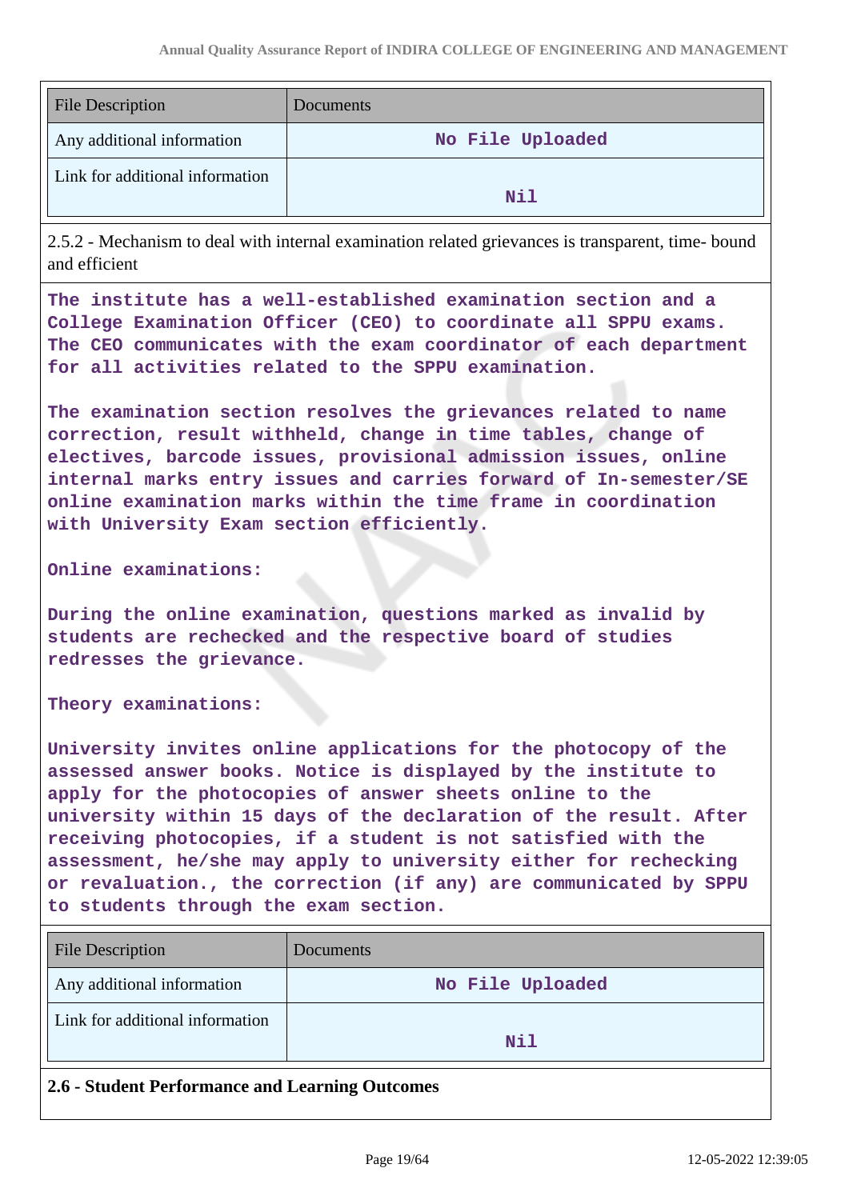| File Description | Documents |
|---|---|
| Any additional information | **No File Uploaded** |
| Link for additional information | **Nil** |

2.5.2 - Mechanism to deal with internal examination related grievances is transparent, time- bound and efficient

**The institute has a well-established examination section and a College Examination Officer (CEO) to coordinate all SPPU exams. The CEO communicates with the exam coordinator of each department for all activities related to the SPPU examination.**

**The examination section resolves the grievances related to name correction, result withheld, change in time tables, change of electives, barcode issues, provisional admission issues, online internal marks entry issues and carries forward of In-semester/SE online examination marks within the time frame in coordination with University Exam section efficiently.**

**Online examinations:**

**During the online examination, questions marked as invalid by students are rechecked and the respective board of studies redresses the grievance.**

**Theory examinations:**

**University invites online applications for the photocopy of the assessed answer books. Notice is displayed by the institute to apply for the photocopies of answer sheets online to the university within 15 days of the declaration of the result. After receiving photocopies, if a student is not satisfied with the assessment, he/she may apply to university either for rechecking or revaluation., the correction (if any) are communicated by SPPU to students through the exam section.**

| File Description | Documents |
|---|---|
| Any additional information | **No File Uploaded** |
| Link for additional information | **Nil** |

**2.6 - Student Performance and Learning Outcomes**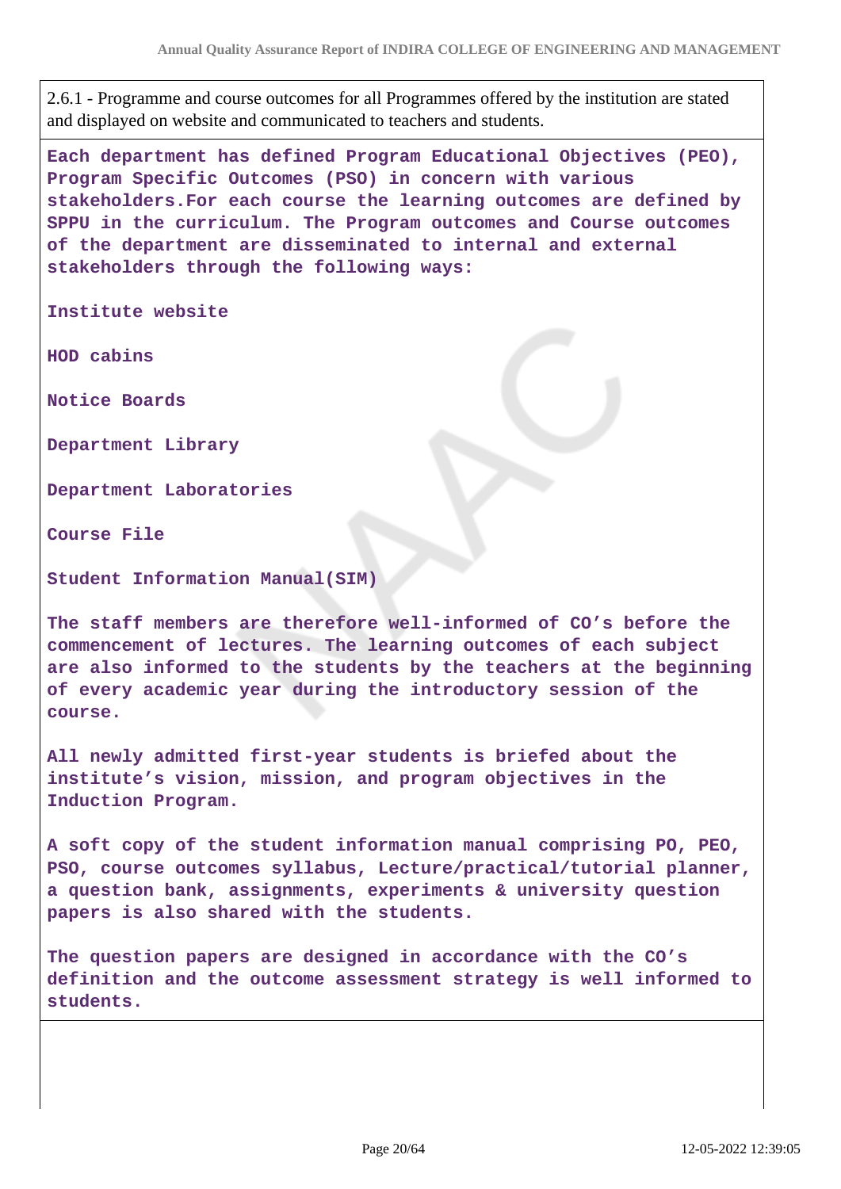2.6.1 - Programme and course outcomes for all Programmes offered by the institution are stated and displayed on website and communicated to teachers and students.

**Each department has defined Program Educational Objectives (PEO), Program Specific Outcomes (PSO) in concern with various stakeholders.For each course the learning outcomes are defined by SPPU in the curriculum. The Program outcomes and Course outcomes of the department are disseminated to internal and external stakeholders through the following ways:**

**Institute website**

**HOD cabins**

**Notice Boards**

**Department Library**

**Department Laboratories**

**Course File**

**Student Information Manual(SIM)**

**The staff members are therefore well-informed of CO's before the commencement of lectures. The learning outcomes of each subject are also informed to the students by the teachers at the beginning of every academic year during the introductory session of the course.**

**All newly admitted first-year students is briefed about the institute's vision, mission, and program objectives in the Induction Program.**

**A soft copy of the student information manual comprising PO, PEO, PSO, course outcomes syllabus, Lecture/practical/tutorial planner, a question bank, assignments, experiments & university question papers is also shared with the students.**

**The question papers are designed in accordance with the CO's definition and the outcome assessment strategy is well informed to students.**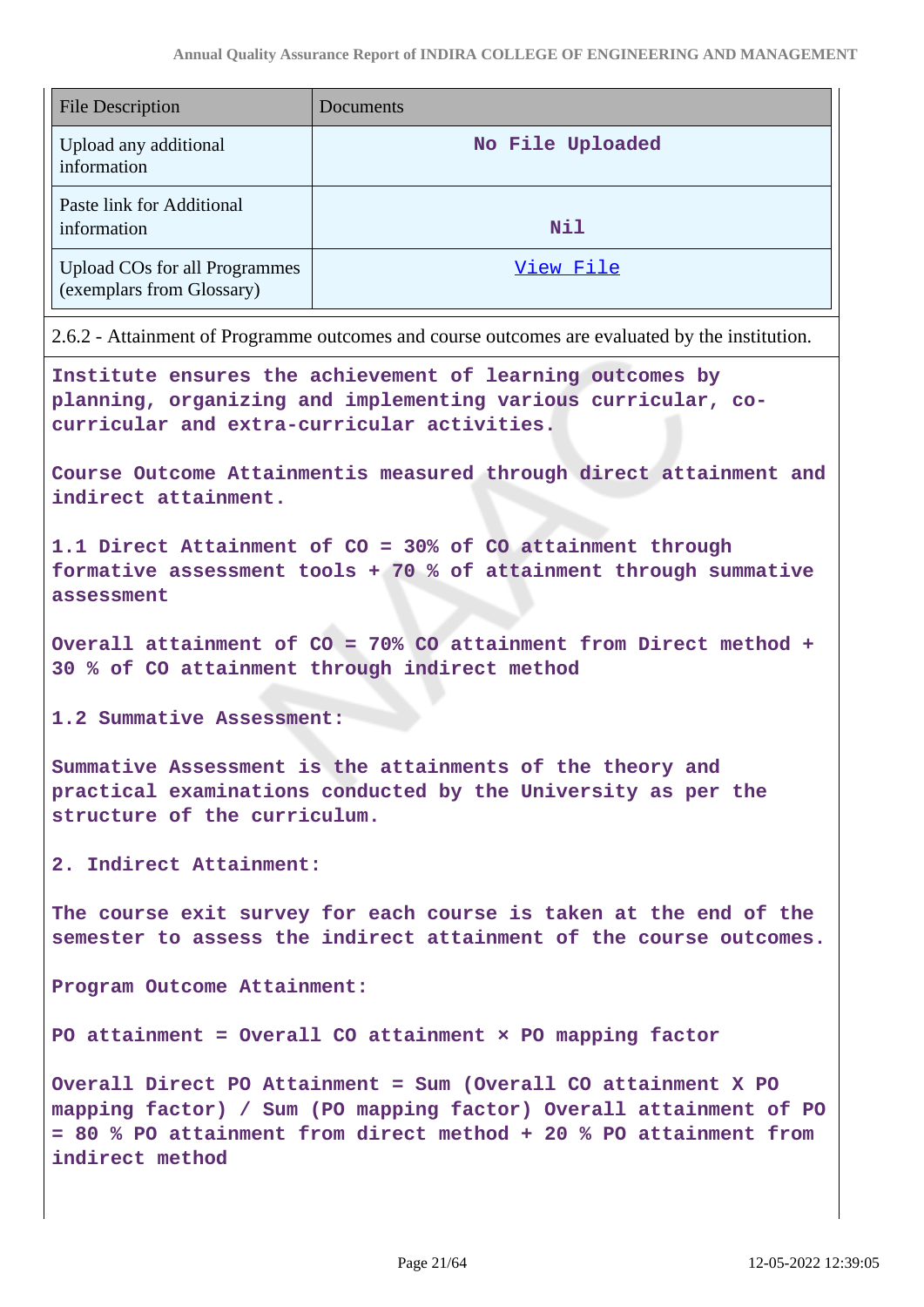| File Description | Documents |
|---|---|
| Upload any additional information | No File Uploaded |
| Paste link for Additional information | Nil |
| Upload COs for all Programmes (exemplars from Glossary) | View File |

2.6.2 - Attainment of Programme outcomes and course outcomes are evaluated by the institution.

Institute ensures the achievement of learning outcomes by planning, organizing and implementing various curricular, co-curricular and extra-curricular activities.

Course Outcome Attainmentis measured through direct attainment and indirect attainment.

1.1 Direct Attainment of CO = 30% of CO attainment through formative assessment tools + 70 % of attainment through summative assessment

Overall attainment of CO = 70% CO attainment from Direct method + 30 % of CO attainment through indirect method

1.2 Summative Assessment:

Summative Assessment is the attainments of the theory and practical examinations conducted by the University as per the structure of the curriculum.

2. Indirect Attainment:

The course exit survey for each course is taken at the end of the semester to assess the indirect attainment of the course outcomes.

Program Outcome Attainment:

PO attainment = Overall CO attainment × PO mapping factor

Overall Direct PO Attainment = Sum (Overall CO attainment X PO mapping factor) / Sum (PO mapping factor) Overall attainment of PO = 80 % PO attainment from direct method + 20 % PO attainment from indirect method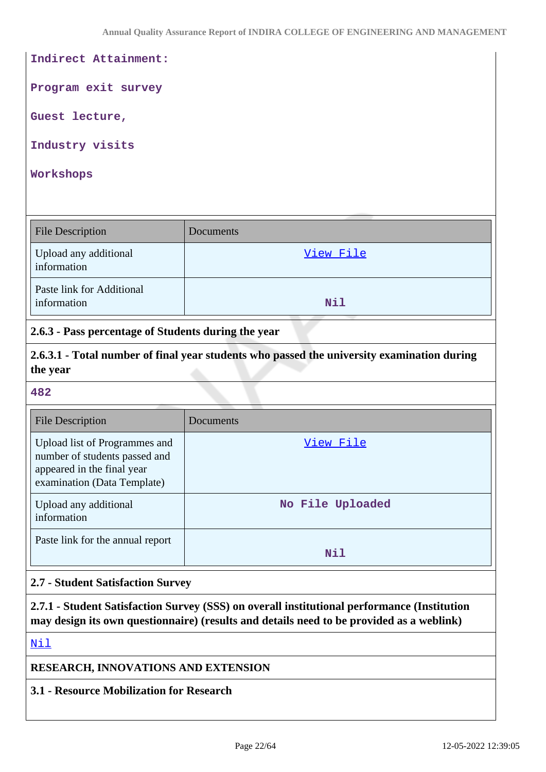Indirect Attainment:

Program exit survey

Guest lecture,

Industry visits

Workshops

| File Description | Documents |
| --- | --- |
| Upload any additional information | View File |
| Paste link for Additional information | Nil |

**2.6.3 - Pass percentage of Students during the year**

**2.6.3.1 - Total number of final year students who passed the university examination during the year**

482

| File Description | Documents |
| --- | --- |
| Upload list of Programmes and number of students passed and appeared in the final year examination (Data Template) | View File |
| Upload any additional information | No File Uploaded |
| Paste link for the annual report | Nil |

**2.7 - Student Satisfaction Survey**

**2.7.1 - Student Satisfaction Survey (SSS) on overall institutional performance (Institution may design its own questionnaire) (results and details need to be provided as a weblink)**

Nil

**RESEARCH, INNOVATIONS AND EXTENSION**

**3.1 - Resource Mobilization for Research**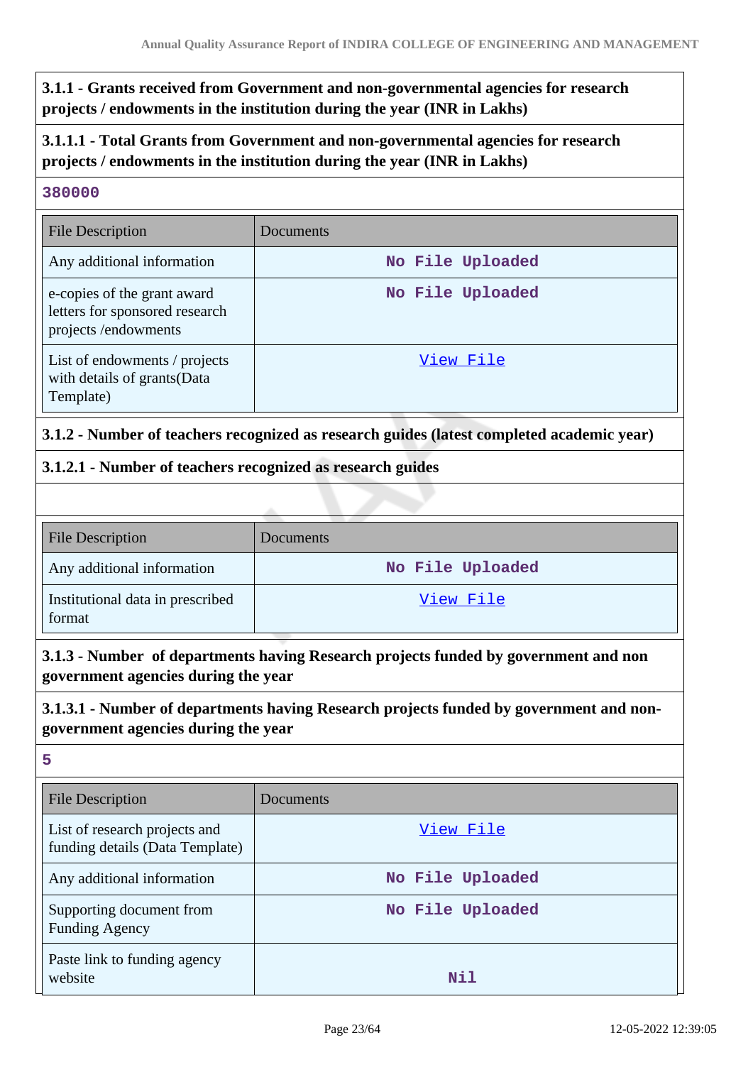**3.1.1 - Grants received from Government and non-governmental agencies for research projects / endowments in the institution during the year (INR in Lakhs)**

**3.1.1.1 - Total Grants from Government and non-governmental agencies for research projects / endowments in the institution during the year (INR in Lakhs)**

380000

| File Description | Documents |
|---|---|
| Any additional information | No File Uploaded |
| e-copies of the grant award letters for sponsored research projects /endowments | No File Uploaded |
| List of endowments / projects with details of grants(Data Template) | View File |

**3.1.2 - Number of teachers recognized as research guides (latest completed academic year)**

**3.1.2.1 - Number of teachers recognized as research guides**

| File Description | Documents |
|---|---|
| Any additional information | No File Uploaded |
| Institutional data in prescribed format | View File |

**3.1.3 - Number of departments having Research projects funded by government and non government agencies during the year**

**3.1.3.1 - Number of departments having Research projects funded by government and non-government agencies during the year**

5

| File Description | Documents |
|---|---|
| List of research projects and funding details (Data Template) | View File |
| Any additional information | No File Uploaded |
| Supporting document from Funding Agency | No File Uploaded |
| Paste link to funding agency website | Nil |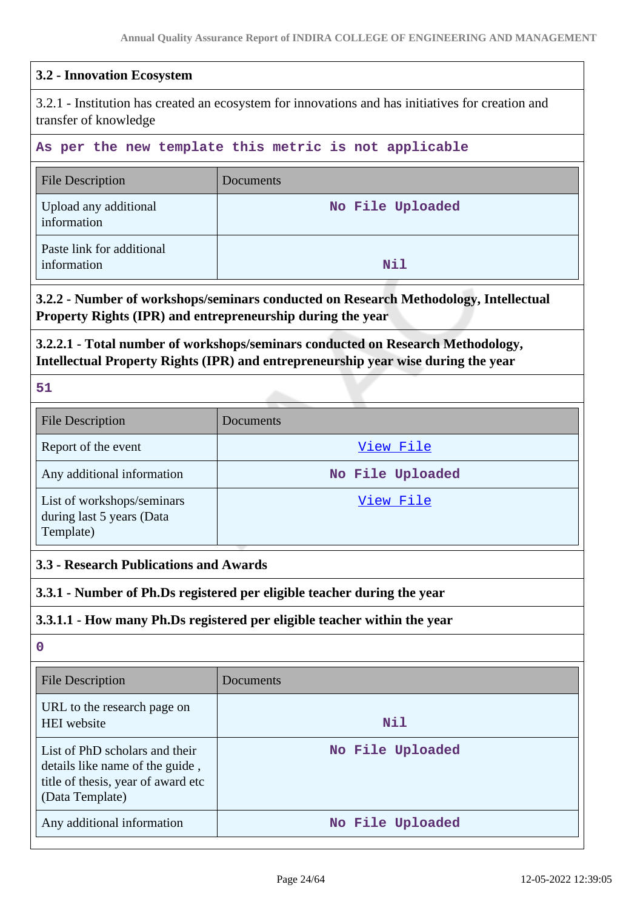**3.2 - Innovation Ecosystem**

3.2.1 - Institution has created an ecosystem for innovations and has initiatives for creation and transfer of knowledge

As per the new template this metric is not applicable

| File Description | Documents |
|---|---|
| Upload any additional information | No File Uploaded |
| Paste link for additional information | Nil |

**3.2.2 - Number of workshops/seminars conducted on Research Methodology, Intellectual Property Rights (IPR) and entrepreneurship during the year**

**3.2.2.1 - Total number of workshops/seminars conducted on Research Methodology, Intellectual Property Rights (IPR) and entrepreneurship year wise during the year**

51

| File Description | Documents |
|---|---|
| Report of the event | View File |
| Any additional information | No File Uploaded |
| List of workshops/seminars during last 5 years (Data Template) | View File |

**3.3 - Research Publications and Awards**

**3.3.1 - Number of Ph.Ds registered per eligible teacher during the year**

**3.3.1.1 - How many Ph.Ds registered per eligible teacher within the year**

0

| File Description | Documents |
|---|---|
| URL to the research page on HEI website | Nil |
| List of PhD scholars and their details like name of the guide , title of thesis, year of award etc (Data Template) | No File Uploaded |
| Any additional information | No File Uploaded |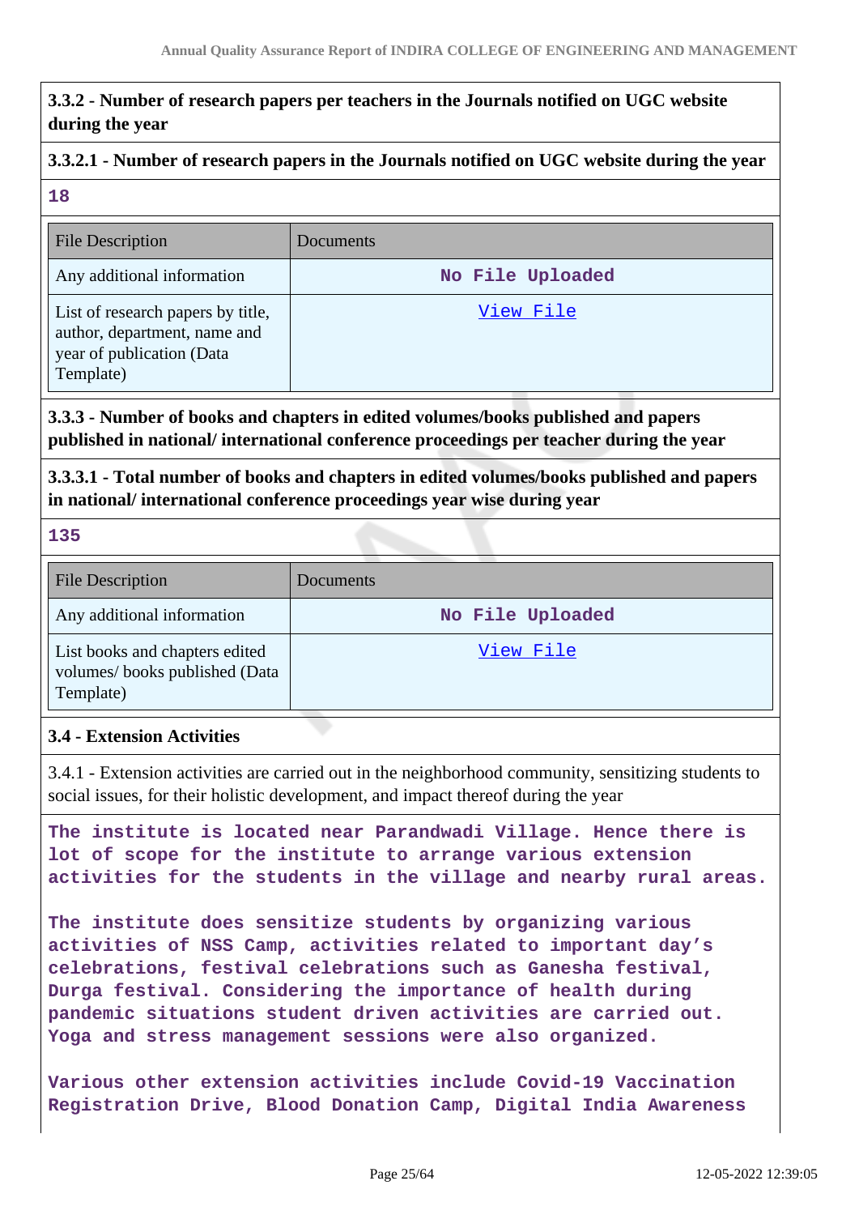**3.3.2 - Number of research papers per teachers in the Journals notified on UGC website during the year**

**3.3.2.1 - Number of research papers in the Journals notified on UGC website during the year**

**18**

| File Description | Documents |
|---|---|
| Any additional information | No File Uploaded |
| List of research papers by title, author, department, name and year of publication (Data Template) | View File |

**3.3.3 - Number of books and chapters in edited volumes/books published and papers published in national/ international conference proceedings per teacher during the year**

**3.3.3.1 - Total number of books and chapters in edited volumes/books published and papers in national/ international conference proceedings year wise during year**

**135**

| File Description | Documents |
|---|---|
| Any additional information | No File Uploaded |
| List books and chapters edited volumes/ books published (Data Template) | View File |

**3.4 - Extension Activities**

3.4.1 - Extension activities are carried out in the neighborhood community, sensitizing students to social issues, for their holistic development, and impact thereof during the year

The institute is located near Parandwadi Village. Hence there is lot of scope for the institute to arrange various extension activities for the students in the village and nearby rural areas.

The institute does sensitize students by organizing various activities of NSS Camp, activities related to important day's celebrations, festival celebrations such as Ganesha festival, Durga festival. Considering the importance of health during pandemic situations student driven activities are carried out. Yoga and stress management sessions were also organized.

Various other extension activities include Covid-19 Vaccination Registration Drive, Blood Donation Camp, Digital India Awareness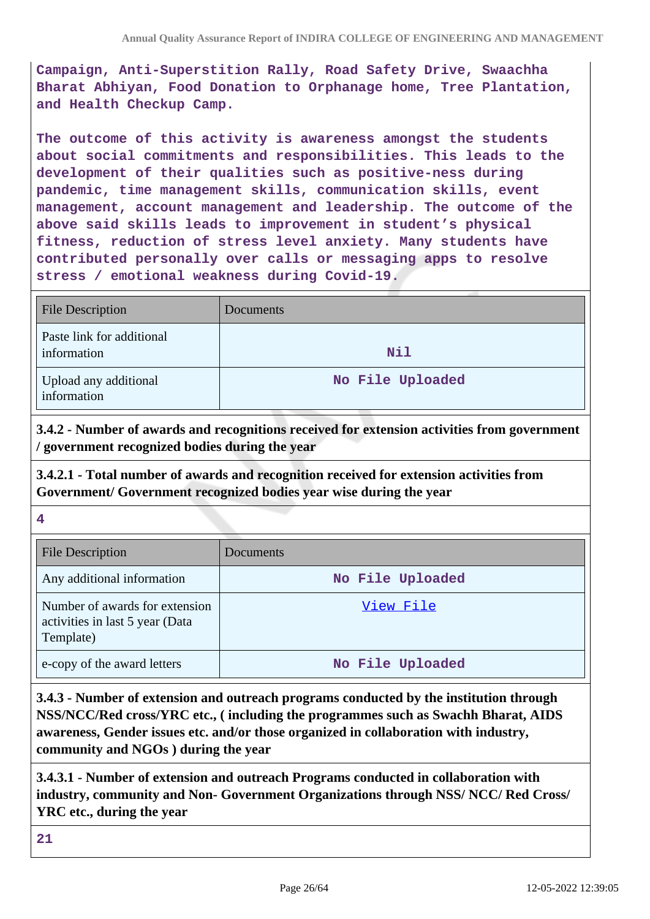Campaign, Anti-Superstition Rally, Road Safety Drive, Swaachha Bharat Abhiyan, Food Donation to Orphanage home, Tree Plantation, and Health Checkup Camp.

The outcome of this activity is awareness amongst the students about social commitments and responsibilities. This leads to the development of their qualities such as positive-ness during pandemic, time management skills, communication skills, event management, account management and leadership. The outcome of the above said skills leads to improvement in student's physical fitness, reduction of stress level anxiety. Many students have contributed personally over calls or messaging apps to resolve stress / emotional weakness during Covid-19.

| File Description | Documents |
|---|---|
| Paste link for additional information | Nil |
| Upload any additional information | No File Uploaded |

**3.4.2 - Number of awards and recognitions received for extension activities from government / government recognized bodies during the year**

**3.4.2.1 - Total number of awards and recognition received for extension activities from Government/ Government recognized bodies year wise during the year**

**4**

| File Description | Documents |
|---|---|
| Any additional information | No File Uploaded |
| Number of awards for extension activities in last 5 year (Data Template) | View File |
| e-copy of the award letters | No File Uploaded |

**3.4.3 - Number of extension and outreach programs conducted by the institution through NSS/NCC/Red cross/YRC etc., ( including the programmes such as Swachh Bharat, AIDS awareness, Gender issues etc. and/or those organized in collaboration with industry, community and NGOs ) during the year**

**3.4.3.1 - Number of extension and outreach Programs conducted in collaboration with industry, community and Non- Government Organizations through NSS/ NCC/ Red Cross/ YRC etc., during the year**

**21**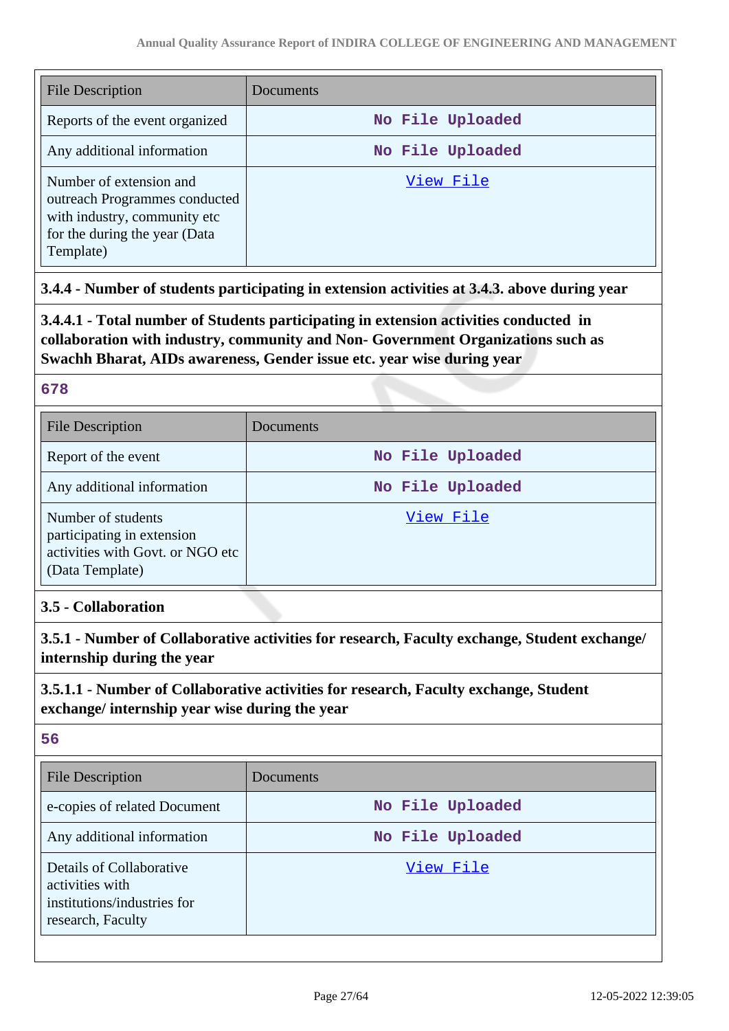| File Description | Documents |
|---|---|
| Reports of the event organized | No File Uploaded |
| Any additional information | No File Uploaded |
| Number of extension and outreach Programmes conducted with industry, community etc for the during the year (Data Template) | View File |

**3.4.4 - Number of students participating in extension activities at 3.4.3. above during year**

**3.4.4.1 - Total number of Students participating in extension activities conducted in collaboration with industry, community and Non- Government Organizations such as Swachh Bharat, AIDs awareness, Gender issue etc. year wise during year**

**678**

| File Description | Documents |
|---|---|
| Report of the event | No File Uploaded |
| Any additional information | No File Uploaded |
| Number of students participating in extension activities with Govt. or NGO etc (Data Template) | View File |

**3.5 - Collaboration**

**3.5.1 - Number of Collaborative activities for research, Faculty exchange, Student exchange/ internship during the year**

**3.5.1.1 - Number of Collaborative activities for research, Faculty exchange, Student exchange/ internship year wise during the year**

**56**

| File Description | Documents |
|---|---|
| e-copies of related Document | No File Uploaded |
| Any additional information | No File Uploaded |
| Details of Collaborative activities with institutions/industries for research, Faculty | View File |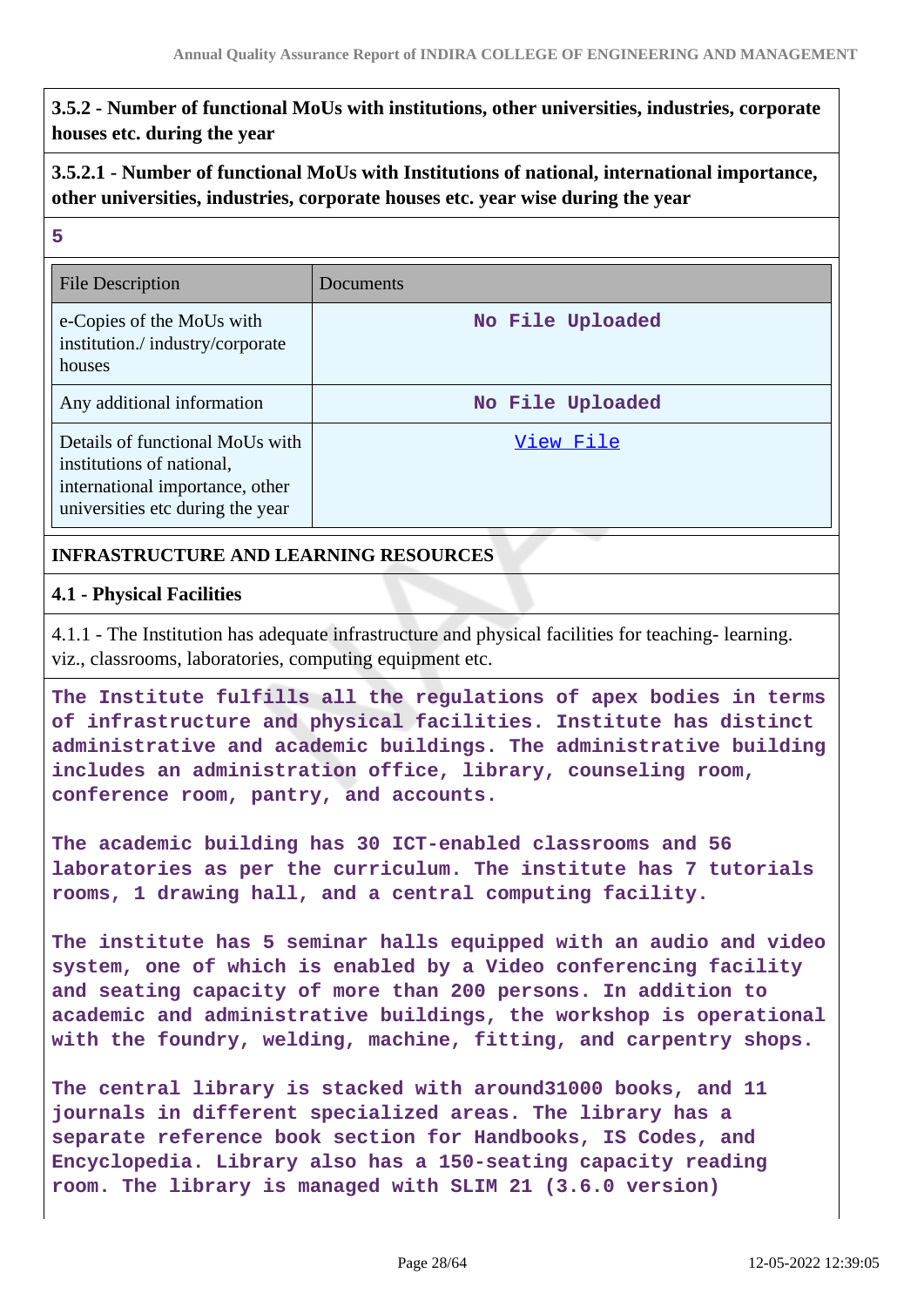**3.5.2 - Number of functional MoUs with institutions, other universities, industries, corporate houses etc. during the year**

**3.5.2.1 - Number of functional MoUs with Institutions of national, international importance, other universities, industries, corporate houses etc. year wise during the year**

**5**

| File Description | Documents |
|---|---|
| e-Copies of the MoUs with institution./ industry/corporate houses | No File Uploaded |
| Any additional information | No File Uploaded |
| Details of functional MoUs with institutions of national, international importance, other universities etc during the year | View File |

**INFRASTRUCTURE AND LEARNING RESOURCES**

**4.1 - Physical Facilities**

4.1.1 - The Institution has adequate infrastructure and physical facilities for teaching- learning. viz., classrooms, laboratories, computing equipment etc.

**The Institute fulfills all the regulations of apex bodies in terms of infrastructure and physical facilities. Institute has distinct administrative and academic buildings. The administrative building includes an administration office, library, counseling room, conference room, pantry, and accounts.**

**The academic building has 30 ICT-enabled classrooms and 56 laboratories as per the curriculum. The institute has 7 tutorials rooms, 1 drawing hall, and a central computing facility.**

**The institute has 5 seminar halls equipped with an audio and video system, one of which is enabled by a Video conferencing facility and seating capacity of more than 200 persons. In addition to academic and administrative buildings, the workshop is operational with the foundry, welding, machine, fitting, and carpentry shops.**

**The central library is stacked with around31000 books, and 11 journals in different specialized areas. The library has a separate reference book section for Handbooks, IS Codes, and Encyclopedia. Library also has a 150-seating capacity reading room. The library is managed with SLIM 21 (3.6.0 version)**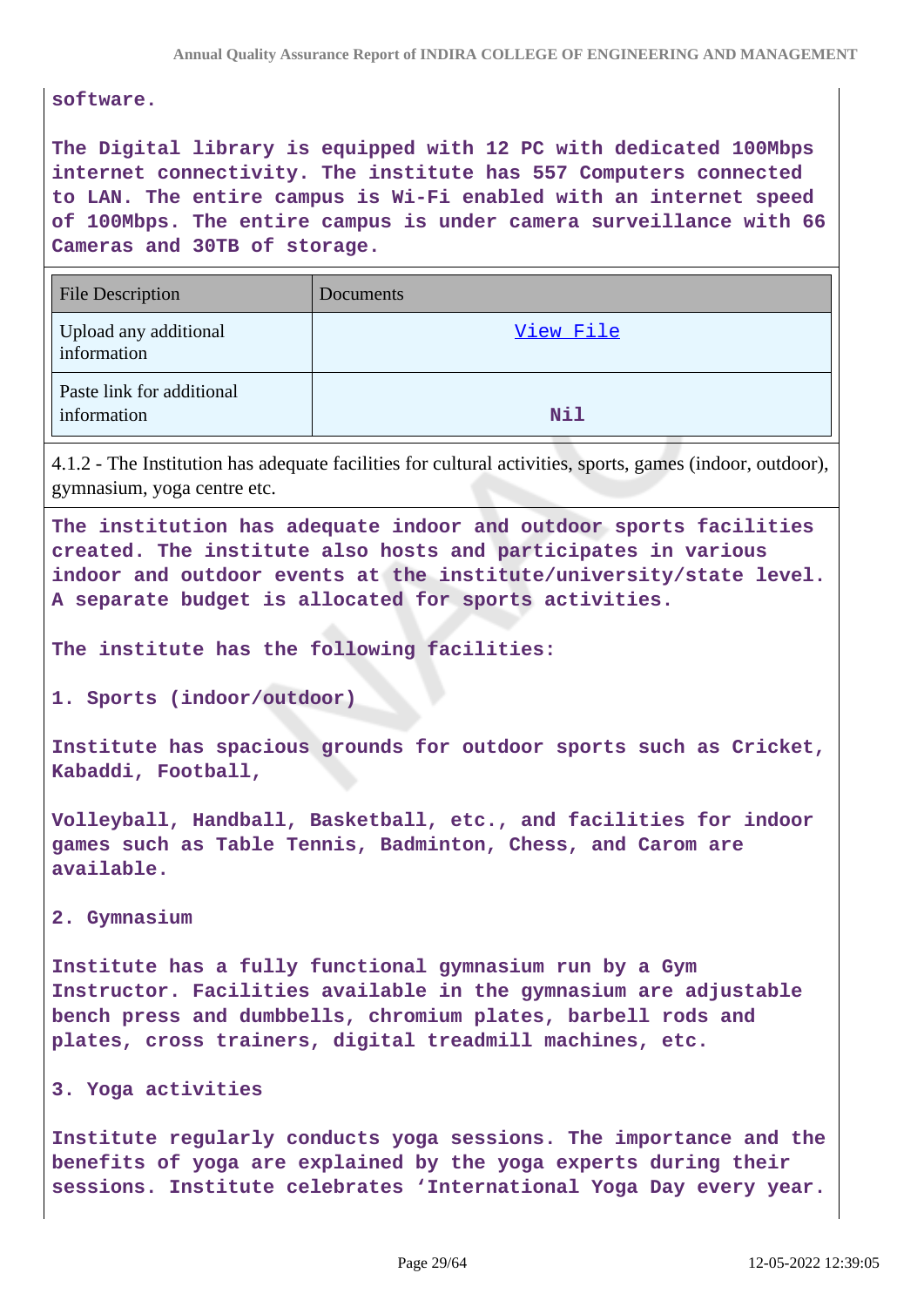software.

The Digital library is equipped with 12 PC with dedicated 100Mbps internet connectivity. The institute has 557 Computers connected to LAN. The entire campus is Wi-Fi enabled with an internet speed of 100Mbps. The entire campus is under camera surveillance with 66 Cameras and 30TB of storage.

| File Description | Documents |
| --- | --- |
| Upload any additional information | View File |
| Paste link for additional information | Nil |

4.1.2 - The Institution has adequate facilities for cultural activities, sports, games (indoor, outdoor), gymnasium, yoga centre etc.

The institution has adequate indoor and outdoor sports facilities created. The institute also hosts and participates in various indoor and outdoor events at the institute/university/state level. A separate budget is allocated for sports activities.

The institute has the following facilities:

1. Sports (indoor/outdoor)

Institute has spacious grounds for outdoor sports such as Cricket, Kabaddi, Football,

Volleyball, Handball, Basketball, etc., and facilities for indoor games such as Table Tennis, Badminton, Chess, and Carom are available.

2. Gymnasium

Institute has a fully functional gymnasium run by a Gym Instructor. Facilities available in the gymnasium are adjustable bench press and dumbbells, chromium plates, barbell rods and plates, cross trainers, digital treadmill machines, etc.

3. Yoga activities

Institute regularly conducts yoga sessions. The importance and the benefits of yoga are explained by the yoga experts during their sessions. Institute celebrates 'International Yoga Day every year.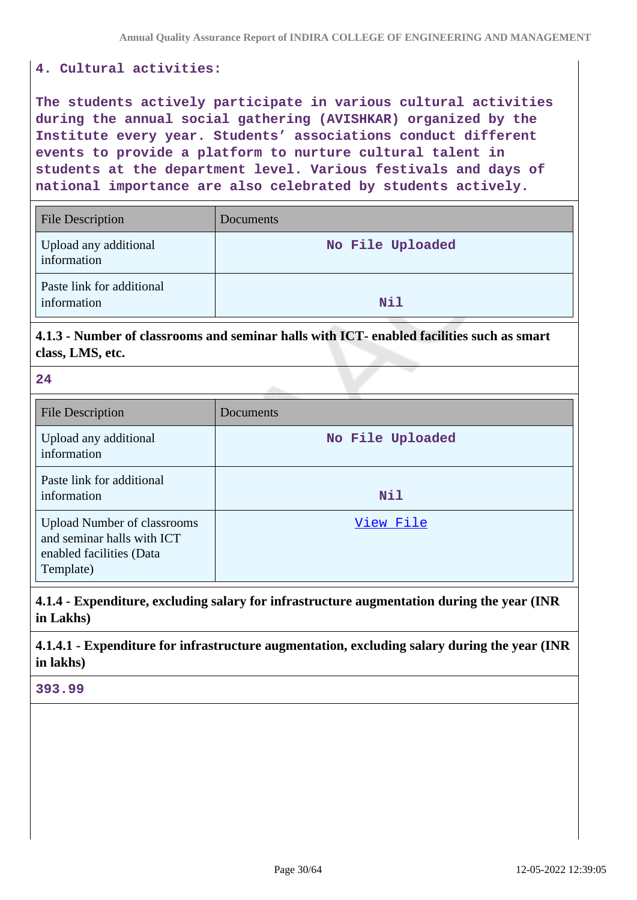4. Cultural activities:

The students actively participate in various cultural activities during the annual social gathering (AVISHKAR) organized by the Institute every year. Students' associations conduct different events to provide a platform to nurture cultural talent in students at the department level. Various festivals and days of national importance are also celebrated by students actively.

| File Description | Documents |
| --- | --- |
| Upload any additional information | No File Uploaded |
| Paste link for additional information | Nil |

**4.1.3 - Number of classrooms and seminar halls with ICT- enabled facilities such as smart class, LMS, etc.**

24

| File Description | Documents |
| --- | --- |
| Upload any additional information | No File Uploaded |
| Paste link for additional information | Nil |
| Upload Number of classrooms and seminar halls with ICT enabled facilities (Data Template) | View File |

**4.1.4 - Expenditure, excluding salary for infrastructure augmentation during the year (INR in Lakhs)**

**4.1.4.1 - Expenditure for infrastructure augmentation, excluding salary during the year (INR in lakhs)**

393.99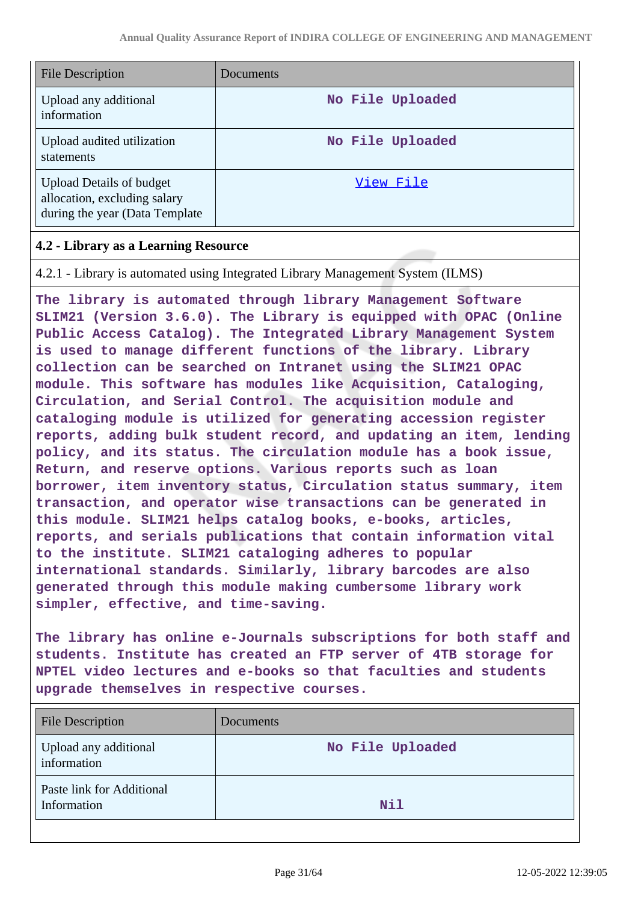| File Description | Documents |
|---|---|
| Upload any additional information | No File Uploaded |
| Upload audited utilization statements | No File Uploaded |
| Upload Details of budget allocation, excluding salary during the year (Data Template | View File |

### 4.2 - Library as a Learning Resource

4.2.1 - Library is automated using Integrated Library Management System (ILMS)

The library is automated through library Management Software SLIM21 (Version 3.6.0). The Library is equipped with OPAC (Online Public Access Catalog). The Integrated Library Management System is used to manage different functions of the library. Library collection can be searched on Intranet using the SLIM21 OPAC module. This software has modules like Acquisition, Cataloging, Circulation, and Serial Control. The acquisition module and cataloging module is utilized for generating accession register reports, adding bulk student record, and updating an item, lending policy, and its status. The circulation module has a book issue, Return, and reserve options. Various reports such as loan borrower, item inventory status, Circulation status summary, item transaction, and operator wise transactions can be generated in this module. SLIM21 helps catalog books, e-books, articles, reports, and serials publications that contain information vital to the institute. SLIM21 cataloging adheres to popular international standards. Similarly, library barcodes are also generated through this module making cumbersome library work simpler, effective, and time-saving.

The library has online e-Journals subscriptions for both staff and students. Institute has created an FTP server of 4TB storage for NPTEL video lectures and e-books so that faculties and students upgrade themselves in respective courses.

| File Description | Documents |
|---|---|
| Upload any additional information | No File Uploaded |
| Paste link for Additional Information | Nil |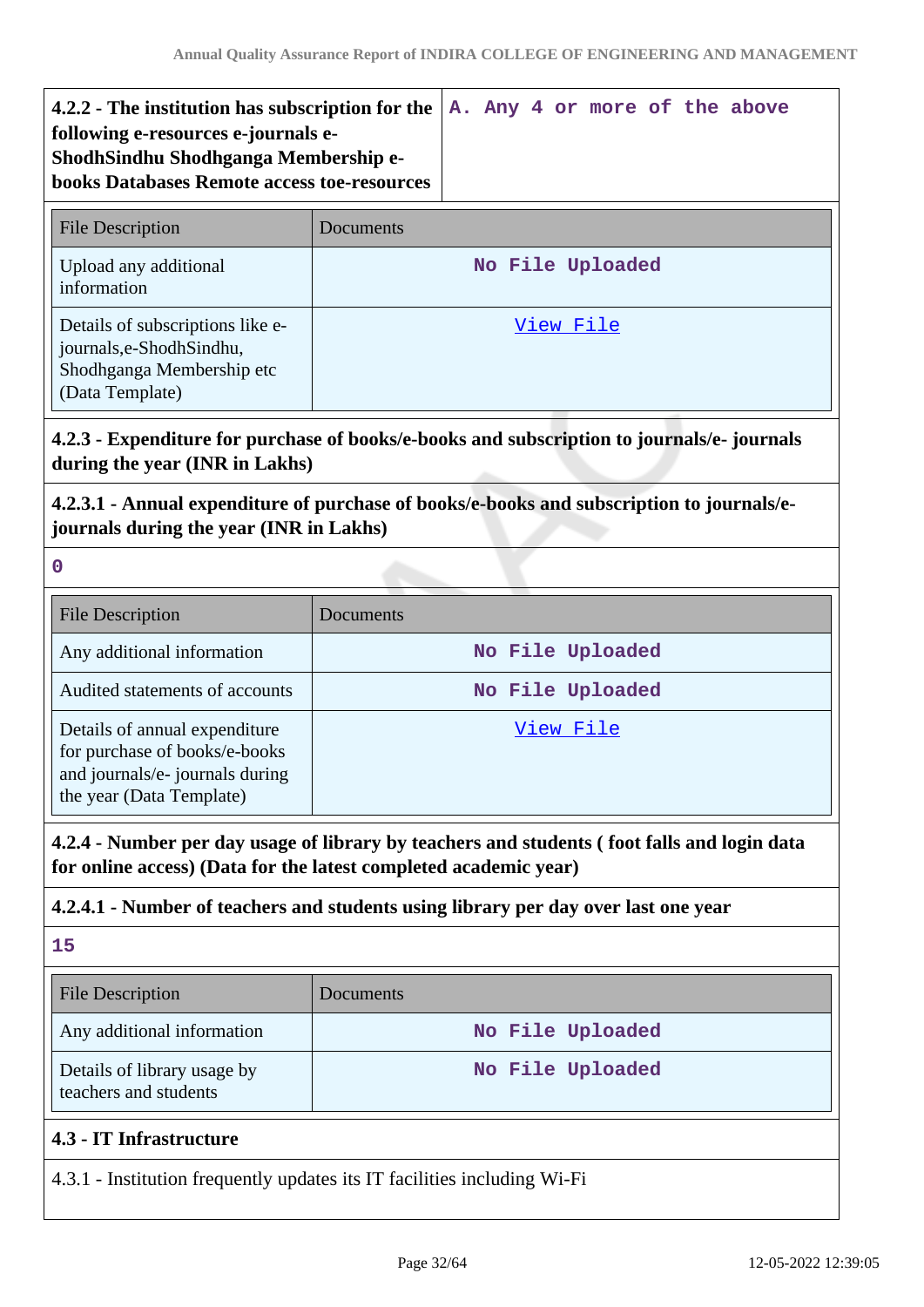| 4.2.2 - The institution has subscription for the following e-resources e-journals e-ShodhSindhu Shodhganga Membership e-books Databases Remote access toe-resources | A. Any 4 or more of the above |
|---|---|

| File Description | Documents |
|---|---|
| Upload any additional information | No File Uploaded |
| Details of subscriptions like e-journals,e-ShodhSindhu, Shodhganga Membership etc (Data Template) | View File |

**4.2.3 - Expenditure for purchase of books/e-books and subscription to journals/e- journals during the year (INR in Lakhs)**

**4.2.3.1 - Annual expenditure of purchase of books/e-books and subscription to journals/e-journals during the year (INR in Lakhs)**

**0**

| File Description | Documents |
|---|---|
| Any additional information | No File Uploaded |
| Audited statements of accounts | No File Uploaded |
| Details of annual expenditure for purchase of books/e-books and journals/e- journals during the year (Data Template) | View File |

**4.2.4 - Number per day usage of library by teachers and students ( foot falls and login data for online access) (Data for the latest completed academic year)**

**4.2.4.1 - Number of teachers and students using library per day over last one year**

**15**

| File Description | Documents |
|---|---|
| Any additional information | No File Uploaded |
| Details of library usage by teachers and students | No File Uploaded |

## 4.3 - IT Infrastructure

4.3.1 - Institution frequently updates its IT facilities including Wi-Fi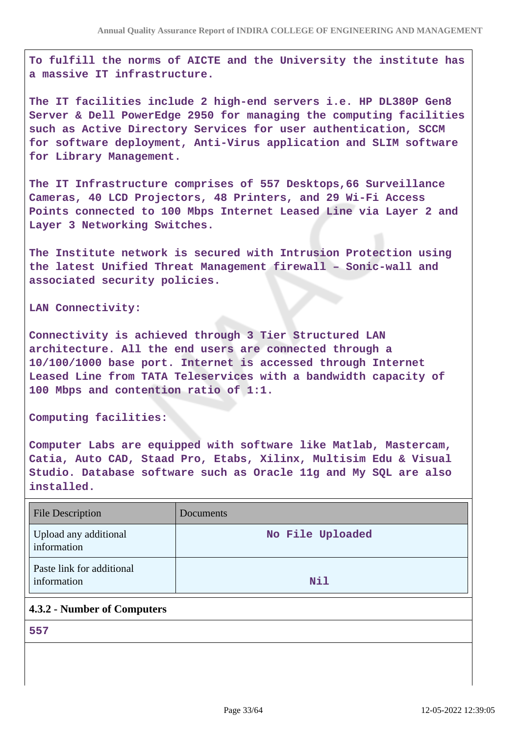To fulfill the norms of AICTE and the University the institute has a massive IT infrastructure.

The IT facilities include 2 high-end servers i.e. HP DL380P Gen8 Server & Dell PowerEdge 2950 for managing the computing facilities such as Active Directory Services for user authentication, SCCM for software deployment, Anti-Virus application and SLIM software for Library Management.

The IT Infrastructure comprises of 557 Desktops,66 Surveillance Cameras, 40 LCD Projectors, 48 Printers, and 29 Wi-Fi Access Points connected to 100 Mbps Internet Leased Line via Layer 2 and Layer 3 Networking Switches.

The Institute network is secured with Intrusion Protection using the latest Unified Threat Management firewall – Sonic-wall and associated security policies.

LAN Connectivity:

Connectivity is achieved through 3 Tier Structured LAN architecture. All the end users are connected through a 10/100/1000 base port. Internet is accessed through Internet Leased Line from TATA Teleservices with a bandwidth capacity of 100 Mbps and contention ratio of 1:1.

Computing facilities:

Computer Labs are equipped with software like Matlab, Mastercam, Catia, Auto CAD, Staad Pro, Etabs, Xilinx, Multisim Edu & Visual Studio. Database software such as Oracle 11g and My SQL are also installed.

| File Description | Documents |
|---|---|
| Upload any additional information | No File Uploaded |
| Paste link for additional information | Nil |

**4.3.2 - Number of Computers**

557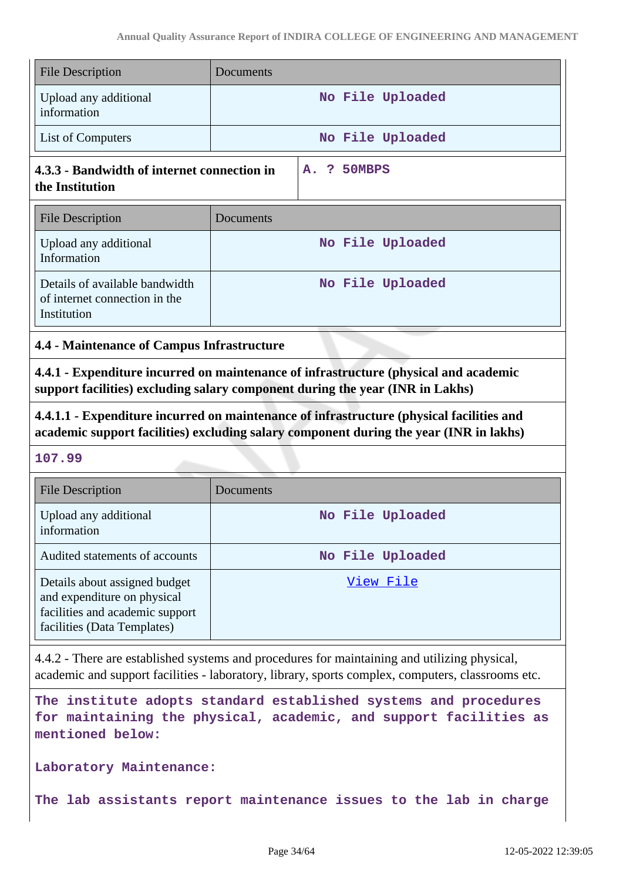| File Description | Documents |
| --- | --- |
| Upload any additional information | No File Uploaded |
| List of Computers | No File Uploaded |

| **4.3.3 - Bandwidth of internet connection in the Institution** | **A. ? 50MBPS** |
| --- | --- |

| File Description | Documents |
| --- | --- |
| Upload any additional Information | No File Uploaded |
| Details of available bandwidth of internet connection in the Institution | No File Uploaded |

**4.4 - Maintenance of Campus Infrastructure**

**4.4.1 - Expenditure incurred on maintenance of infrastructure (physical and academic support facilities) excluding salary component during the year (INR in Lakhs)**

**4.4.1.1 - Expenditure incurred on maintenance of infrastructure (physical facilities and academic support facilities) excluding salary component during the year (INR in lakhs)**

**107.99**

| File Description | Documents |
| --- | --- |
| Upload any additional information | No File Uploaded |
| Audited statements of accounts | No File Uploaded |
| Details about assigned budget and expenditure on physical facilities and academic support facilities (Data Templates) | View File |

4.4.2 - There are established systems and procedures for maintaining and utilizing physical, academic and support facilities - laboratory, library, sports complex, computers, classrooms etc.

**The institute adopts standard established systems and procedures for maintaining the physical, academic, and support facilities as mentioned below:**

**Laboratory Maintenance:**

**The lab assistants report maintenance issues to the lab in charge**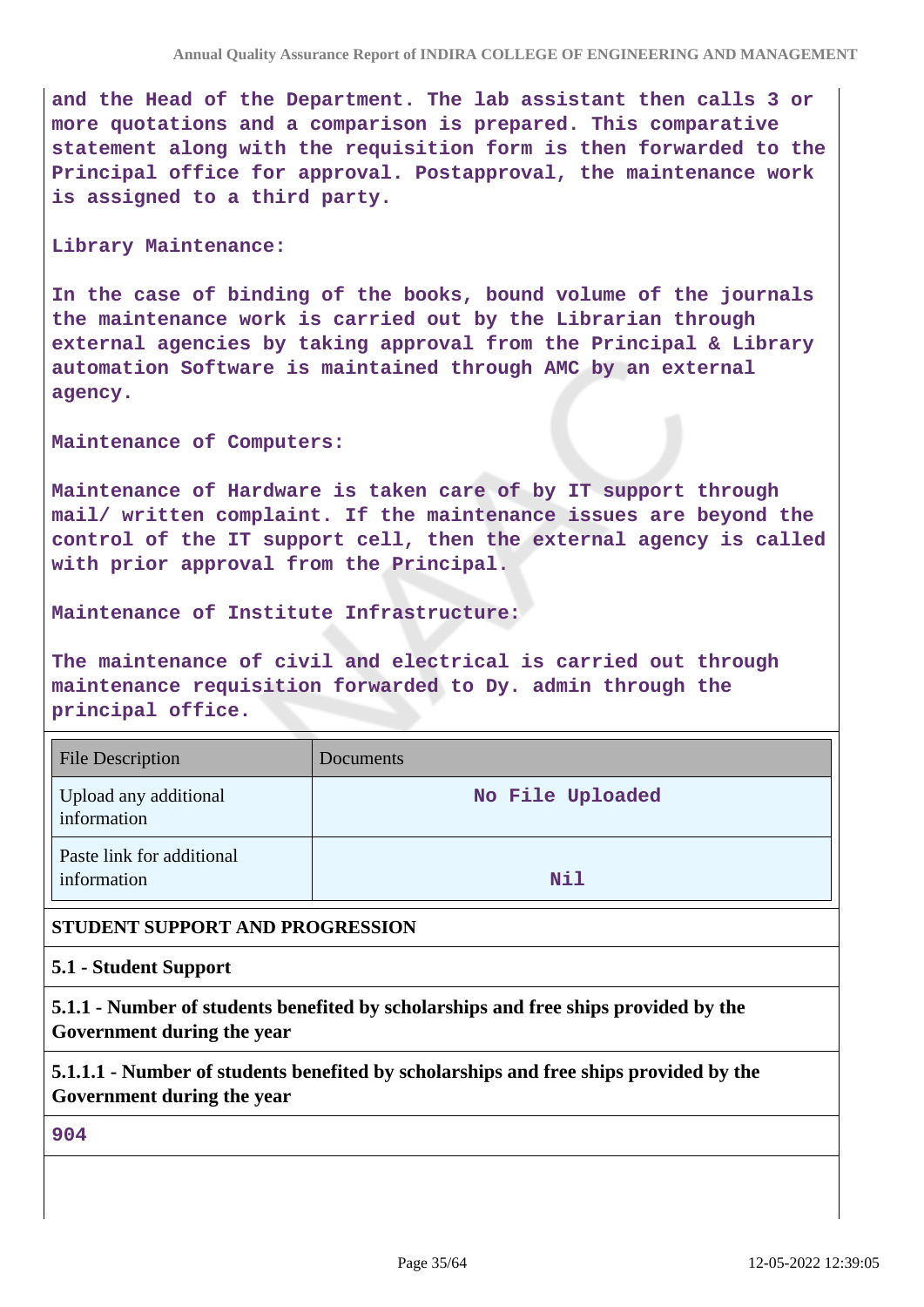and the Head of the Department. The lab assistant then calls 3 or more quotations and a comparison is prepared. This comparative statement along with the requisition form is then forwarded to the Principal office for approval. Postapproval, the maintenance work is assigned to a third party.

Library Maintenance:

In the case of binding of the books, bound volume of the journals the maintenance work is carried out by the Librarian through external agencies by taking approval from the Principal & Library automation Software is maintained through AMC by an external agency.

Maintenance of Computers:

Maintenance of Hardware is taken care of by IT support through mail/ written complaint. If the maintenance issues are beyond the control of the IT support cell, then the external agency is called with prior approval from the Principal.

Maintenance of Institute Infrastructure:

The maintenance of civil and electrical is carried out through maintenance requisition forwarded to Dy. admin through the principal office.

| File Description | Documents |
|---|---|
| Upload any additional information | No File Uploaded |
| Paste link for additional information | Nil |

**STUDENT SUPPORT AND PROGRESSION**

**5.1 - Student Support**

**5.1.1 - Number of students benefited by scholarships and free ships provided by the Government during the year**

**5.1.1.1 - Number of students benefited by scholarships and free ships provided by the Government during the year**

904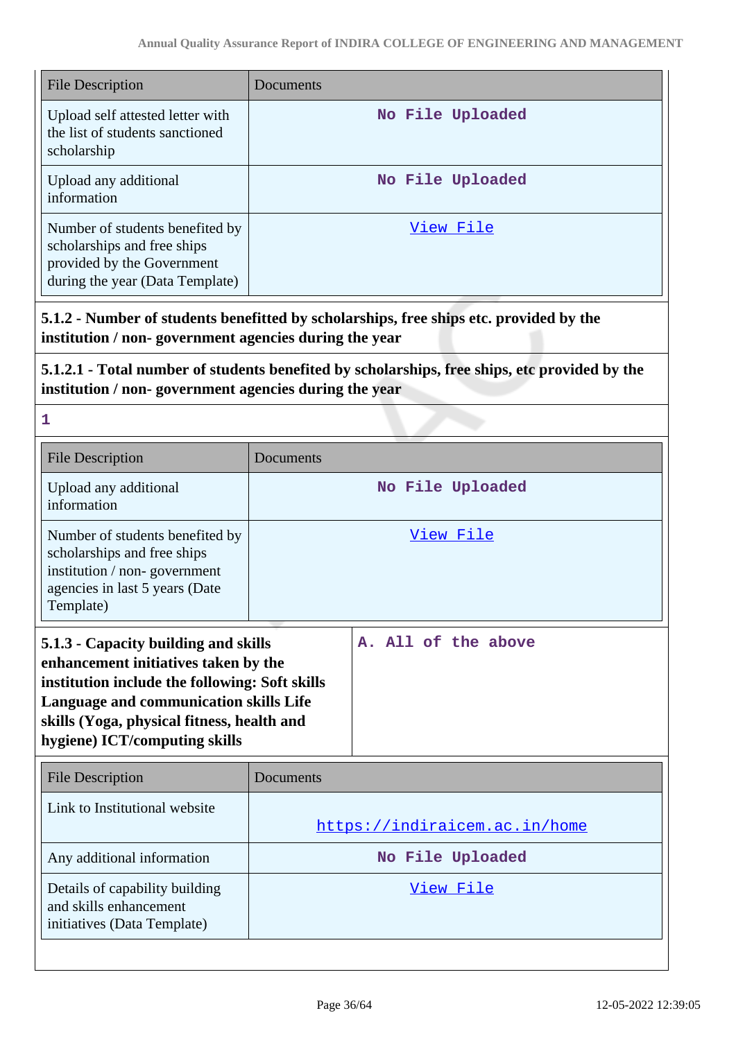| File Description | Documents |
|---|---|
| Upload self attested letter with the list of students sanctioned scholarship | No File Uploaded |
| Upload any additional information | No File Uploaded |
| Number of students benefited by scholarships and free ships provided by the Government during the year (Data Template) | View File |

**5.1.2 - Number of students benefitted by scholarships, free ships etc. provided by the institution / non- government agencies during the year**

**5.1.2.1 - Total number of students benefited by scholarships, free ships, etc provided by the institution / non- government agencies during the year**

1

| File Description | Documents |
|---|---|
| Upload any additional information | No File Uploaded |
| Number of students benefited by scholarships and free ships institution / non- government agencies in last 5 years (Date Template) | View File |

| **5.1.3 - Capacity building and skills enhancement initiatives taken by the institution include the following: Soft skills Language and communication skills Life skills (Yoga, physical fitness, health and hygiene) ICT/computing skills** | A. All of the above |
|---|---|

| File Description | Documents |
|---|---|
| Link to Institutional website | https://indiraicem.ac.in/home |
| Any additional information | No File Uploaded |
| Details of capability building and skills enhancement initiatives (Data Template) | View File |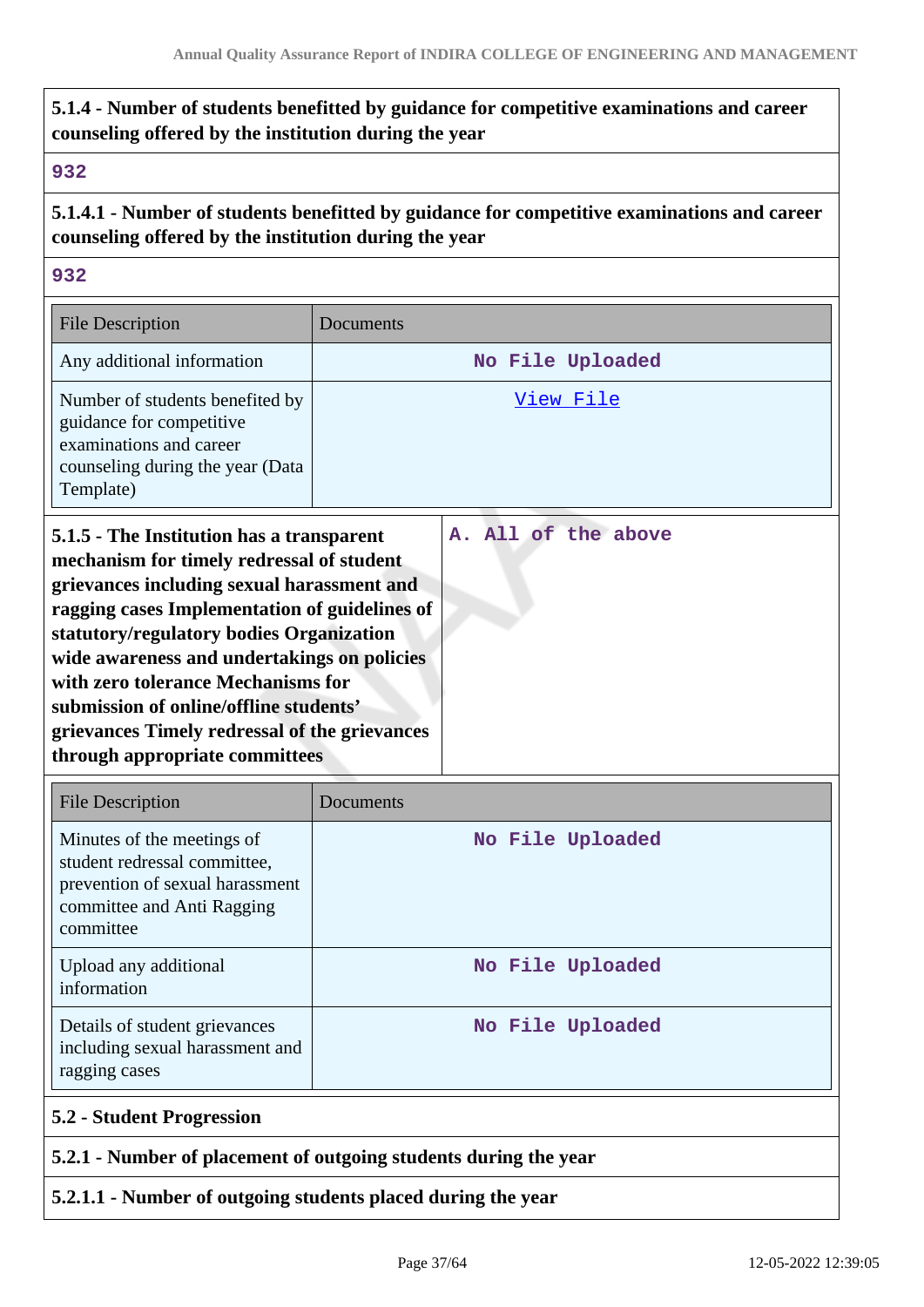**5.1.4 - Number of students benefitted by guidance for competitive examinations and career counseling offered by the institution during the year**

932

**5.1.4.1 - Number of students benefitted by guidance for competitive examinations and career counseling offered by the institution during the year**

932

| File Description | Documents |
|---|---|
| Any additional information | No File Uploaded |
| Number of students benefited by guidance for competitive examinations and career counseling during the year (Data Template) | View File |

| **5.1.5 - The Institution has a transparent mechanism for timely redressal of student grievances including sexual harassment and ragging cases Implementation of guidelines of statutory/regulatory bodies Organization wide awareness and undertakings on policies with zero tolerance Mechanisms for submission of online/offline students' grievances Timely redressal of the grievances through appropriate committees** | A. All of the above |
|---|---|

| File Description | Documents |
|---|---|
| Minutes of the meetings of student redressal committee, prevention of sexual harassment committee and Anti Ragging committee | No File Uploaded |
| Upload any additional information | No File Uploaded |
| Details of student grievances including sexual harassment and ragging cases | No File Uploaded |

**5.2 - Student Progression**

**5.2.1 - Number of placement of outgoing students during the year**

**5.2.1.1 - Number of outgoing students placed during the year**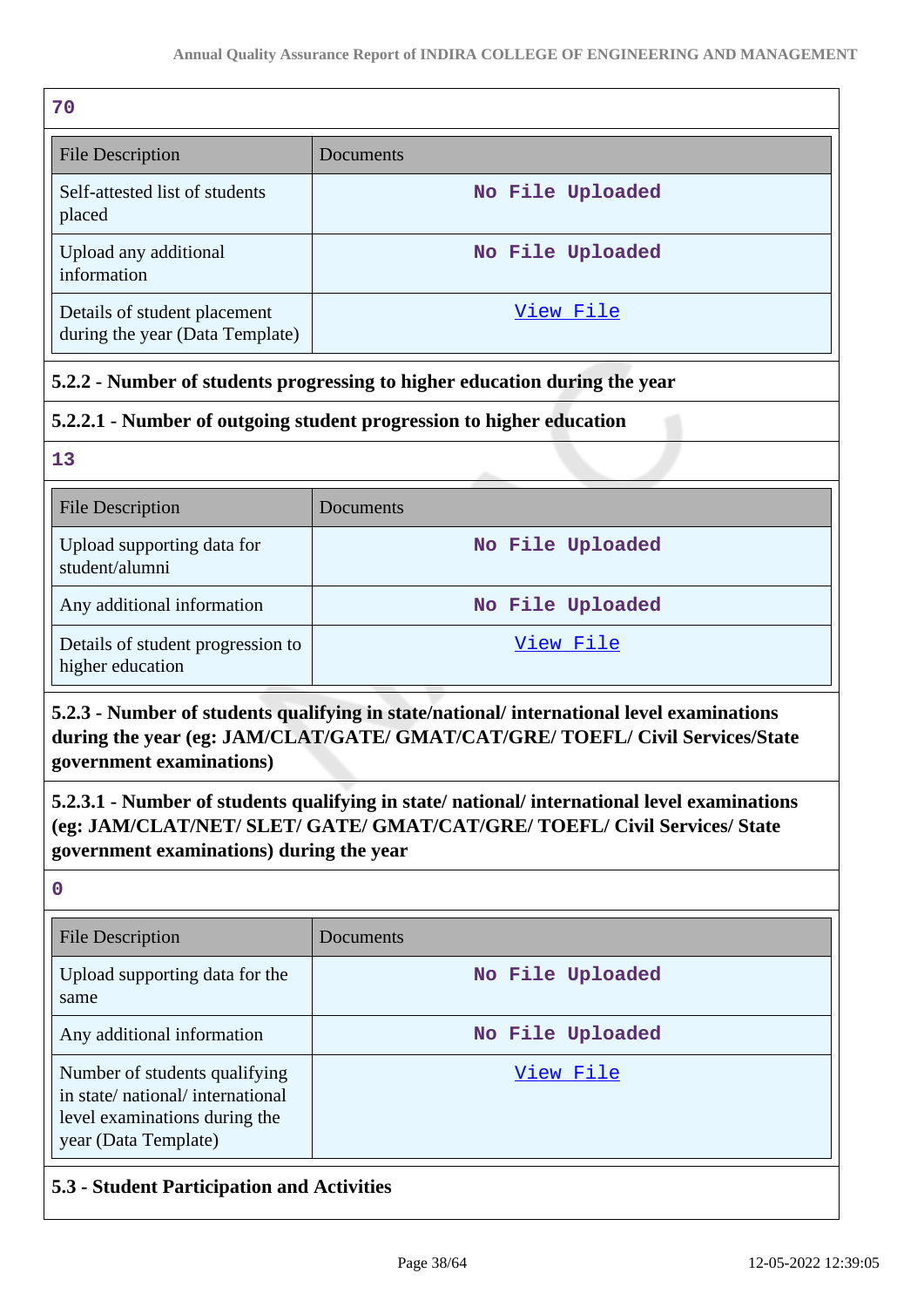70

| File Description | Documents |
|---|---|
| Self-attested list of students placed | No File Uploaded |
| Upload any additional information | No File Uploaded |
| Details of student placement during the year (Data Template) | View File |

**5.2.2 - Number of students progressing to higher education during the year**

**5.2.2.1 - Number of outgoing student progression to higher education**

13

| File Description | Documents |
|---|---|
| Upload supporting data for student/alumni | No File Uploaded |
| Any additional information | No File Uploaded |
| Details of student progression to higher education | View File |

**5.2.3 - Number of students qualifying in state/national/ international level examinations during the year (eg: JAM/CLAT/GATE/ GMAT/CAT/GRE/ TOEFL/ Civil Services/State government examinations)**

**5.2.3.1 - Number of students qualifying in state/ national/ international level examinations (eg: JAM/CLAT/NET/ SLET/ GATE/ GMAT/CAT/GRE/ TOEFL/ Civil Services/ State government examinations) during the year**

0

| File Description | Documents |
|---|---|
| Upload supporting data for the same | No File Uploaded |
| Any additional information | No File Uploaded |
| Number of students qualifying in state/ national/ international level examinations during the year (Data Template) | View File |

**5.3 - Student Participation and Activities**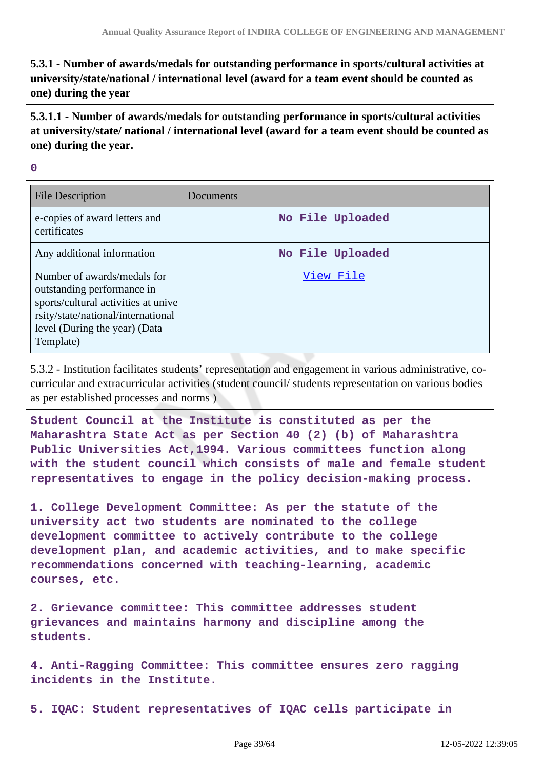**5.3.1 - Number of awards/medals for outstanding performance in sports/cultural activities at university/state/national / international level (award for a team event should be counted as one) during the year**

**5.3.1.1 - Number of awards/medals for outstanding performance in sports/cultural activities at university/state/ national / international level (award for a team event should be counted as one) during the year.**

0

| File Description | Documents |
|---|---|
| e-copies of award letters and certificates | No File Uploaded |
| Any additional information | No File Uploaded |
| Number of awards/medals for outstanding performance in sports/cultural activities at university/state/national/international level (During the year) (Data Template) | View File |

5.3.2 - Institution facilitates students' representation and engagement in various administrative, co-curricular and extracurricular activities (student council/ students representation on various bodies as per established processes and norms )

Student Council at the Institute is constituted as per the Maharashtra State Act as per Section 40 (2) (b) of Maharashtra Public Universities Act,1994. Various committees function along with the student council which consists of male and female student representatives to engage in the policy decision-making process.

1. College Development Committee: As per the statute of the university act two students are nominated to the college development committee to actively contribute to the college development plan, and academic activities, and to make specific recommendations concerned with teaching-learning, academic courses, etc.

2. Grievance committee: This committee addresses student grievances and maintains harmony and discipline among the students.

4. Anti-Ragging Committee: This committee ensures zero ragging incidents in the Institute.

5. IQAC: Student representatives of IQAC cells participate in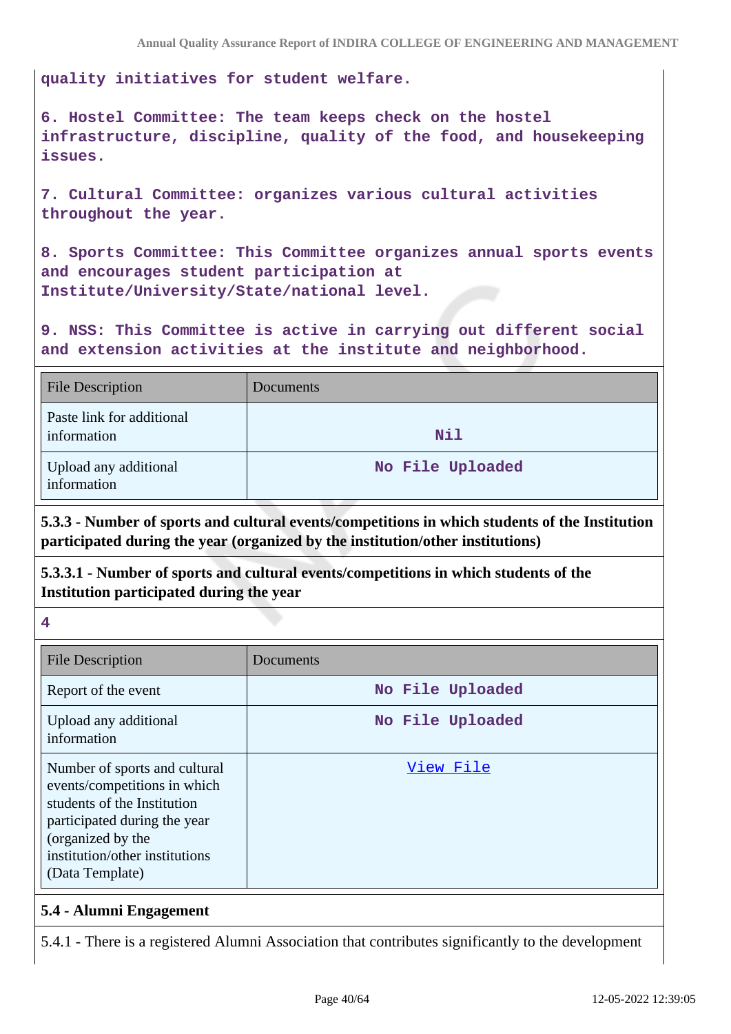quality initiatives for student welfare.

6. Hostel Committee: The team keeps check on the hostel infrastructure, discipline, quality of the food, and housekeeping issues.

7. Cultural Committee: organizes various cultural activities throughout the year.

8. Sports Committee: This Committee organizes annual sports events and encourages student participation at Institute/University/State/national level.

9. NSS: This Committee is active in carrying out different social and extension activities at the institute and neighborhood.

| File Description | Documents |
|---|---|
| Paste link for additional information | Nil |
| Upload any additional information | No File Uploaded |

**5.3.3 - Number of sports and cultural events/competitions in which students of the Institution participated during the year (organized by the institution/other institutions)**

**5.3.3.1 - Number of sports and cultural events/competitions in which students of the Institution participated during the year**

**4**

| File Description | Documents |
|---|---|
| Report of the event | No File Uploaded |
| Upload any additional information | No File Uploaded |
| Number of sports and cultural events/competitions in which students of the Institution participated during the year (organized by the institution/other institutions) (Data Template) | View File |

**5.4 - Alumni Engagement**

5.4.1 - There is a registered Alumni Association that contributes significantly to the development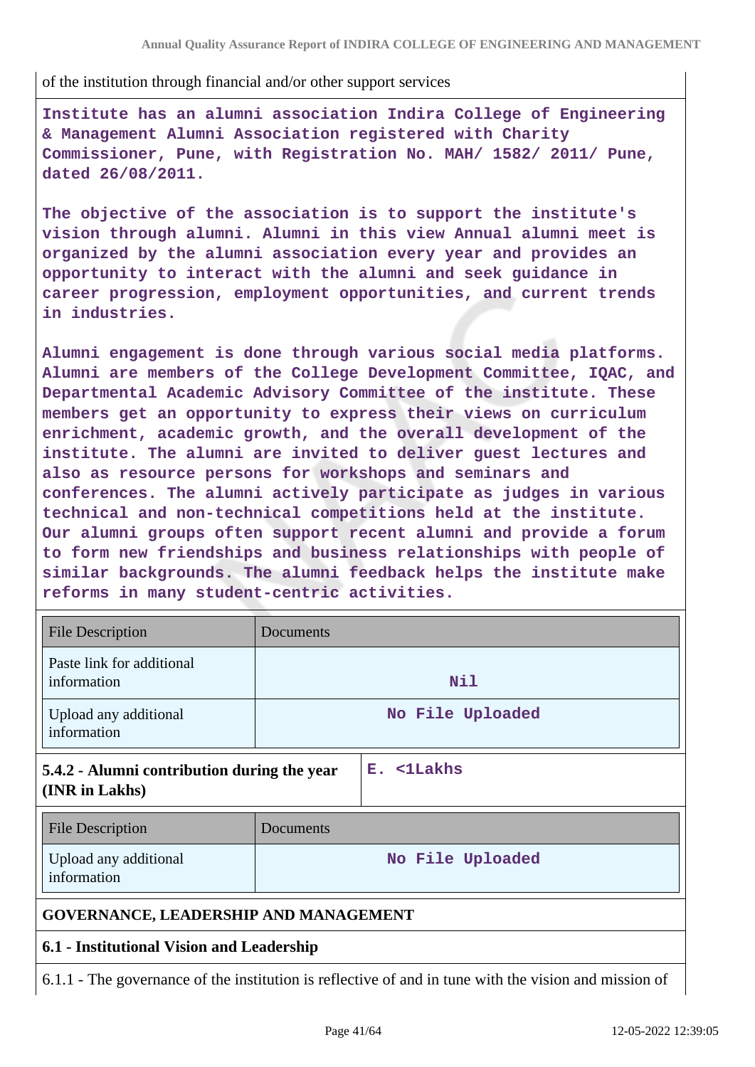of the institution through financial and/or other support services

Institute has an alumni association Indira College of Engineering & Management Alumni Association registered with Charity Commissioner, Pune, with Registration No. MAH/ 1582/ 2011/ Pune, dated 26/08/2011.

The objective of the association is to support the institute's vision through alumni. Alumni in this view Annual alumni meet is organized by the alumni association every year and provides an opportunity to interact with the alumni and seek guidance in career progression, employment opportunities, and current trends in industries.

Alumni engagement is done through various social media platforms. Alumni are members of the College Development Committee, IQAC, and Departmental Academic Advisory Committee of the institute. These members get an opportunity to express their views on curriculum enrichment, academic growth, and the overall development of the institute. The alumni are invited to deliver guest lectures and also as resource persons for workshops and seminars and conferences. The alumni actively participate as judges in various technical and non-technical competitions held at the institute. Our alumni groups often support recent alumni and provide a forum to form new friendships and business relationships with people of similar backgrounds. The alumni feedback helps the institute make reforms in many student-centric activities.

| File Description | Documents |
|---|---|
| Paste link for additional information | Nil |
| Upload any additional information | No File Uploaded |

| 5.4.2 - Alumni contribution during the year (INR in Lakhs) | E. <1Lakhs |
|---|---|

| File Description | Documents |
|---|---|
| Upload any additional information | No File Uploaded |

## GOVERNANCE, LEADERSHIP AND MANAGEMENT

### 6.1 - Institutional Vision and Leadership

6.1.1 - The governance of the institution is reflective of and in tune with the vision and mission of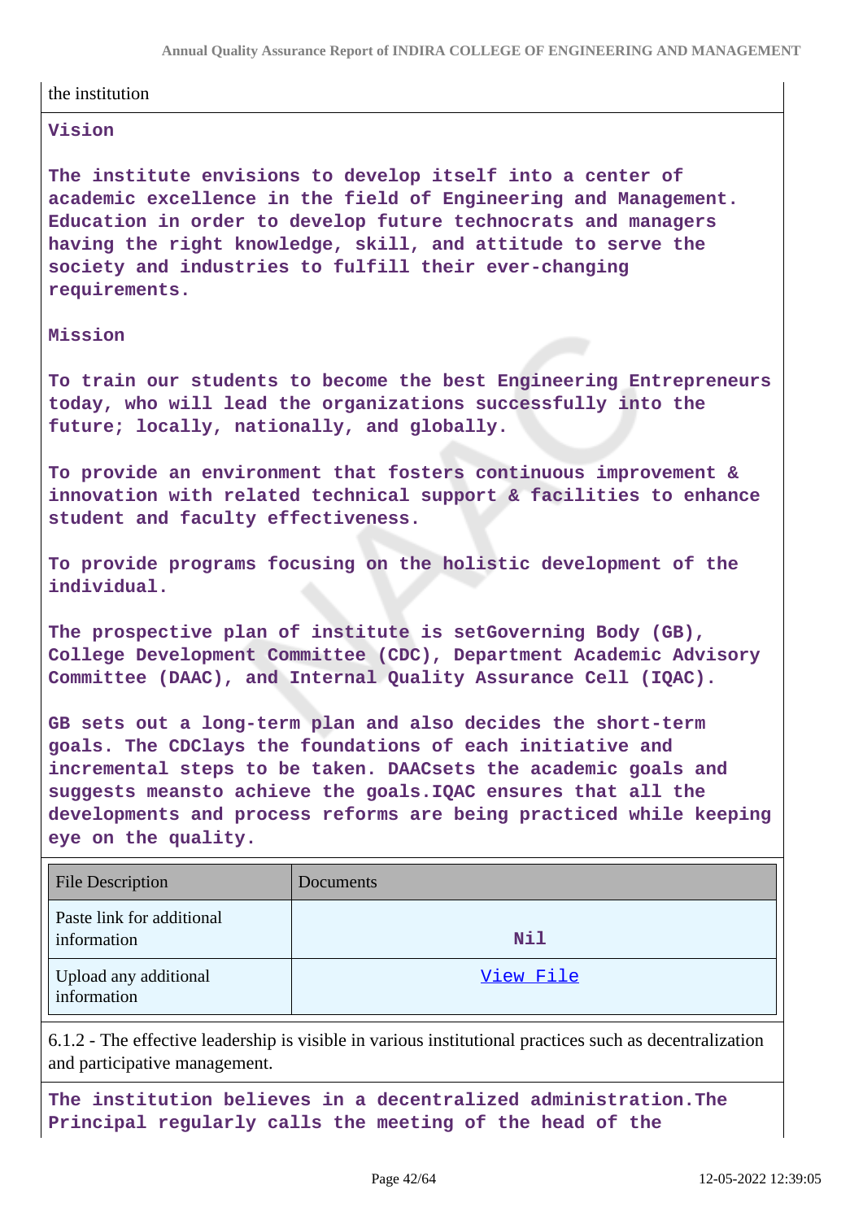the institution

**Vision**

**The institute envisions to develop itself into a center of academic excellence in the field of Engineering and Management. Education in order to develop future technocrats and managers having the right knowledge, skill, and attitude to serve the society and industries to fulfill their ever-changing requirements.**

**Mission**

**To train our students to become the best Engineering Entrepreneurs today, who will lead the organizations successfully into the future; locally, nationally, and globally.**

**To provide an environment that fosters continuous improvement & innovation with related technical support & facilities to enhance student and faculty effectiveness.**

**To provide programs focusing on the holistic development of the individual.**

**The prospective plan of institute is setGoverning Body (GB), College Development Committee (CDC), Department Academic Advisory Committee (DAAC), and Internal Quality Assurance Cell (IQAC).**

**GB sets out a long-term plan and also decides the short-term goals. The CDClays the foundations of each initiative and incremental steps to be taken. DAACsets the academic goals and suggests meansto achieve the goals.IQAC ensures that all the developments and process reforms are being practiced while keeping eye on the quality.**

| File Description | Documents |
|---|---|
| Paste link for additional information | Nil |
| Upload any additional information | View File |

6.1.2 - The effective leadership is visible in various institutional practices such as decentralization and participative management.

**The institution believes in a decentralized administration.The Principal regularly calls the meeting of the head of the**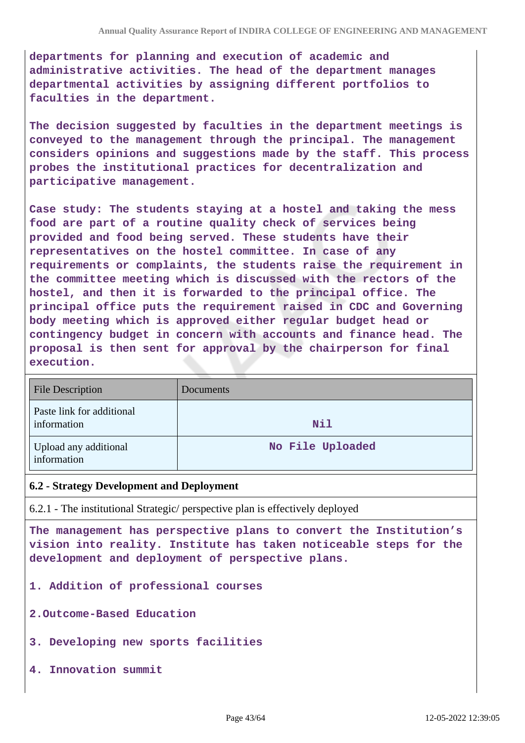departments for planning and execution of academic and administrative activities. The head of the department manages departmental activities by assigning different portfolios to faculties in the department.

The decision suggested by faculties in the department meetings is conveyed to the management through the principal. The management considers opinions and suggestions made by the staff. This process probes the institutional practices for decentralization and participative management.

Case study: The students staying at a hostel and taking the mess food are part of a routine quality check of services being provided and food being served. These students have their representatives on the hostel committee. In case of any requirements or complaints, the students raise the requirement in the committee meeting which is discussed with the rectors of the hostel, and then it is forwarded to the principal office. The principal office puts the requirement raised in CDC and Governing body meeting which is approved either regular budget head or contingency budget in concern with accounts and finance head. The proposal is then sent for approval by the chairperson for final execution.

| File Description | Documents |
|---|---|
| Paste link for additional information | Nil |
| Upload any additional information | No File Uploaded |

### 6.2 - Strategy Development and Deployment

6.2.1 - The institutional Strategic/ perspective plan is effectively deployed

The management has perspective plans to convert the Institution's vision into reality. Institute has taken noticeable steps for the development and deployment of perspective plans.

1. Addition of professional courses

2. Outcome-Based Education

3. Developing new sports facilities

4. Innovation summit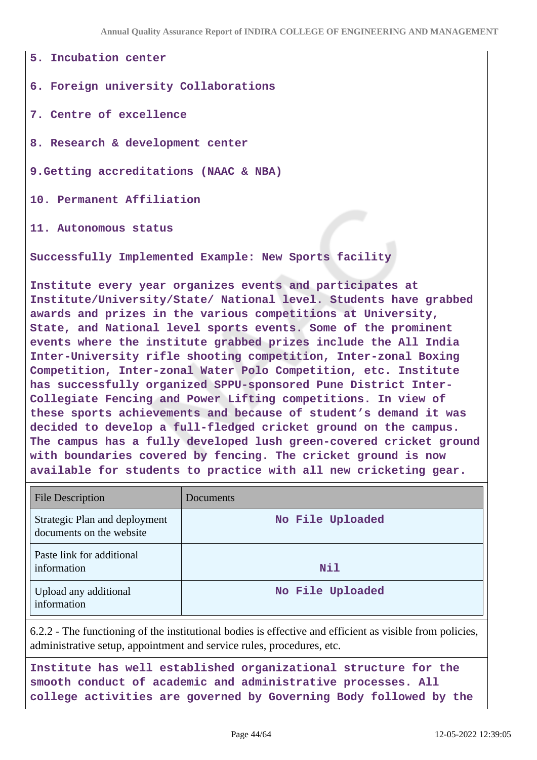5. Incubation center

6. Foreign university Collaborations

7. Centre of excellence

8. Research & development center

9.Getting accreditations (NAAC & NBA)

10. Permanent Affiliation

11. Autonomous status

**Successfully Implemented Example: New Sports facility**

**Institute every year organizes events and participates at Institute/University/State/ National level. Students have grabbed awards and prizes in the various competitions at University, State, and National level sports events. Some of the prominent events where the institute grabbed prizes include the All India Inter-University rifle shooting competition, Inter-zonal Boxing Competition, Inter-zonal Water Polo Competition, etc. Institute has successfully organized SPPU-sponsored Pune District Inter-Collegiate Fencing and Power Lifting competitions. In view of these sports achievements and because of student's demand it was decided to develop a full-fledged cricket ground on the campus. The campus has a fully developed lush green-covered cricket ground with boundaries covered by fencing. The cricket ground is now available for students to practice with all new cricketing gear.**

| File Description | Documents |
|---|---|
| Strategic Plan and deployment documents on the website | No File Uploaded |
| Paste link for additional information | Nil |
| Upload any additional information | No File Uploaded |

6.2.2 - The functioning of the institutional bodies is effective and efficient as visible from policies, administrative setup, appointment and service rules, procedures, etc.

**Institute has well established organizational structure for the smooth conduct of academic and administrative processes. All college activities are governed by Governing Body followed by the**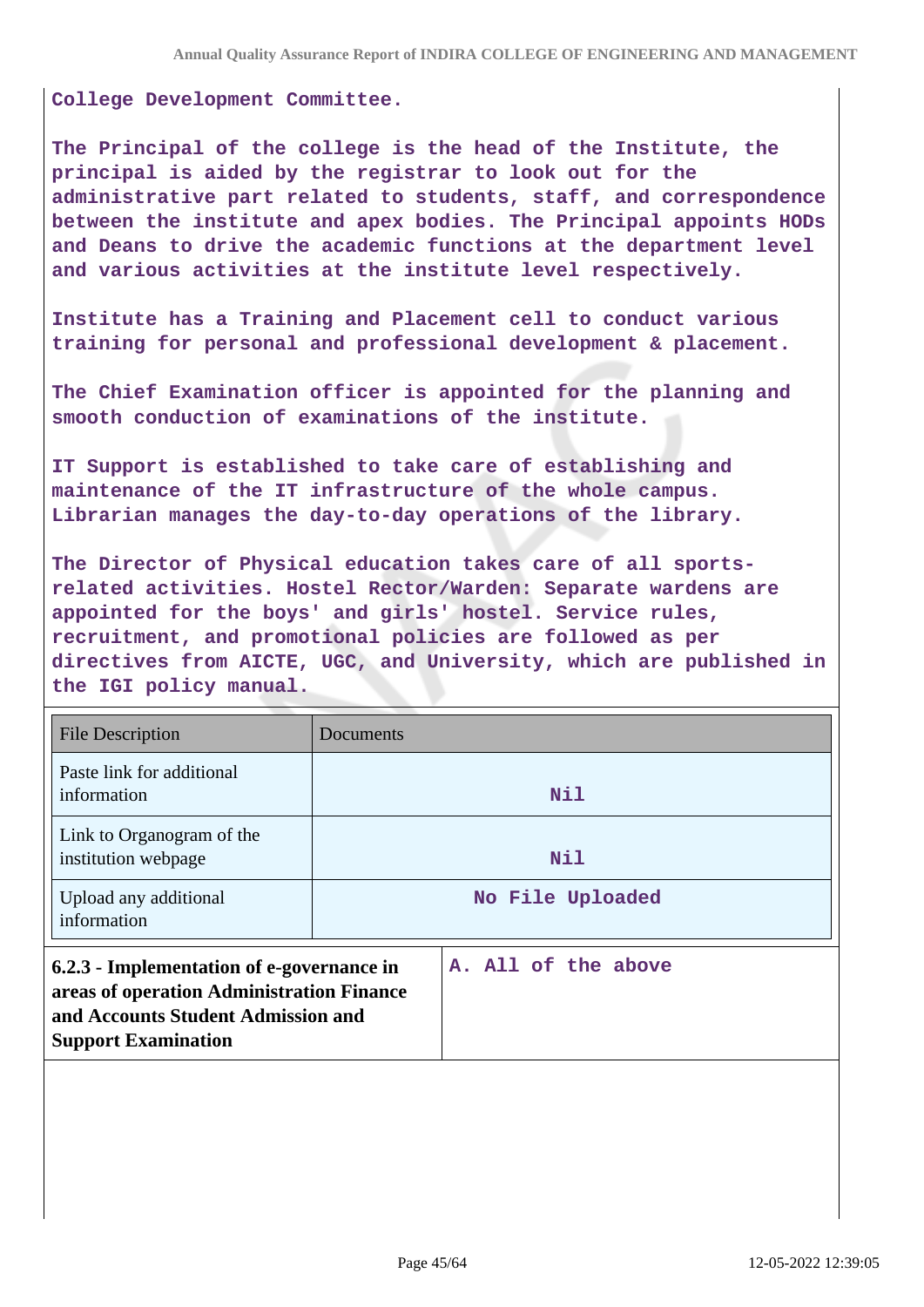College Development Committee.

The Principal of the college is the head of the Institute, the principal is aided by the registrar to look out for the administrative part related to students, staff, and correspondence between the institute and apex bodies. The Principal appoints HODs and Deans to drive the academic functions at the department level and various activities at the institute level respectively.

Institute has a Training and Placement cell to conduct various training for personal and professional development & placement.

The Chief Examination officer is appointed for the planning and smooth conduction of examinations of the institute.

IT Support is established to take care of establishing and maintenance of the IT infrastructure of the whole campus. Librarian manages the day-to-day operations of the library.

The Director of Physical education takes care of all sports-related activities. Hostel Rector/Warden: Separate wardens are appointed for the boys' and girls' hostel. Service rules, recruitment, and promotional policies are followed as per directives from AICTE, UGC, and University, which are published in the IGI policy manual.

| File Description | Documents |
|---|---|
| Paste link for additional information | Nil |
| Link to Organogram of the institution webpage | Nil |
| Upload any additional information | No File Uploaded |

| **6.2.3 - Implementation of e-governance in areas of operation Administration Finance and Accounts Student Admission and Support Examination** | A. All of the above |
|---|---|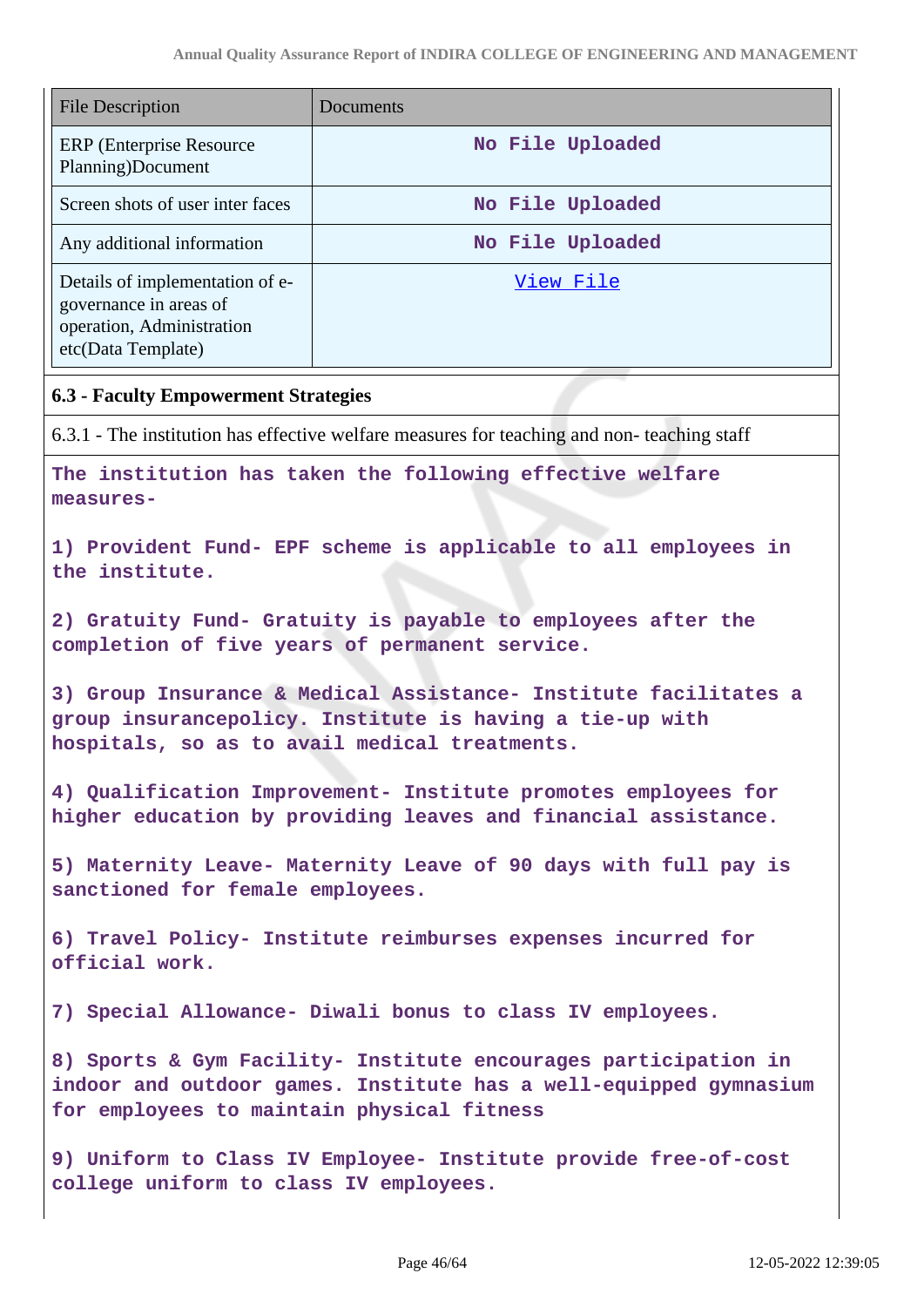| File Description | Documents |
| --- | --- |
| ERP (Enterprise Resource Planning)Document | No File Uploaded |
| Screen shots of user inter faces | No File Uploaded |
| Any additional information | No File Uploaded |
| Details of implementation of e-governance in areas of operation, Administration etc(Data Template) | View File |

**6.3 - Faculty Empowerment Strategies**

6.3.1 - The institution has effective welfare measures for teaching and non- teaching staff

The institution has taken the following effective welfare measures-

1) Provident Fund- EPF scheme is applicable to all employees in the institute.

2) Gratuity Fund- Gratuity is payable to employees after the completion of five years of permanent service.

3) Group Insurance & Medical Assistance- Institute facilitates a group insurancepolicy. Institute is having a tie-up with hospitals, so as to avail medical treatments.

4) Qualification Improvement- Institute promotes employees for higher education by providing leaves and financial assistance.

5) Maternity Leave- Maternity Leave of 90 days with full pay is sanctioned for female employees.

6) Travel Policy- Institute reimburses expenses incurred for official work.

7) Special Allowance- Diwali bonus to class IV employees.

8) Sports & Gym Facility- Institute encourages participation in indoor and outdoor games. Institute has a well-equipped gymnasium for employees to maintain physical fitness

9) Uniform to Class IV Employee- Institute provide free-of-cost college uniform to class IV employees.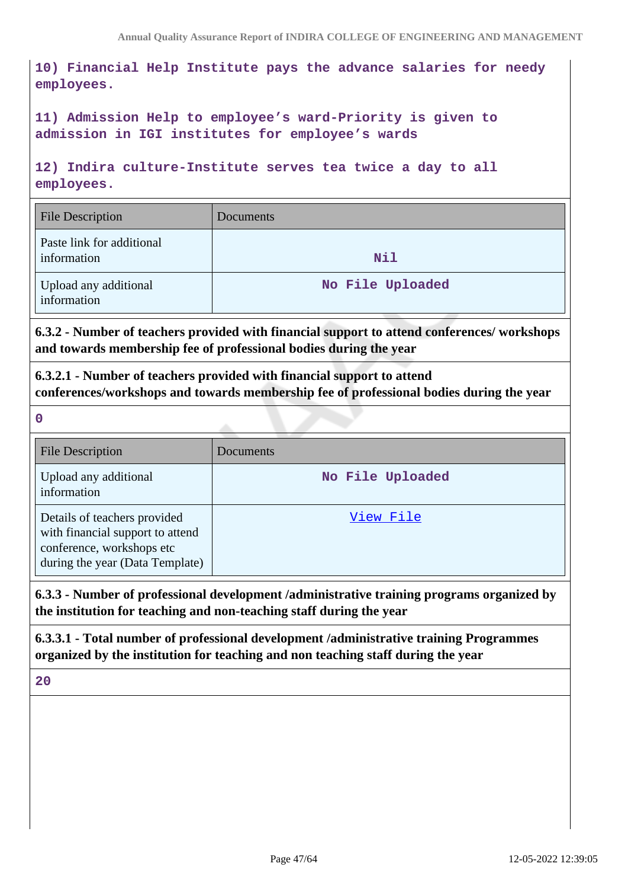**10) Financial Help Institute pays the advance salaries for needy employees.**

**11) Admission Help to employee's ward-Priority is given to admission in IGI institutes for employee's wards**

**12) Indira culture-Institute serves tea twice a day to all employees.**

| File Description | Documents |
|---|---|
| Paste link for additional information | Nil |
| Upload any additional information | No File Uploaded |

**6.3.2 - Number of teachers provided with financial support to attend conferences/ workshops and towards membership fee of professional bodies during the year**

**6.3.2.1 - Number of teachers provided with financial support to attend conferences/workshops and towards membership fee of professional bodies during the year**

**0**

| File Description | Documents |
|---|---|
| Upload any additional information | No File Uploaded |
| Details of teachers provided with financial support to attend conference, workshops etc during the year (Data Template) | View File |

**6.3.3 - Number of professional development /administrative training programs organized by the institution for teaching and non-teaching staff during the year**

**6.3.3.1 - Total number of professional development /administrative training Programmes organized by the institution for teaching and non teaching staff during the year**

**20**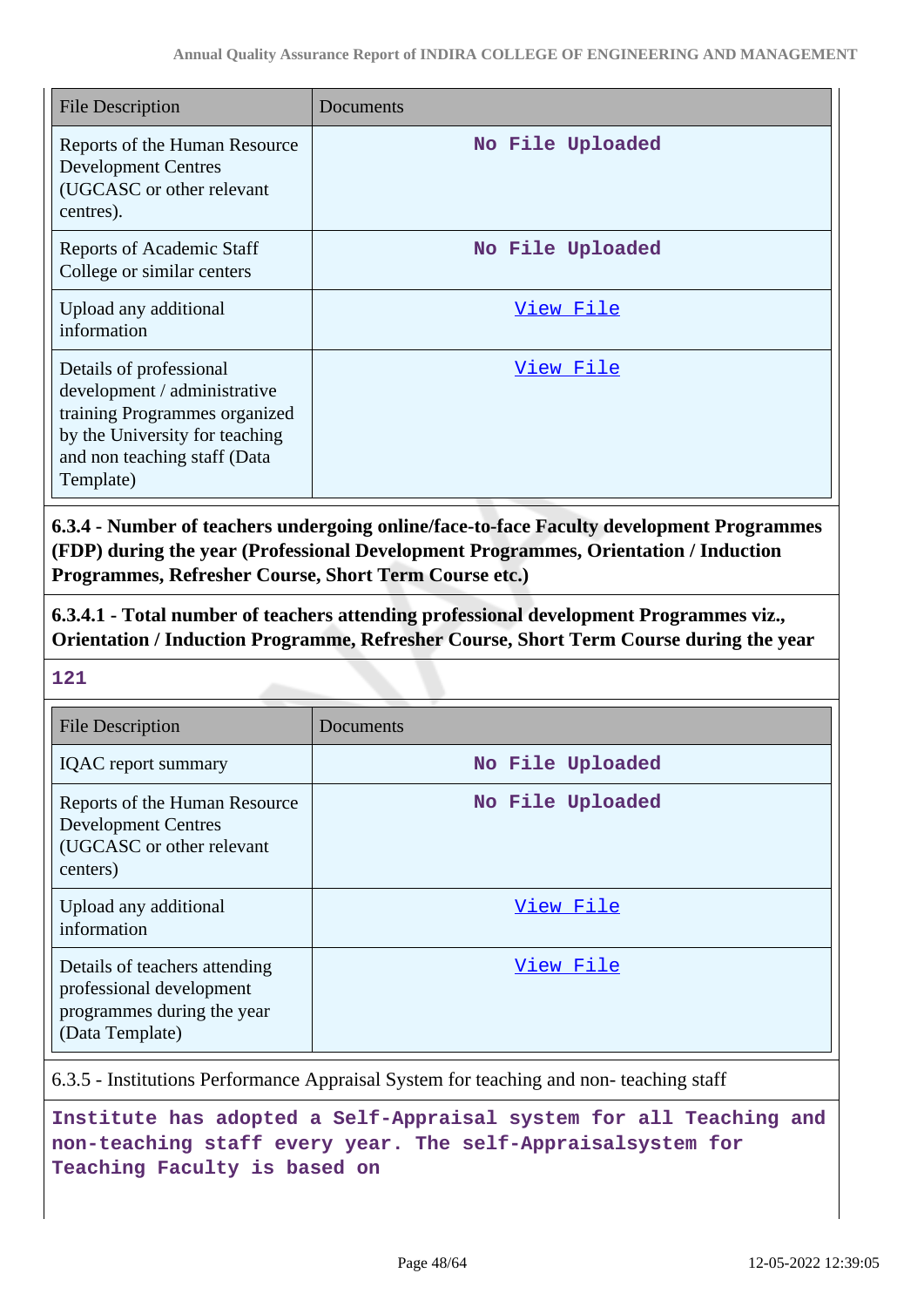| File Description | Documents |
|---|---|
| Reports of the Human Resource Development Centres (UGCASC or other relevant centres). | No File Uploaded |
| Reports of Academic Staff College or similar centers | No File Uploaded |
| Upload any additional information | View File |
| Details of professional development / administrative training Programmes organized by the University for teaching and non teaching staff (Data Template) | View File |

**6.3.4 - Number of teachers undergoing online/face-to-face Faculty development Programmes (FDP) during the year (Professional Development Programmes, Orientation / Induction Programmes, Refresher Course, Short Term Course etc.)**

**6.3.4.1 - Total number of teachers attending professional development Programmes viz., Orientation / Induction Programme, Refresher Course, Short Term Course during the year**

**121**

| File Description | Documents |
|---|---|
| IQAC report summary | No File Uploaded |
| Reports of the Human Resource Development Centres (UGCASC or other relevant centers) | No File Uploaded |
| Upload any additional information | View File |
| Details of teachers attending professional development programmes during the year (Data Template) | View File |

6.3.5 - Institutions Performance Appraisal System for teaching and non- teaching staff

**Institute has adopted a Self-Appraisal system for all Teaching and non-teaching staff every year. The self-Appraisalsystem for Teaching Faculty is based on**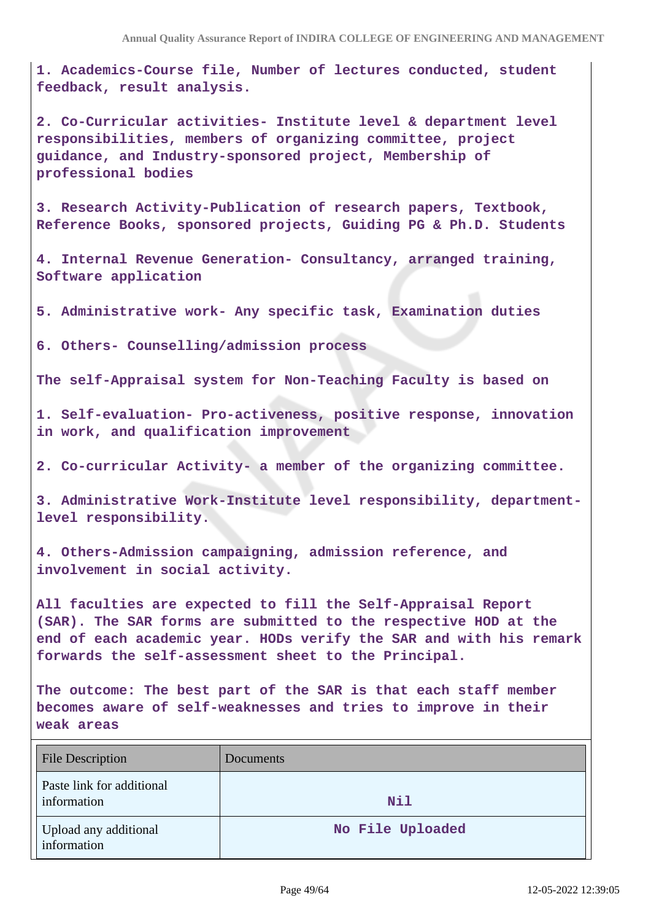1. Academics-Course file, Number of lectures conducted, student feedback, result analysis.

2. Co-Curricular activities- Institute level & department level responsibilities, members of organizing committee, project guidance, and Industry-sponsored project, Membership of professional bodies

3. Research Activity-Publication of research papers, Textbook, Reference Books, sponsored projects, Guiding PG & Ph.D. Students

4. Internal Revenue Generation- Consultancy, arranged training, Software application

5. Administrative work- Any specific task, Examination duties

6. Others- Counselling/admission process

The self-Appraisal system for Non-Teaching Faculty is based on

1. Self-evaluation- Pro-activeness, positive response, innovation in work, and qualification improvement

2. Co-curricular Activity- a member of the organizing committee.

3. Administrative Work-Institute level responsibility, department-level responsibility.

4. Others-Admission campaigning, admission reference, and involvement in social activity.

All faculties are expected to fill the Self-Appraisal Report (SAR). The SAR forms are submitted to the respective HOD at the end of each academic year. HODs verify the SAR and with his remark forwards the self-assessment sheet to the Principal.

The outcome: The best part of the SAR is that each staff member becomes aware of self-weaknesses and tries to improve in their weak areas

| File Description | Documents |
|---|---|
| Paste link for additional information | Nil |
| Upload any additional information | No File Uploaded |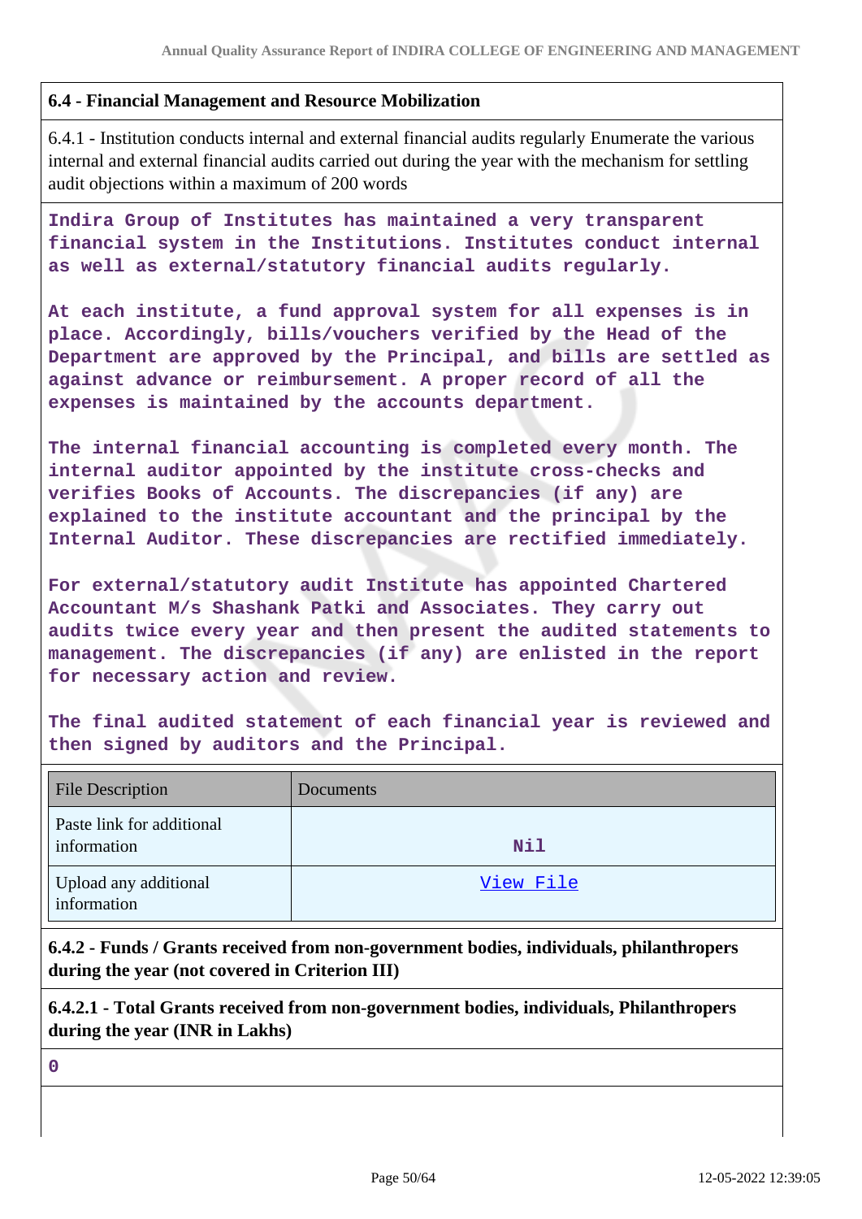**6.4 - Financial Management and Resource Mobilization**

6.4.1 - Institution conducts internal and external financial audits regularly Enumerate the various internal and external financial audits carried out during the year with the mechanism for settling audit objections within a maximum of 200 words

Indira Group of Institutes has maintained a very transparent financial system in the Institutions. Institutes conduct internal as well as external/statutory financial audits regularly.

At each institute, a fund approval system for all expenses is in place. Accordingly, bills/vouchers verified by the Head of the Department are approved by the Principal, and bills are settled as against advance or reimbursement. A proper record of all the expenses is maintained by the accounts department.

The internal financial accounting is completed every month. The internal auditor appointed by the institute cross-checks and verifies Books of Accounts. The discrepancies (if any) are explained to the institute accountant and the principal by the Internal Auditor. These discrepancies are rectified immediately.

For external/statutory audit Institute has appointed Chartered Accountant M/s Shashank Patki and Associates. They carry out audits twice every year and then present the audited statements to management. The discrepancies (if any) are enlisted in the report for necessary action and review.

The final audited statement of each financial year is reviewed and then signed by auditors and the Principal.

| File Description | Documents |
|---|---|
| Paste link for additional information | Nil |
| Upload any additional information | View File |

**6.4.2 - Funds / Grants received from non-government bodies, individuals, philanthropers during the year (not covered in Criterion III)**

**6.4.2.1 - Total Grants received from non-government bodies, individuals, Philanthropers during the year (INR in Lakhs)**

0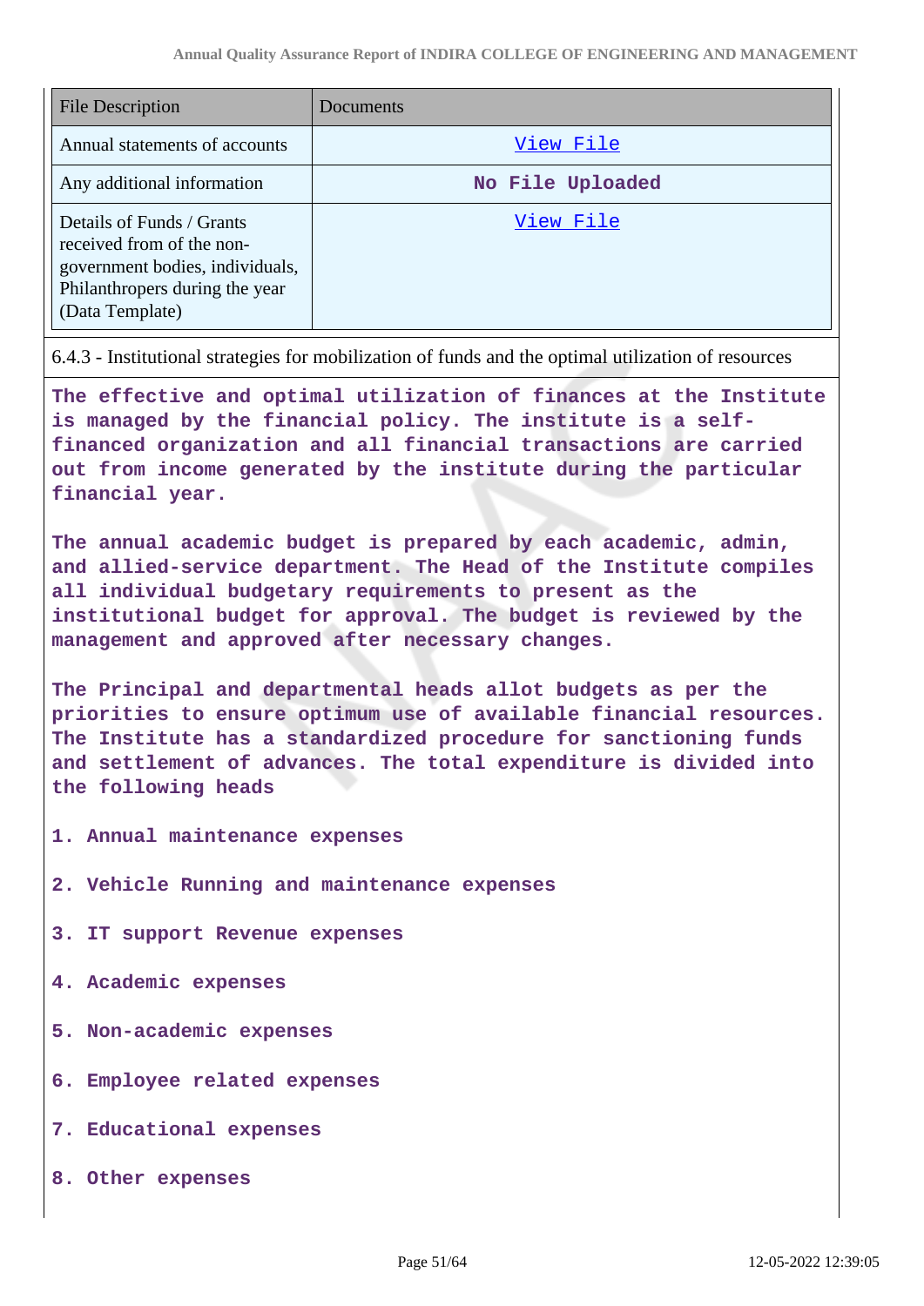| File Description | Documents |
|---|---|
| Annual statements of accounts | View File |
| Any additional information | No File Uploaded |
| Details of Funds / Grants received from of the non-government bodies, individuals, Philanthropers during the year (Data Template) | View File |

6.4.3 - Institutional strategies for mobilization of funds and the optimal utilization of resources

**The effective and optimal utilization of finances at the Institute is managed by the financial policy. The institute is a self-financed organization and all financial transactions are carried out from income generated by the institute during the particular financial year.**

**The annual academic budget is prepared by each academic, admin, and allied-service department. The Head of the Institute compiles all individual budgetary requirements to present as the institutional budget for approval. The budget is reviewed by the management and approved after necessary changes.**

**The Principal and departmental heads allot budgets as per the priorities to ensure optimum use of available financial resources. The Institute has a standardized procedure for sanctioning funds and settlement of advances. The total expenditure is divided into the following heads**

1. **Annual maintenance expenses**
2. **Vehicle Running and maintenance expenses**
3. **IT support Revenue expenses**
4. **Academic expenses**
5. **Non-academic expenses**
6. **Employee related expenses**
7. **Educational expenses**
8. **Other expenses**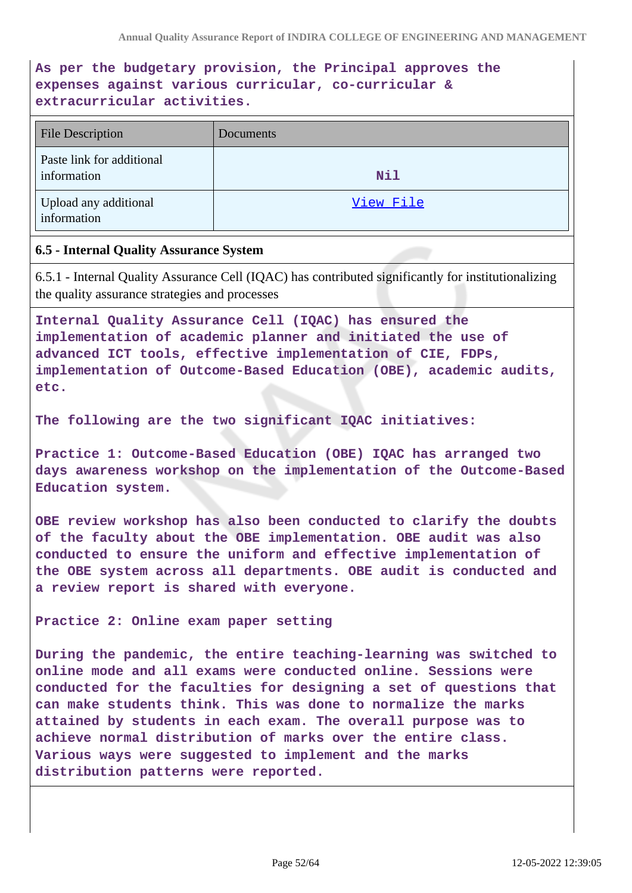**As per the budgetary provision, the Principal approves the expenses against various curricular, co-curricular & extracurricular activities.**

| File Description | Documents |
|---|---|
| Paste link for additional information | Nil |
| Upload any additional information | View File |

**6.5 - Internal Quality Assurance System**

6.5.1 - Internal Quality Assurance Cell (IQAC) has contributed significantly for institutionalizing the quality assurance strategies and processes

**Internal Quality Assurance Cell (IQAC) has ensured the implementation of academic planner and initiated the use of advanced ICT tools, effective implementation of CIE, FDPs, implementation of Outcome-Based Education (OBE), academic audits, etc.**

**The following are the two significant IQAC initiatives:**

**Practice 1: Outcome-Based Education (OBE) IQAC has arranged two days awareness workshop on the implementation of the Outcome-Based Education system.**

**OBE review workshop has also been conducted to clarify the doubts of the faculty about the OBE implementation. OBE audit was also conducted to ensure the uniform and effective implementation of the OBE system across all departments. OBE audit is conducted and a review report is shared with everyone.**

**Practice 2: Online exam paper setting**

**During the pandemic, the entire teaching-learning was switched to online mode and all exams were conducted online. Sessions were conducted for the faculties for designing a set of questions that can make students think. This was done to normalize the marks attained by students in each exam. The overall purpose was to achieve normal distribution of marks over the entire class. Various ways were suggested to implement and the marks distribution patterns were reported.**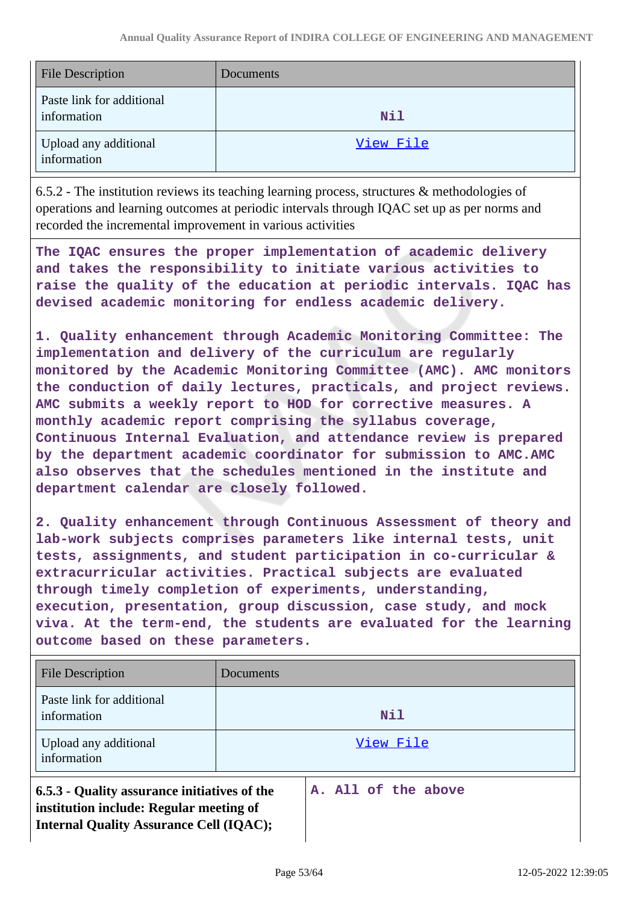| File Description | Documents |
|---|---|
| Paste link for additional information | Nil |
| Upload any additional information | View File |

6.5.2 - The institution reviews its teaching learning process, structures & methodologies of operations and learning outcomes at periodic intervals through IQAC set up as per norms and recorded the incremental improvement in various activities

The IQAC ensures the proper implementation of academic delivery and takes the responsibility to initiate various activities to raise the quality of the education at periodic intervals. IQAC has devised academic monitoring for endless academic delivery.

1. Quality enhancement through Academic Monitoring Committee: The implementation and delivery of the curriculum are regularly monitored by the Academic Monitoring Committee (AMC). AMC monitors the conduction of daily lectures, practicals, and project reviews. AMC submits a weekly report to HOD for corrective measures. A monthly academic report comprising the syllabus coverage, Continuous Internal Evaluation, and attendance review is prepared by the department academic coordinator for submission to AMC.AMC also observes that the schedules mentioned in the institute and department calendar are closely followed.

2. Quality enhancement through Continuous Assessment of theory and lab-work subjects comprises parameters like internal tests, unit tests, assignments, and student participation in co-curricular & extracurricular activities. Practical subjects are evaluated through timely completion of experiments, understanding, execution, presentation, group discussion, case study, and mock viva. At the term-end, the students are evaluated for the learning outcome based on these parameters.

| File Description | Documents |
|---|---|
| Paste link for additional information | Nil |
| Upload any additional information | View File |

| **6.5.3 - Quality assurance initiatives of the institution include: Regular meeting of Internal Quality Assurance Cell (IQAC);** | A. All of the above |
|---|---|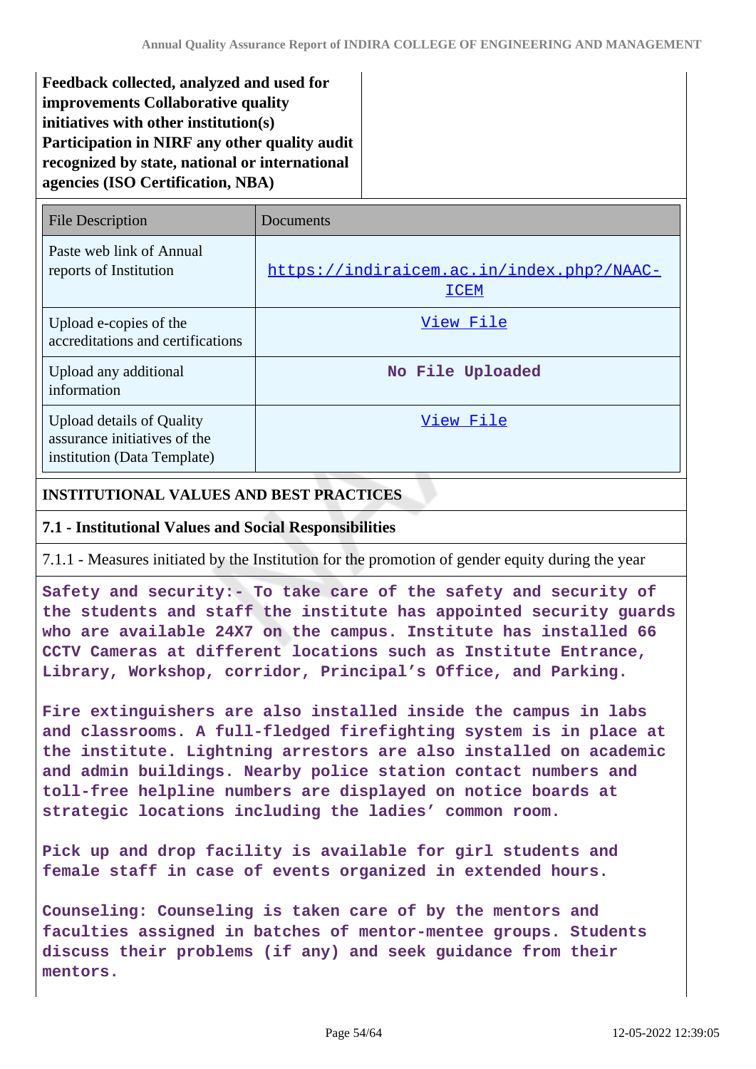**Feedback collected, analyzed and used for improvements Collaborative quality initiatives with other institution(s) Participation in NIRF any other quality audit recognized by state, national or international agencies (ISO Certification, NBA)**

| File Description | Documents |
|---|---|
| Paste web link of Annual reports of Institution | https://indiraicem.ac.in/index.php?/NAAC-ICEM |
| Upload e-copies of the accreditations and certifications | View File |
| Upload any additional information | **No File Uploaded** |
| Upload details of Quality assurance initiatives of the institution (Data Template) | View File |

## INSTITUTIONAL VALUES AND BEST PRACTICES

### 7.1 - Institutional Values and Social Responsibilities

7.1.1 - Measures initiated by the Institution for the promotion of gender equity during the year

**Safety and security:- To take care of the safety and security of the students and staff the institute has appointed security guards who are available 24X7 on the campus. Institute has installed 66 CCTV Cameras at different locations such as Institute Entrance, Library, Workshop, corridor, Principal's Office, and Parking.**

**Fire extinguishers are also installed inside the campus in labs and classrooms. A full-fledged firefighting system is in place at the institute. Lightning arrestors are also installed on academic and admin buildings. Nearby police station contact numbers and toll-free helpline numbers are displayed on notice boards at strategic locations including the ladies' common room.**

**Pick up and drop facility is available for girl students and female staff in case of events organized in extended hours.**

**Counseling: Counseling is taken care of by the mentors and faculties assigned in batches of mentor-mentee groups. Students discuss their problems (if any) and seek guidance from their mentors.**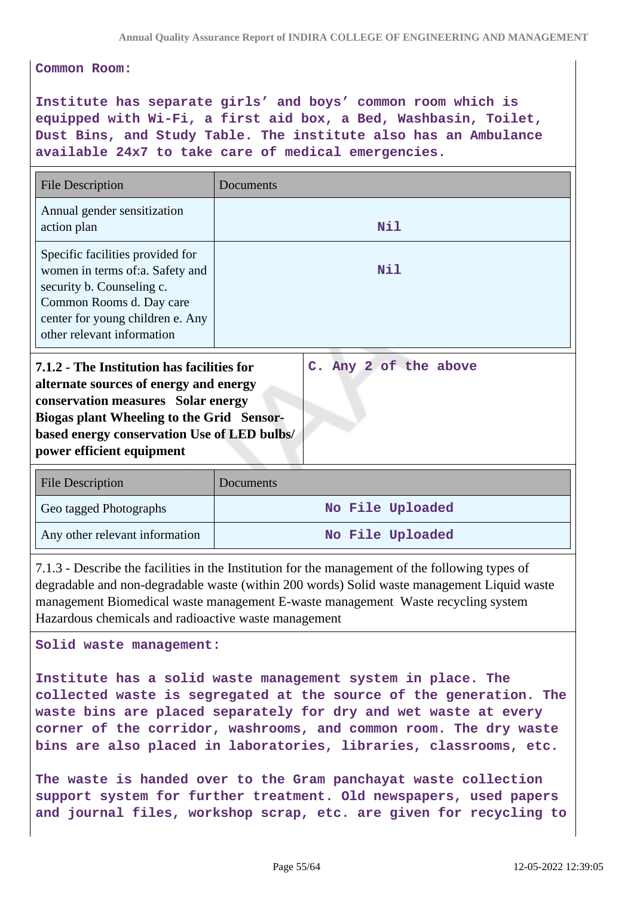**Common Room:**

**Institute has separate girls' and boys' common room which is equipped with Wi-Fi, a first aid box, a Bed, Washbasin, Toilet, Dust Bins, and Study Table. The institute also has an Ambulance available 24x7 to take care of medical emergencies.**

| File Description | Documents |
|---|---|
| Annual gender sensitization action plan | Nil |
| Specific facilities provided for women in terms of:a. Safety and security b. Counseling c. Common Rooms d. Day care center for young children e. Any other relevant information | Nil |

| **7.1.2 - The Institution has facilities for alternate sources of energy and energy conservation measures Solar energy Biogas plant Wheeling to the Grid Sensor-based energy conservation Use of LED bulbs/ power efficient equipment** | **C. Any 2 of the above** |
|---|---|

| File Description | Documents |
|---|---|
| Geo tagged Photographs | No File Uploaded |
| Any other relevant information | No File Uploaded |

7.1.3 - Describe the facilities in the Institution for the management of the following types of degradable and non-degradable waste (within 200 words) Solid waste management Liquid waste management Biomedical waste management E-waste management Waste recycling system Hazardous chemicals and radioactive waste management

**Solid waste management:**

**Institute has a solid waste management system in place. The collected waste is segregated at the source of the generation. The waste bins are placed separately for dry and wet waste at every corner of the corridor, washrooms, and common room. The dry waste bins are also placed in laboratories, libraries, classrooms, etc.**

**The waste is handed over to the Gram panchayat waste collection support system for further treatment. Old newspapers, used papers and journal files, workshop scrap, etc. are given for recycling to**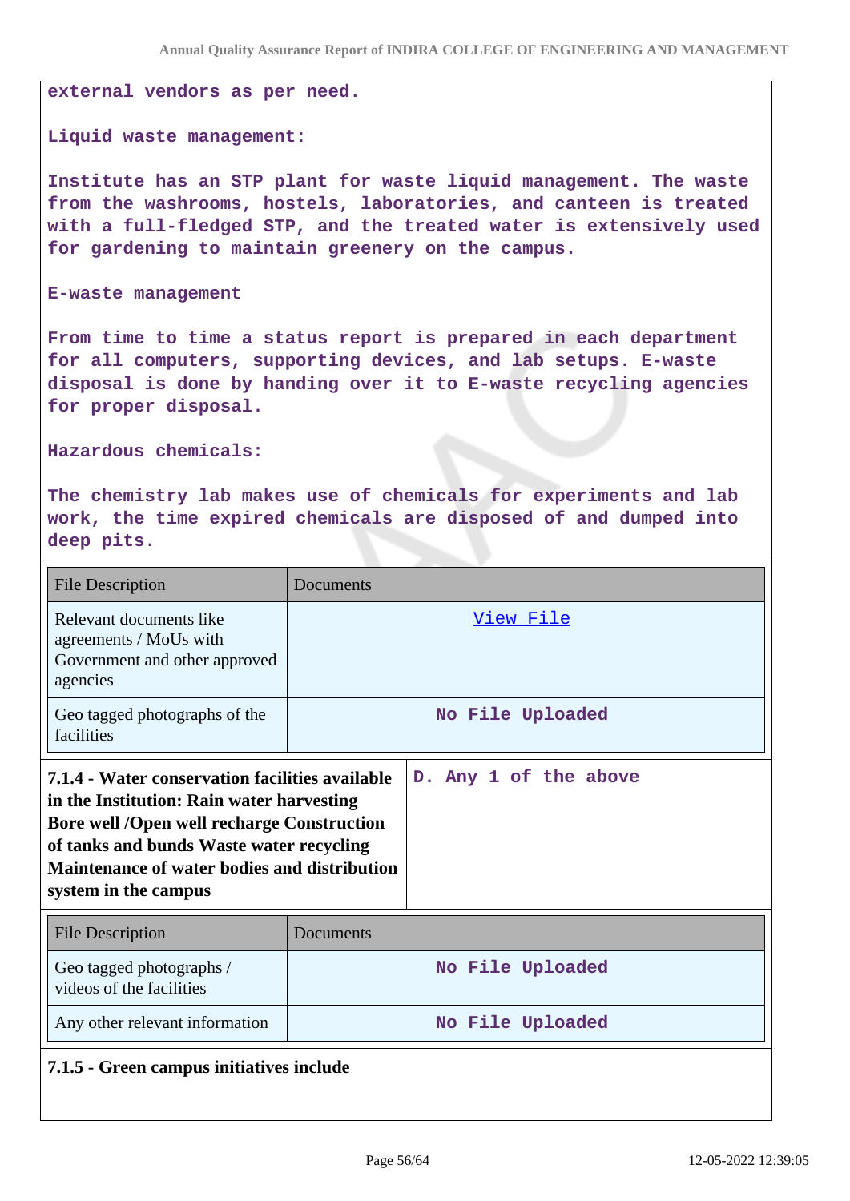external vendors as per need.

Liquid waste management:

Institute has an STP plant for waste liquid management. The waste from the washrooms, hostels, laboratories, and canteen is treated with a full-fledged STP, and the treated water is extensively used for gardening to maintain greenery on the campus.

E-waste management

From time to time a status report is prepared in each department for all computers, supporting devices, and lab setups. E-waste disposal is done by handing over it to E-waste recycling agencies for proper disposal.

Hazardous chemicals:

The chemistry lab makes use of chemicals for experiments and lab work, the time expired chemicals are disposed of and dumped into deep pits.

| File Description | Documents |
|---|---|
| Relevant documents like agreements / MoUs with Government and other approved agencies | View File |
| Geo tagged photographs of the facilities | No File Uploaded |

| **7.1.4 - Water conservation facilities available in the Institution: Rain water harvesting Bore well /Open well recharge Construction of tanks and bunds Waste water recycling Maintenance of water bodies and distribution system in the campus** | D. Any 1 of the above |
|---|---|

| File Description | Documents |
|---|---|
| Geo tagged photographs / videos of the facilities | No File Uploaded |
| Any other relevant information | No File Uploaded |

**7.1.5 - Green campus initiatives include**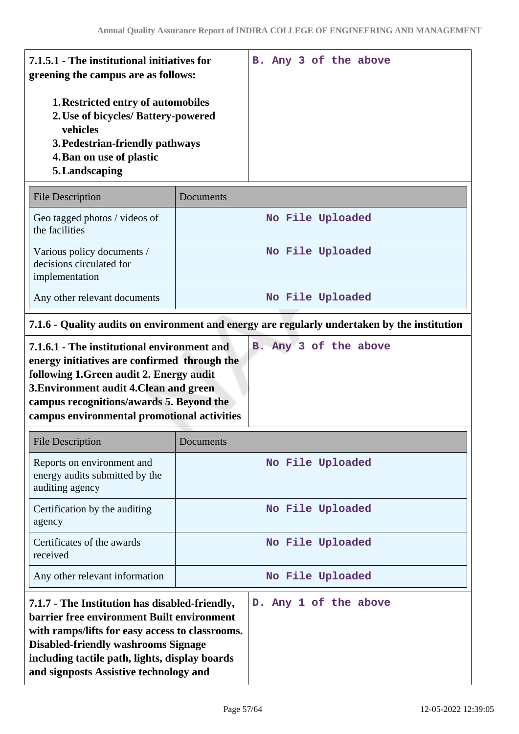| 7.1.5.1 - The institutional initiatives for greening the campus are as follows:<br><br>1. Restricted entry of automobiles<br>2. Use of bicycles/ Battery-powered vehicles<br>3. Pedestrian-friendly pathways<br>4. Ban on use of plastic<br>5. Landscaping | B. Any 3 of the above |
|---|---|

| File Description | Documents |
|---|---|
| Geo tagged photos / videos of the facilities | No File Uploaded |
| Various policy documents / decisions circulated for implementation | No File Uploaded |
| Any other relevant documents | No File Uploaded |

**7.1.6 - Quality audits on environment and energy are regularly undertaken by the institution**

| 7.1.6.1 - The institutional environment and energy initiatives are confirmed through the following 1.Green audit 2. Energy audit 3.Environment audit 4.Clean and green campus recognitions/awards 5. Beyond the campus environmental promotional activities | B. Any 3 of the above |
|---|---|

| File Description | Documents |
|---|---|
| Reports on environment and energy audits submitted by the auditing agency | No File Uploaded |
| Certification by the auditing agency | No File Uploaded |
| Certificates of the awards received | No File Uploaded |
| Any other relevant information | No File Uploaded |

| 7.1.7 - The Institution has disabled-friendly, barrier free environment Built environment with ramps/lifts for easy access to classrooms. Disabled-friendly washrooms Signage including tactile path, lights, display boards and signposts Assistive technology and | D. Any 1 of the above |
|---|---|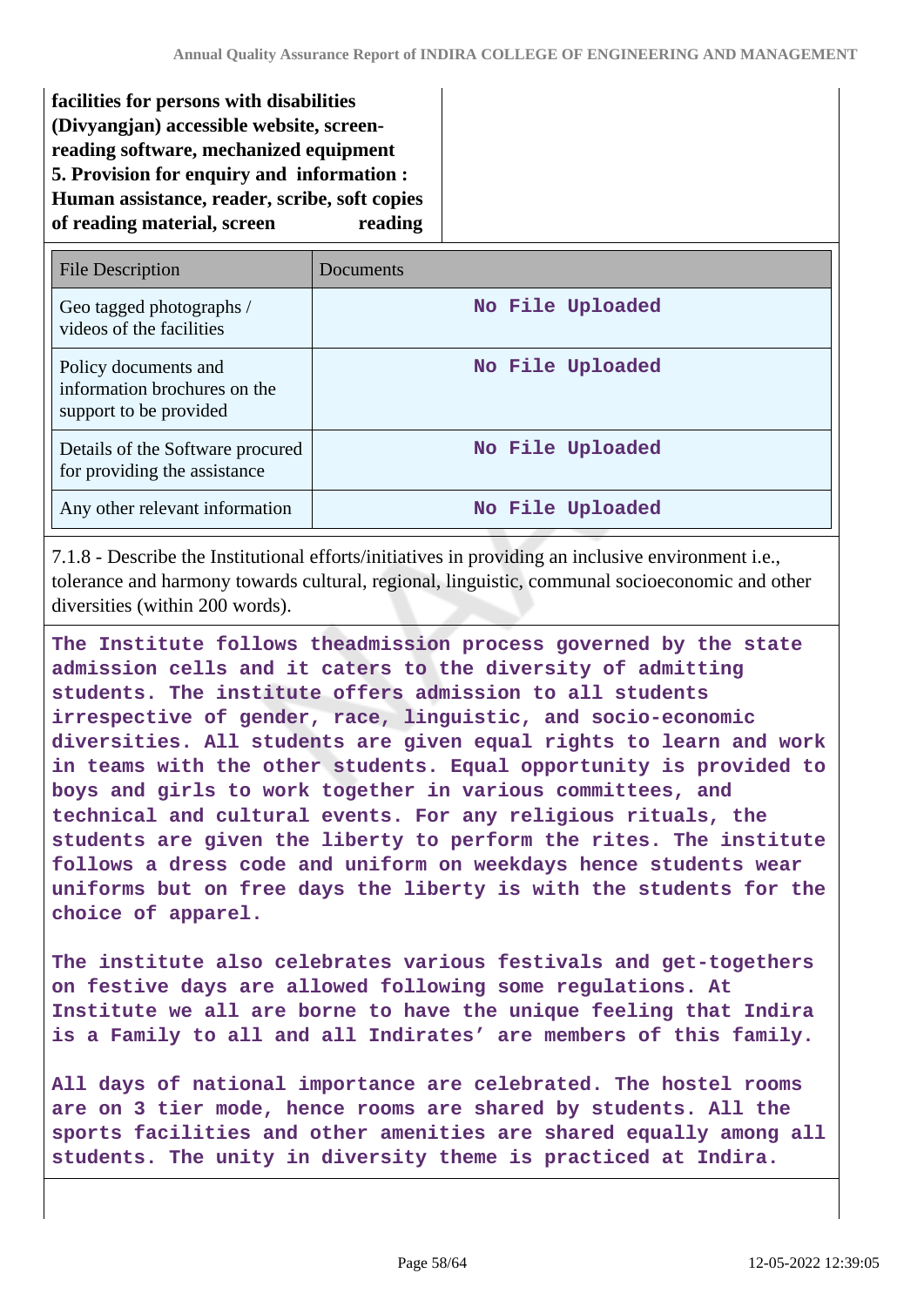**facilities for persons with disabilities (Divyangjan) accessible website, screen-reading software, mechanized equipment**
**5. Provision for enquiry and information : Human assistance, reader, scribe, soft copies of reading material, screen reading**

| File Description | Documents |
|---|---|
| Geo tagged photographs / videos of the facilities | No File Uploaded |
| Policy documents and information brochures on the support to be provided | No File Uploaded |
| Details of the Software procured for providing the assistance | No File Uploaded |
| Any other relevant information | No File Uploaded |

7.1.8 - Describe the Institutional efforts/initiatives in providing an inclusive environment i.e., tolerance and harmony towards cultural, regional, linguistic, communal socioeconomic and other diversities (within 200 words).

**The Institute follows theadmission process governed by the state admission cells and it caters to the diversity of admitting students. The institute offers admission to all students irrespective of gender, race, linguistic, and socio-economic diversities. All students are given equal rights to learn and work in teams with the other students. Equal opportunity is provided to boys and girls to work together in various committees, and technical and cultural events. For any religious rituals, the students are given the liberty to perform the rites. The institute follows a dress code and uniform on weekdays hence students wear uniforms but on free days the liberty is with the students for the choice of apparel.**

**The institute also celebrates various festivals and get-togethers on festive days are allowed following some regulations. At Institute we all are borne to have the unique feeling that Indira is a Family to all and all Indirates' are members of this family.**

**All days of national importance are celebrated. The hostel rooms are on 3 tier mode, hence rooms are shared by students. All the sports facilities and other amenities are shared equally among all students. The unity in diversity theme is practiced at Indira.**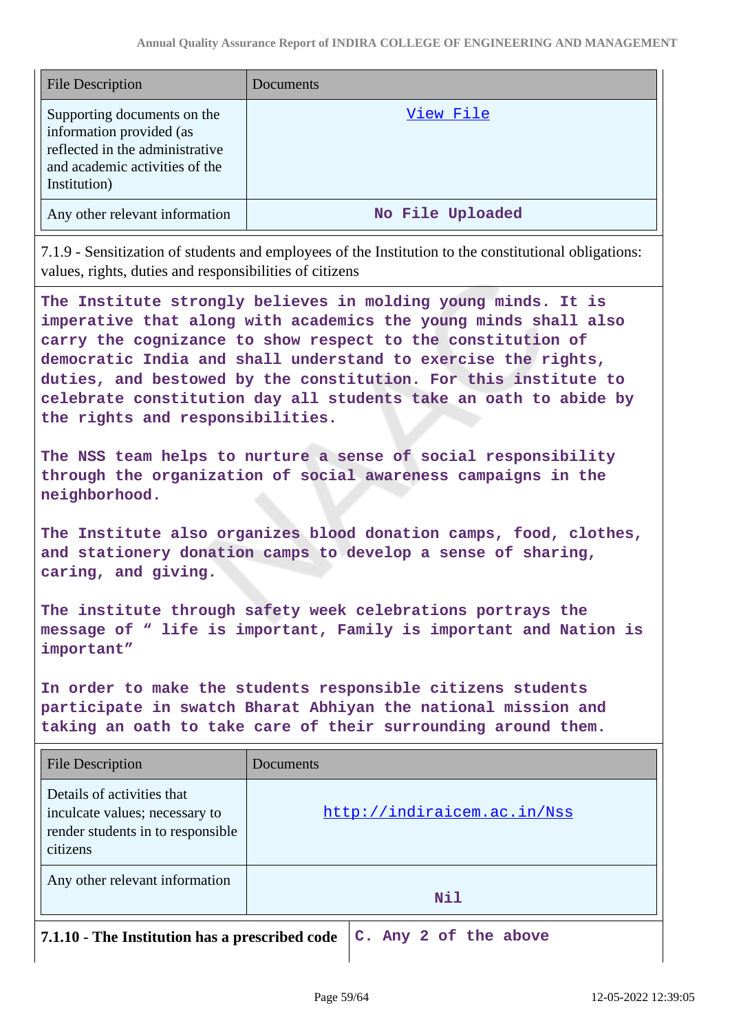| File Description | Documents |
|---|---|
| Supporting documents on the information provided (as reflected in the administrative and academic activities of the Institution) | View File |
| Any other relevant information | No File Uploaded |

7.1.9 - Sensitization of students and employees of the Institution to the constitutional obligations: values, rights, duties and responsibilities of citizens

**The Institute strongly believes in molding young minds. It is imperative that along with academics the young minds shall also carry the cognizance to show respect to the constitution of democratic India and shall understand to exercise the rights, duties, and bestowed by the constitution. For this institute to celebrate constitution day all students take an oath to abide by the rights and responsibilities.**

**The NSS team helps to nurture a sense of social responsibility through the organization of social awareness campaigns in the neighborhood.**

**The Institute also organizes blood donation camps, food, clothes, and stationery donation camps to develop a sense of sharing, caring, and giving.**

**The institute through safety week celebrations portrays the message of " life is important, Family is important and Nation is important"**

**In order to make the students responsible citizens students participate in swatch Bharat Abhiyan the national mission and taking an oath to take care of their surrounding around them.**

| File Description | Documents |
|---|---|
| Details of activities that inculcate values; necessary to render students in to responsible citizens | http://indiraicem.ac.in/Nss |
| Any other relevant information | Nil |

| **7.1.10 - The Institution has a prescribed code** | **C. Any 2 of the above** |
|---|---|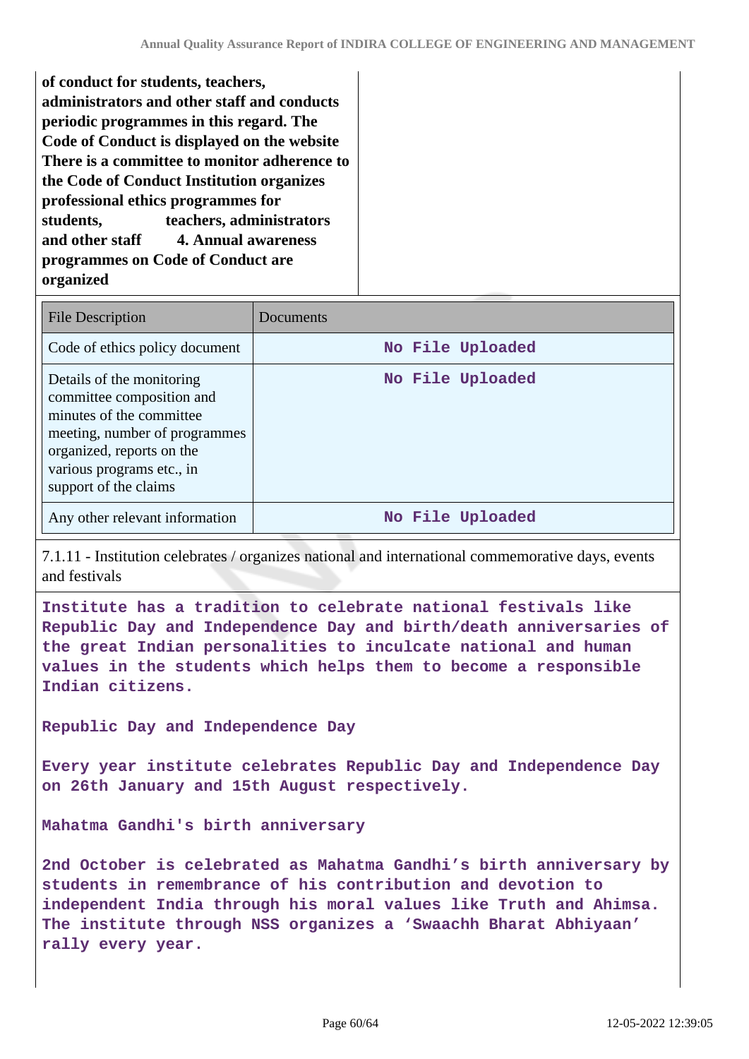**of conduct for students, teachers, administrators and other staff and conducts periodic programmes in this regard. The Code of Conduct is displayed on the website There is a committee to monitor adherence to the Code of Conduct Institution organizes professional ethics programmes for students, teachers, administrators and other staff 4. Annual awareness programmes on Code of Conduct are organized**

| File Description | Documents |
|---|---|
| Code of ethics policy document | No File Uploaded |
| Details of the monitoring committee composition and minutes of the committee meeting, number of programmes organized, reports on the various programs etc., in support of the claims | No File Uploaded |
| Any other relevant information | No File Uploaded |

7.1.11 - Institution celebrates / organizes national and international commemorative days, events and festivals

**Institute has a tradition to celebrate national festivals like Republic Day and Independence Day and birth/death anniversaries of the great Indian personalities to inculcate national and human values in the students which helps them to become a responsible Indian citizens.**

**Republic Day and Independence Day**

**Every year institute celebrates Republic Day and Independence Day on 26th January and 15th August respectively.**

**Mahatma Gandhi's birth anniversary**

**2nd October is celebrated as Mahatma Gandhi's birth anniversary by students in remembrance of his contribution and devotion to independent India through his moral values like Truth and Ahimsa. The institute through NSS organizes a 'Swaachh Bharat Abhiyaan' rally every year.**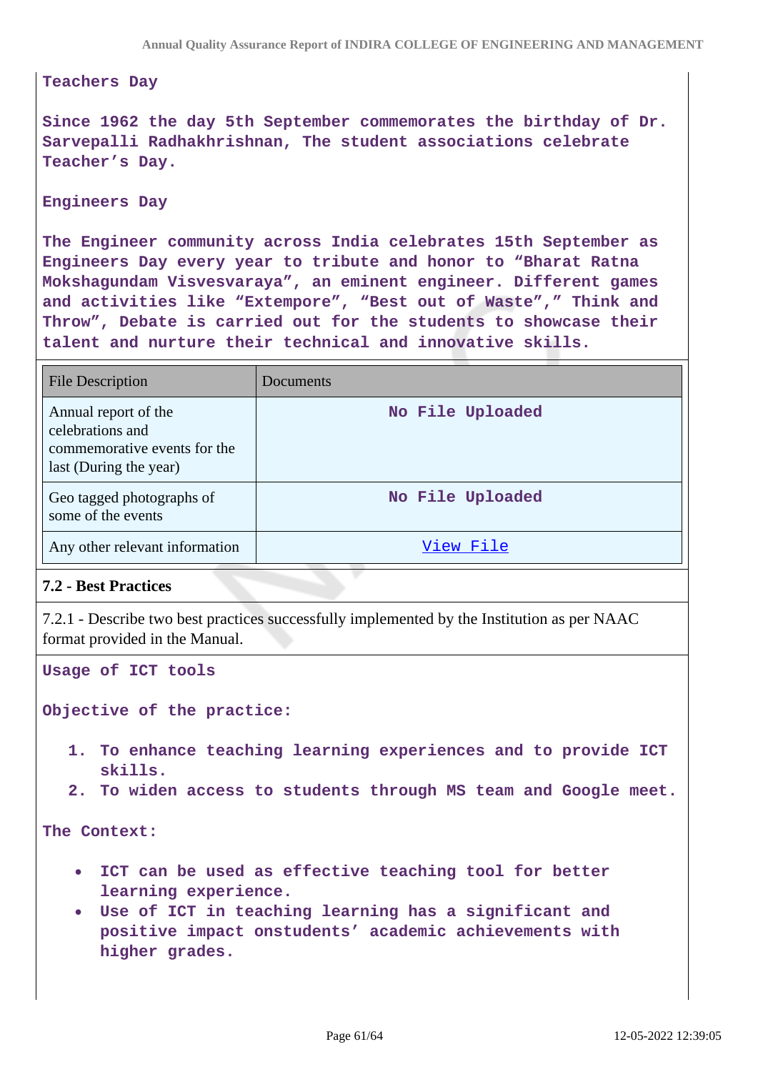**Teachers Day**

**Since 1962 the day 5th September commemorates the birthday of Dr. Sarvepalli Radhakhrishnan, The student associations celebrate Teacher's Day.**

**Engineers Day**

**The Engineer community across India celebrates 15th September as Engineers Day every year to tribute and honor to "Bharat Ratna Mokshagundam Visvesvaraya", an eminent engineer. Different games and activities like "Extempore", "Best out of Waste"," Think and Throw", Debate is carried out for the students to showcase their talent and nurture their technical and innovative skills.**

| File Description | Documents |
|---|---|
| Annual report of the celebrations and commemorative events for the last (During the year) | No File Uploaded |
| Geo tagged photographs of some of the events | No File Uploaded |
| Any other relevant information | View File |

**7.2 - Best Practices**

7.2.1 - Describe two best practices successfully implemented by the Institution as per NAAC format provided in the Manual.

**Usage of ICT tools**

**Objective of the practice:**

1. **To enhance teaching learning experiences and to provide ICT skills.**
2. **To widen access to students through MS team and Google meet.**

**The Context:**

- **ICT can be used as effective teaching tool for better learning experience.**
- **Use of ICT in teaching learning has a significant and positive impact onstudents' academic achievements with higher grades.**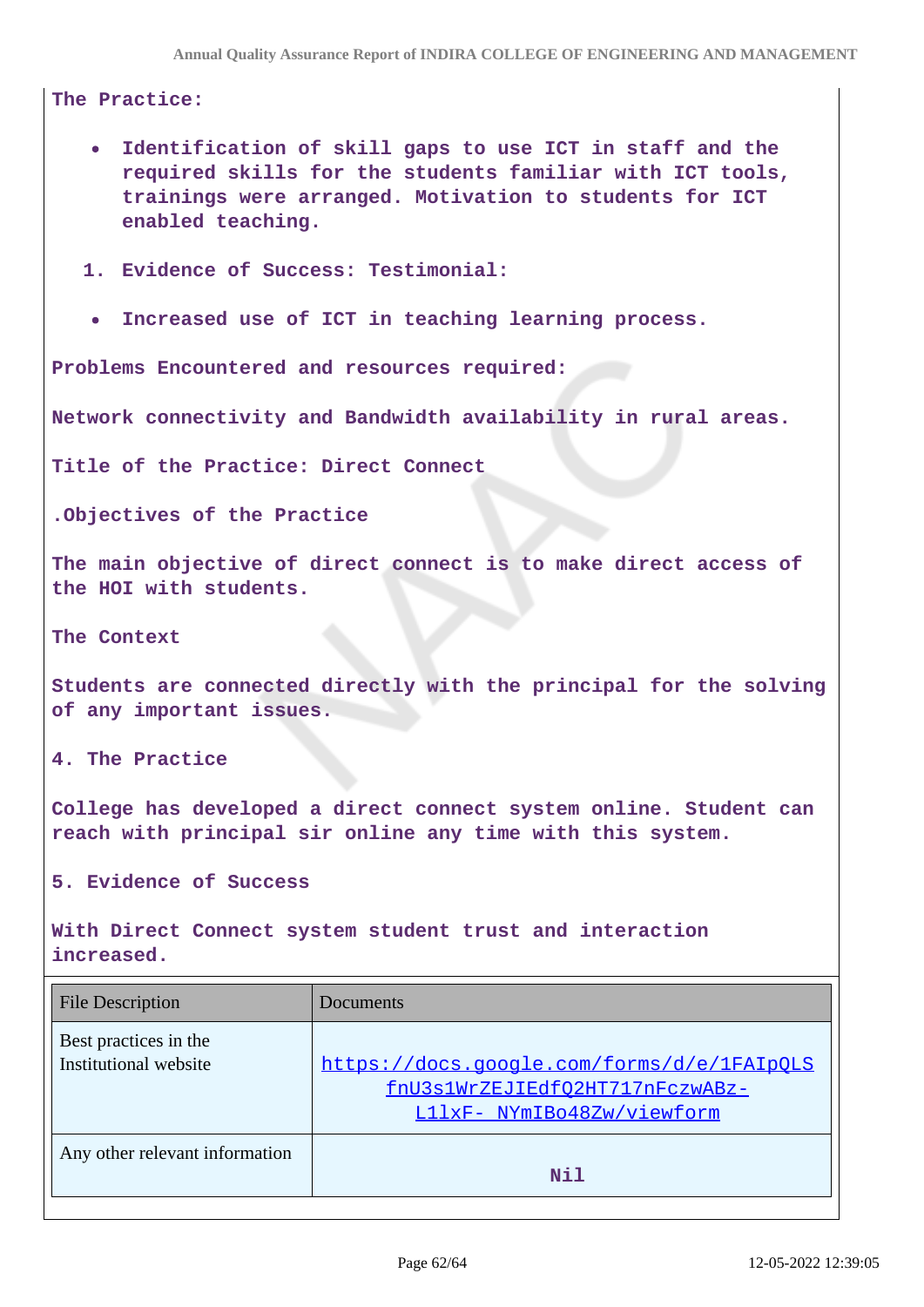**The Practice:**

- **Identification of skill gaps to use ICT in staff and the required skills for the students familiar with ICT tools, trainings were arranged. Motivation to students for ICT enabled teaching.**

1. **Evidence of Success: Testimonial:**

- **Increased use of ICT in teaching learning process.**

**Problems Encountered and resources required:**

**Network connectivity and Bandwidth availability in rural areas.**

**Title of the Practice: Direct Connect**

**.Objectives of the Practice**

**The main objective of direct connect is to make direct access of the HOI with students.**

**The Context**

**Students are connected directly with the principal for the solving of any important issues.**

**4. The Practice**

**College has developed a direct connect system online. Student can reach with principal sir online any time with this system.**

**5. Evidence of Success**

**With Direct Connect system student trust and interaction increased.**

| File Description | Documents |
|---|---|
| Best practices in the Institutional website | https://docs.google.com/forms/d/e/1FAIpQLSfnU3s1WrZEJIEdfQ2HT717nFczwABz-L1lxF- NYmIBo48Zw/viewform |
| Any other relevant information | Nil |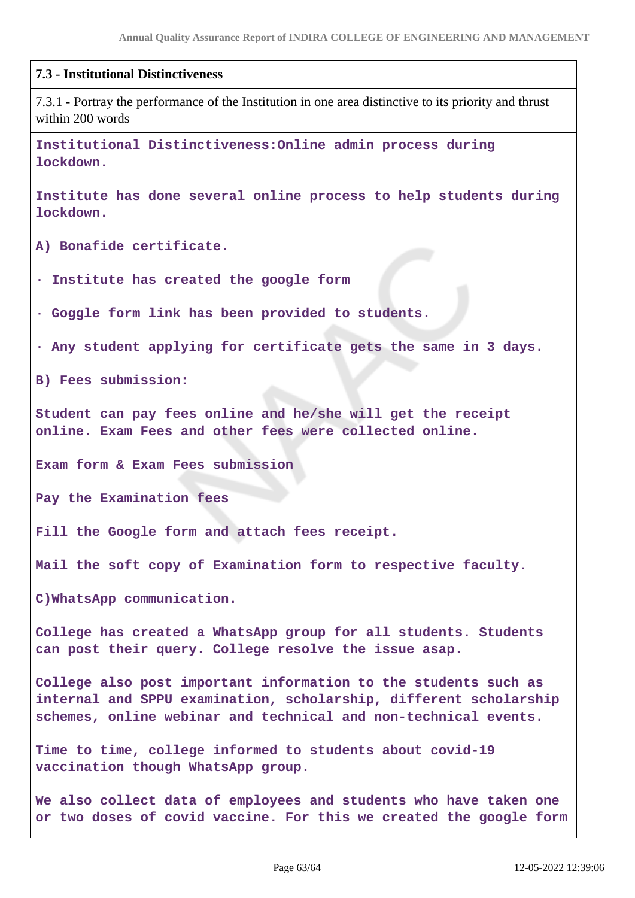**7.3 - Institutional Distinctiveness**

7.3.1 - Portray the performance of the Institution in one area distinctive to its priority and thrust within 200 words

Institutional Distinctiveness:Online admin process during lockdown.

Institute has done several online process to help students during lockdown.

A) Bonafide certificate.

· Institute has created the google form

· Goggle form link has been provided to students.

· Any student applying for certificate gets the same in 3 days.

B) Fees submission:

Student can pay fees online and he/she will get the receipt online. Exam Fees and other fees were collected online.

Exam form & Exam Fees submission

Pay the Examination fees

Fill the Google form and attach fees receipt.

Mail the soft copy of Examination form to respective faculty.

C)WhatsApp communication.

College has created a WhatsApp group for all students. Students can post their query. College resolve the issue asap.

College also post important information to the students such as internal and SPPU examination, scholarship, different scholarship schemes, online webinar and technical and non-technical events.

Time to time, college informed to students about covid-19 vaccination though WhatsApp group.

We also collect data of employees and students who have taken one or two doses of covid vaccine. For this we created the google form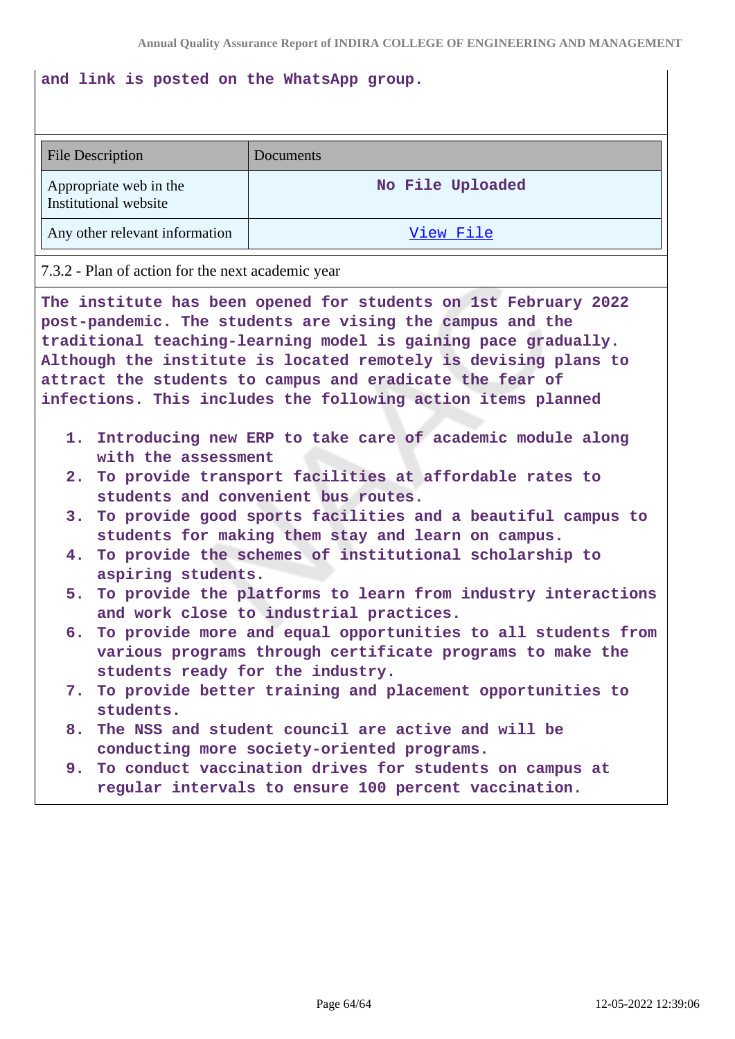and link is posted on the WhatsApp group.

| File Description | Documents |
| --- | --- |
| Appropriate web in the Institutional website | No File Uploaded |
| Any other relevant information | View File |

7.3.2 - Plan of action for the next academic year

The institute has been opened for students on 1st February 2022 post-pandemic. The students are vising the campus and the traditional teaching-learning model is gaining pace gradually. Although the institute is located remotely is devising plans to attract the students to campus and eradicate the fear of infections. This includes the following action items planned

1. Introducing new ERP to take care of academic module along with the assessment
2. To provide transport facilities at affordable rates to students and convenient bus routes.
3. To provide good sports facilities and a beautiful campus to students for making them stay and learn on campus.
4. To provide the schemes of institutional scholarship to aspiring students.
5. To provide the platforms to learn from industry interactions and work close to industrial practices.
6. To provide more and equal opportunities to all students from various programs through certificate programs to make the students ready for the industry.
7. To provide better training and placement opportunities to students.
8. The NSS and student council are active and will be conducting more society-oriented programs.
9. To conduct vaccination drives for students on campus at regular intervals to ensure 100 percent vaccination.